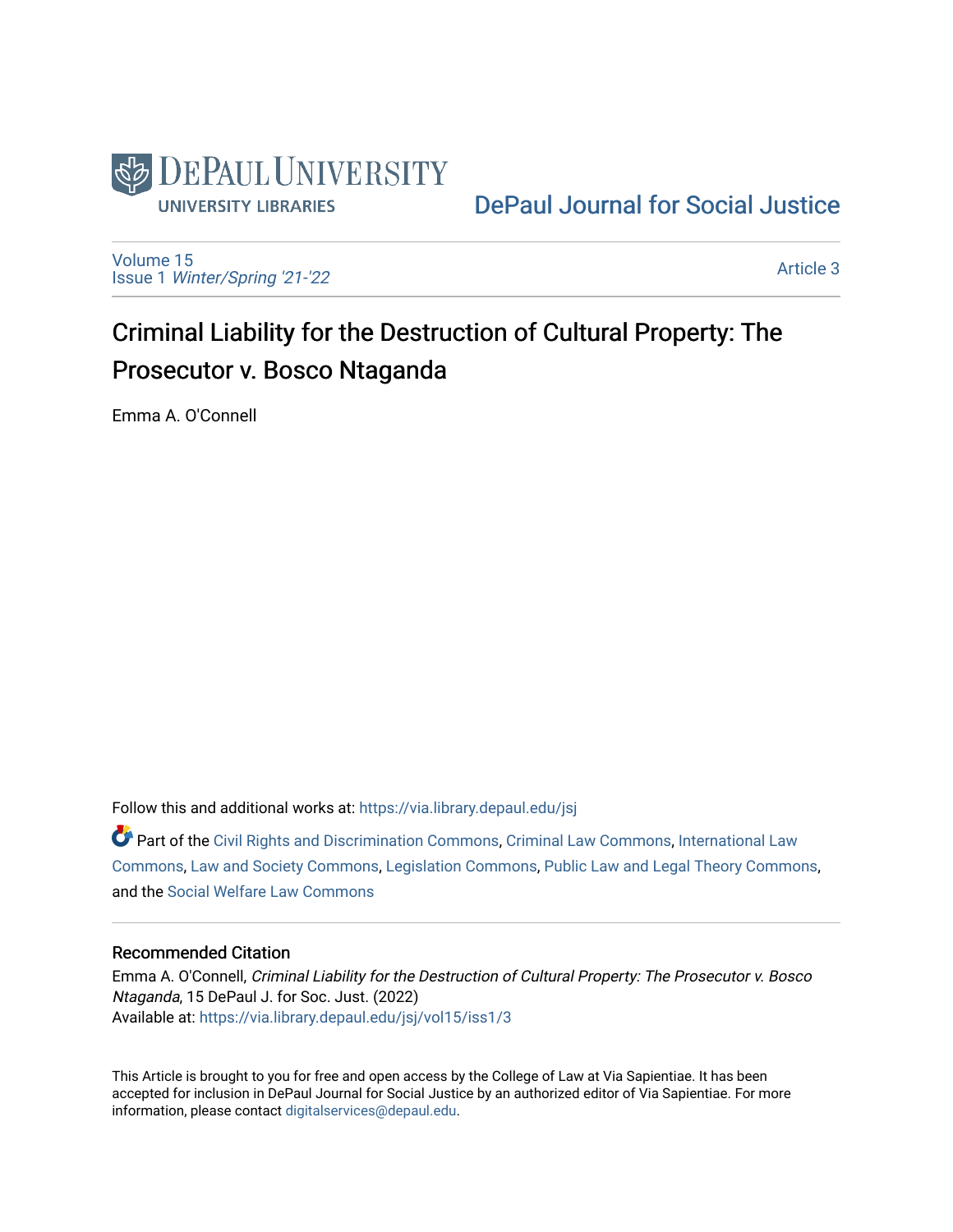DePaul University Libraries

DePaul Journal for Social Justice

Volume 15
Issue 1 *Winter/Spring '21-'22*

Article 3

# Criminal Liability for the Destruction of Cultural Property: The Prosecutor v. Bosco Ntaganda

Emma A. O'Connell

Follow this and additional works at: https://via.library.depaul.edu/jsj

Part of the Civil Rights and Discrimination Commons, Criminal Law Commons, International Law Commons, Law and Society Commons, Legislation Commons, Public Law and Legal Theory Commons, and the Social Welfare Law Commons

## Recommended Citation

Emma A. O'Connell, *Criminal Liability for the Destruction of Cultural Property: The Prosecutor v. Bosco Ntaganda*, 15 DePaul J. for Soc. Just. (2022)
Available at: https://via.library.depaul.edu/jsj/vol15/iss1/3

This Article is brought to you for free and open access by the College of Law at Via Sapientiae. It has been accepted for inclusion in DePaul Journal for Social Justice by an authorized editor of Via Sapientiae. For more information, please contact digitalservices@depaul.edu.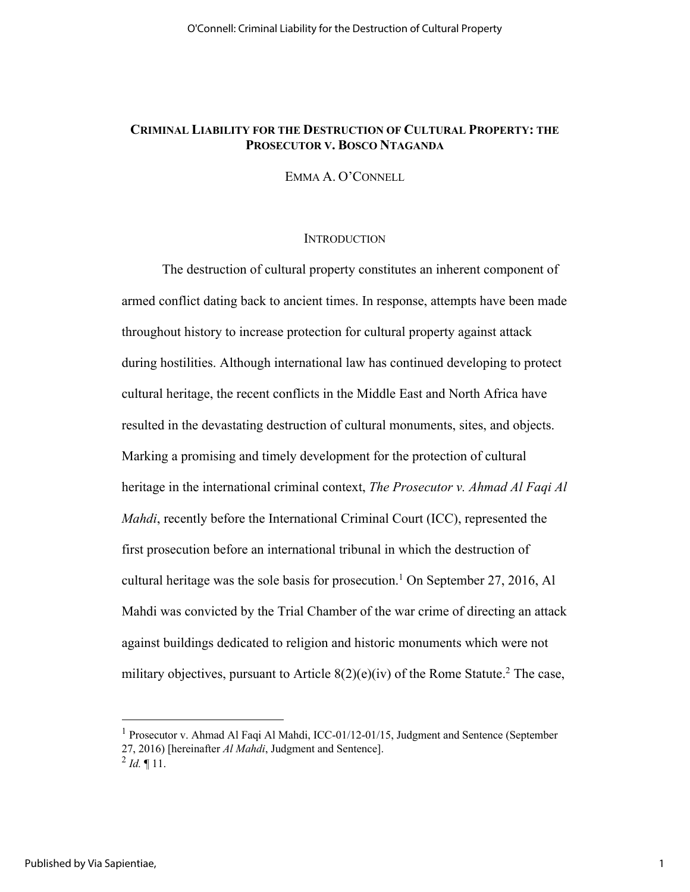**CRIMINAL LIABILITY FOR THE DESTRUCTION OF CULTURAL PROPERTY: THE PROSECUTOR V. BOSCO NTAGANDA**

EMMA A. O'CONNELL

INTRODUCTION

The destruction of cultural property constitutes an inherent component of armed conflict dating back to ancient times. In response, attempts have been made throughout history to increase protection for cultural property against attack during hostilities. Although international law has continued developing to protect cultural heritage, the recent conflicts in the Middle East and North Africa have resulted in the devastating destruction of cultural monuments, sites, and objects. Marking a promising and timely development for the protection of cultural heritage in the international criminal context, *The Prosecutor v. Ahmad Al Faqi Al Mahdi*, recently before the International Criminal Court (ICC), represented the first prosecution before an international tribunal in which the destruction of cultural heritage was the sole basis for prosecution.[1] On September 27, 2016, Al Mahdi was convicted by the Trial Chamber of the war crime of directing an attack against buildings dedicated to religion and historic monuments which were not military objectives, pursuant to Article 8(2)(e)(iv) of the Rome Statute.[2] The case,

---

[1] Prosecutor v. Ahmad Al Faqi Al Mahdi, ICC-01/12-01/15, Judgment and Sentence (September 27, 2016) [hereinafter *Al Mahdi*, Judgment and Sentence].

[2] *Id.* ¶ 11.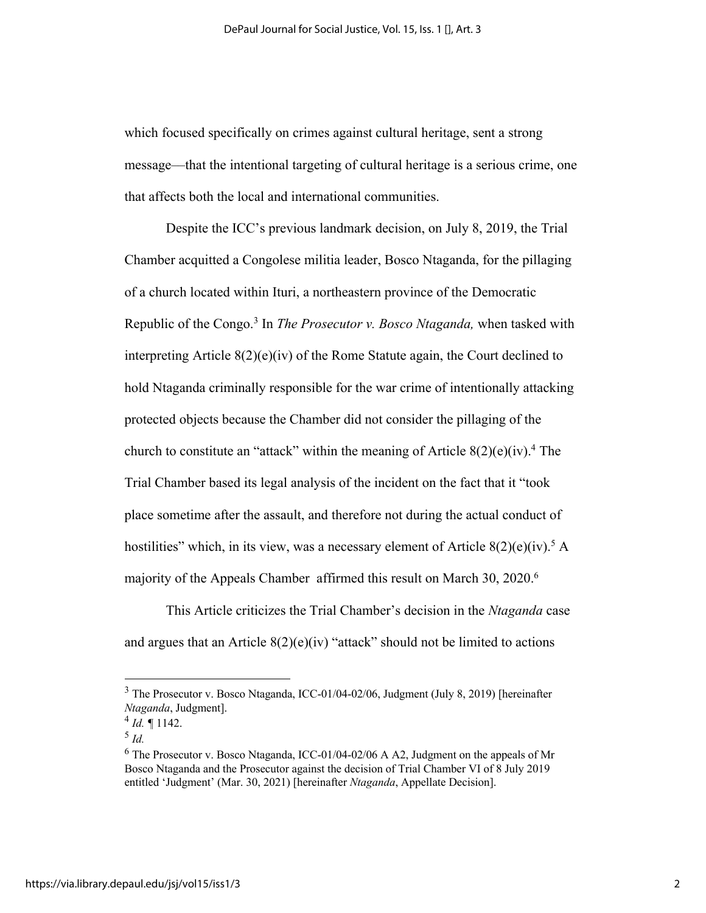which focused specifically on crimes against cultural heritage, sent a strong message—that the intentional targeting of cultural heritage is a serious crime, one that affects both the local and international communities.

Despite the ICC's previous landmark decision, on July 8, 2019, the Trial Chamber acquitted a Congolese militia leader, Bosco Ntaganda, for the pillaging of a church located within Ituri, a northeastern province of the Democratic Republic of the Congo.[3] In *The Prosecutor v. Bosco Ntaganda,* when tasked with interpreting Article 8(2)(e)(iv) of the Rome Statute again, the Court declined to hold Ntaganda criminally responsible for the war crime of intentionally attacking protected objects because the Chamber did not consider the pillaging of the church to constitute an "attack" within the meaning of Article 8(2)(e)(iv).[4] The Trial Chamber based its legal analysis of the incident on the fact that it "took place sometime after the assault, and therefore not during the actual conduct of hostilities" which, in its view, was a necessary element of Article 8(2)(e)(iv).[5] A majority of the Appeals Chamber affirmed this result on March 30, 2020.[6]

This Article criticizes the Trial Chamber's decision in the *Ntaganda* case and argues that an Article 8(2)(e)(iv) "attack" should not be limited to actions

---

[3] The Prosecutor v. Bosco Ntaganda, ICC-01/04-02/06, Judgment (July 8, 2019) [hereinafter *Ntaganda*, Judgment].

[4] *Id.* ¶ 1142.

[5] *Id.*

[6] The Prosecutor v. Bosco Ntaganda, ICC-01/04-02/06 A A2, Judgment on the appeals of Mr Bosco Ntaganda and the Prosecutor against the decision of Trial Chamber VI of 8 July 2019 entitled 'Judgment' (Mar. 30, 2021) [hereinafter *Ntaganda*, Appellate Decision].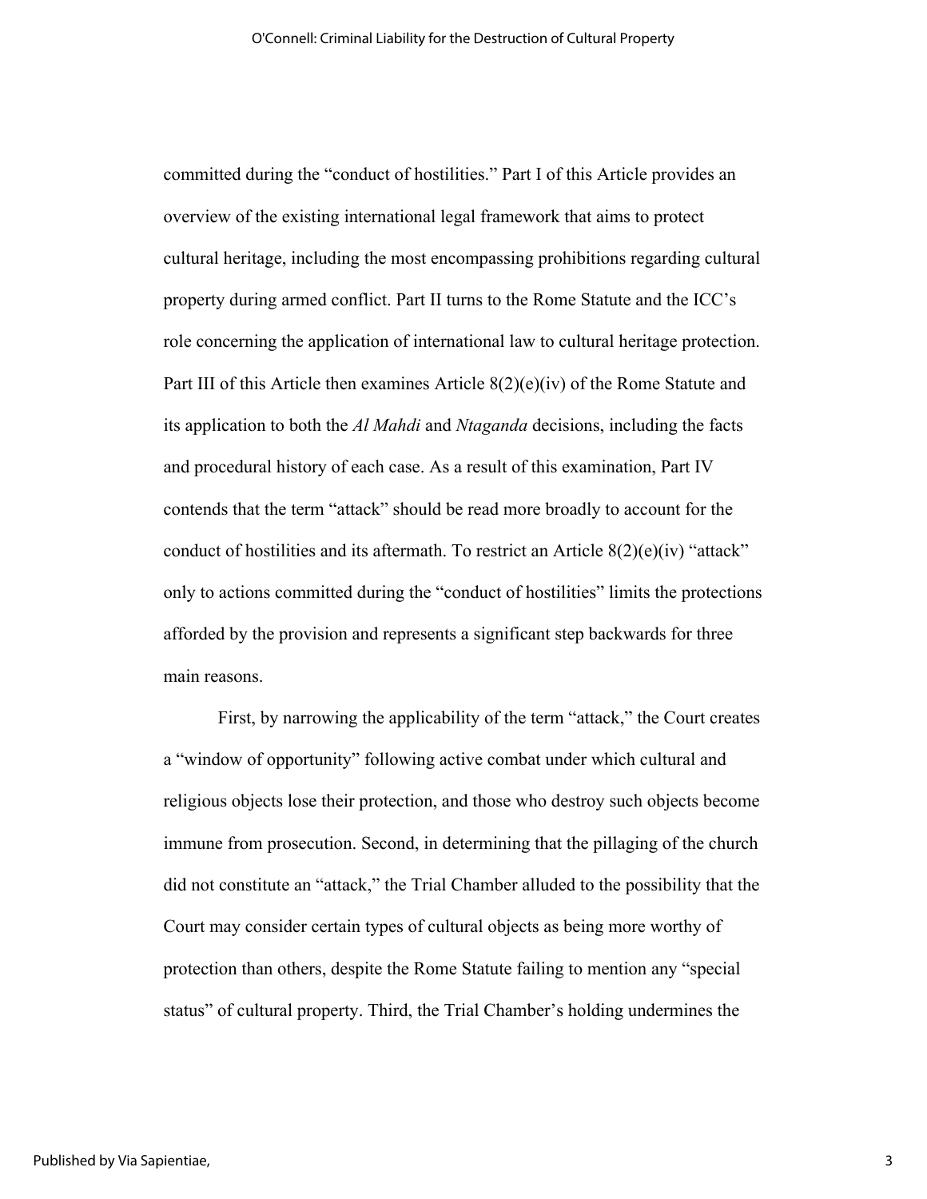committed during the "conduct of hostilities." Part I of this Article provides an overview of the existing international legal framework that aims to protect cultural heritage, including the most encompassing prohibitions regarding cultural property during armed conflict. Part II turns to the Rome Statute and the ICC's role concerning the application of international law to cultural heritage protection. Part III of this Article then examines Article 8(2)(e)(iv) of the Rome Statute and its application to both the *Al Mahdi* and *Ntaganda* decisions, including the facts and procedural history of each case. As a result of this examination, Part IV contends that the term "attack" should be read more broadly to account for the conduct of hostilities and its aftermath. To restrict an Article 8(2)(e)(iv) "attack" only to actions committed during the "conduct of hostilities" limits the protections afforded by the provision and represents a significant step backwards for three main reasons.

First, by narrowing the applicability of the term "attack," the Court creates a "window of opportunity" following active combat under which cultural and religious objects lose their protection, and those who destroy such objects become immune from prosecution. Second, in determining that the pillaging of the church did not constitute an "attack," the Trial Chamber alluded to the possibility that the Court may consider certain types of cultural objects as being more worthy of protection than others, despite the Rome Statute failing to mention any "special status" of cultural property. Third, the Trial Chamber's holding undermines the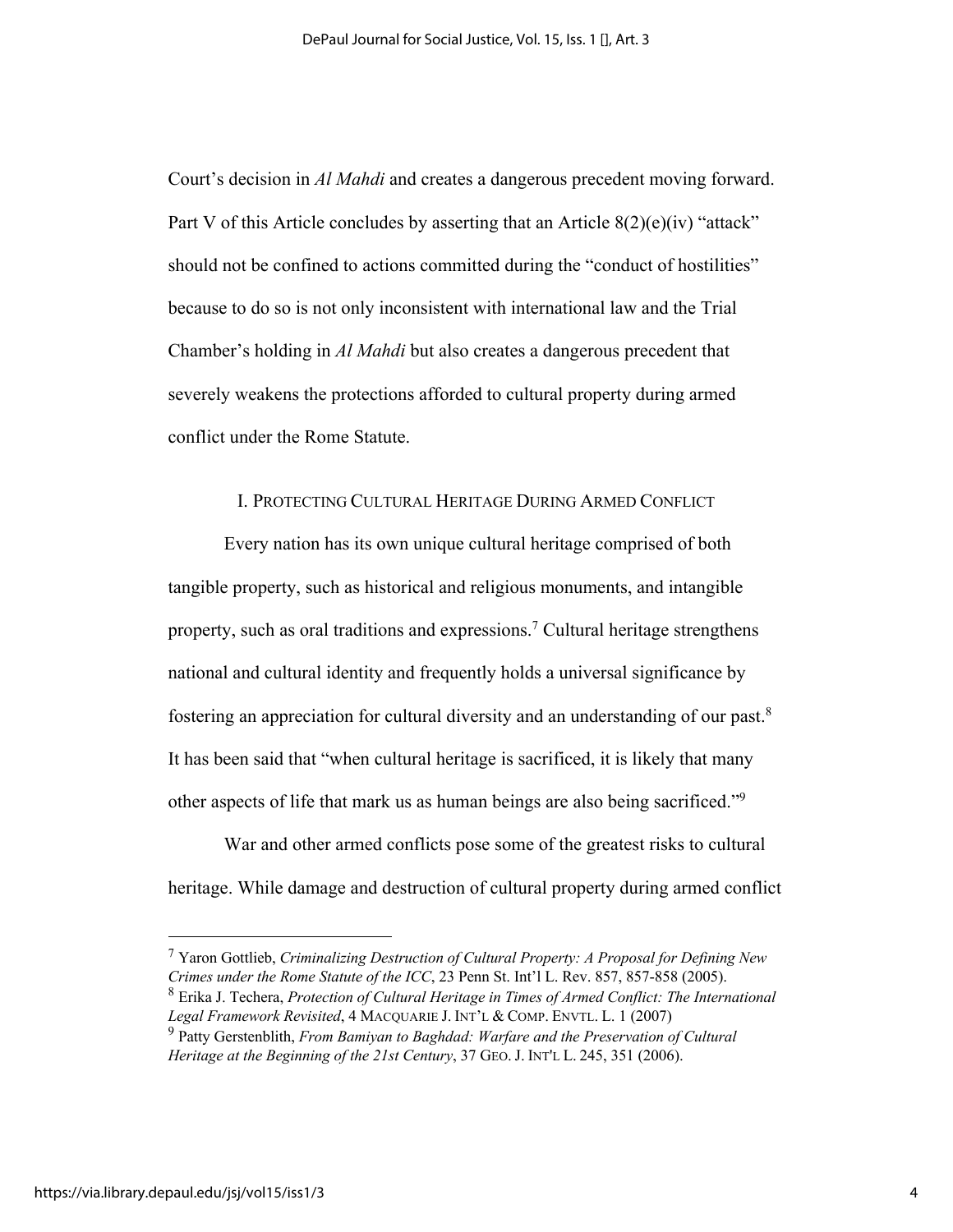Court's decision in *Al Mahdi* and creates a dangerous precedent moving forward. Part V of this Article concludes by asserting that an Article 8(2)(e)(iv) "attack" should not be confined to actions committed during the "conduct of hostilities" because to do so is not only inconsistent with international law and the Trial Chamber's holding in *Al Mahdi* but also creates a dangerous precedent that severely weakens the protections afforded to cultural property during armed conflict under the Rome Statute.

## I. Protecting Cultural Heritage During Armed Conflict

Every nation has its own unique cultural heritage comprised of both tangible property, such as historical and religious monuments, and intangible property, such as oral traditions and expressions.[7] Cultural heritage strengthens national and cultural identity and frequently holds a universal significance by fostering an appreciation for cultural diversity and an understanding of our past.[8] It has been said that "when cultural heritage is sacrificed, it is likely that many other aspects of life that mark us as human beings are also being sacrificed."[9]

War and other armed conflicts pose some of the greatest risks to cultural heritage. While damage and destruction of cultural property during armed conflict

---

[7] Yaron Gottlieb, *Criminalizing Destruction of Cultural Property: A Proposal for Defining New Crimes under the Rome Statute of the ICC*, 23 Penn St. Int'l L. Rev. 857, 857-858 (2005).

[8] Erika J. Techera, *Protection of Cultural Heritage in Times of Armed Conflict: The International Legal Framework Revisited*, 4 Macquarie J. Int'l & Comp. Envtl. L. 1 (2007)

[9] Patty Gerstenblith, *From Bamiyan to Baghdad: Warfare and the Preservation of Cultural Heritage at the Beginning of the 21st Century*, 37 Geo. J. Int'l L. 245, 351 (2006).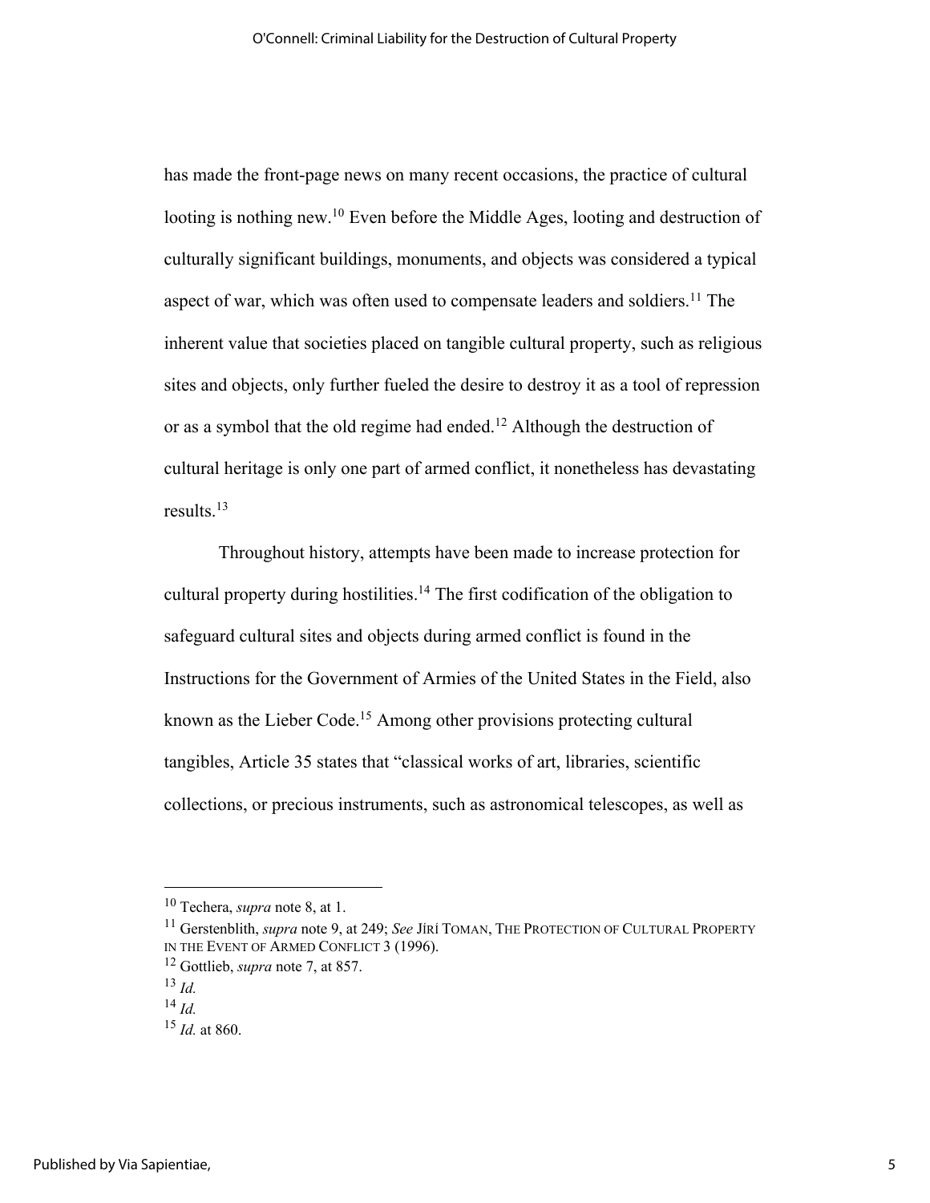has made the front-page news on many recent occasions, the practice of cultural looting is nothing new.[10] Even before the Middle Ages, looting and destruction of culturally significant buildings, monuments, and objects was considered a typical aspect of war, which was often used to compensate leaders and soldiers.[11] The inherent value that societies placed on tangible cultural property, such as religious sites and objects, only further fueled the desire to destroy it as a tool of repression or as a symbol that the old regime had ended.[12] Although the destruction of cultural heritage is only one part of armed conflict, it nonetheless has devastating results.[13]

Throughout history, attempts have been made to increase protection for cultural property during hostilities.[14] The first codification of the obligation to safeguard cultural sites and objects during armed conflict is found in the Instructions for the Government of Armies of the United States in the Field, also known as the Lieber Code.[15] Among other provisions protecting cultural tangibles, Article 35 states that "classical works of art, libraries, scientific collections, or precious instruments, such as astronomical telescopes, as well as

---

[10] Techera, *supra* note 8, at 1.

[11] Gerstenblith, *supra* note 9, at 249; *See* JIŘÍ TOMAN, THE PROTECTION OF CULTURAL PROPERTY IN THE EVENT OF ARMED CONFLICT 3 (1996).

[12] Gottlieb, *supra* note 7, at 857.

[13] *Id.*

[14] *Id.*

[15] *Id.* at 860.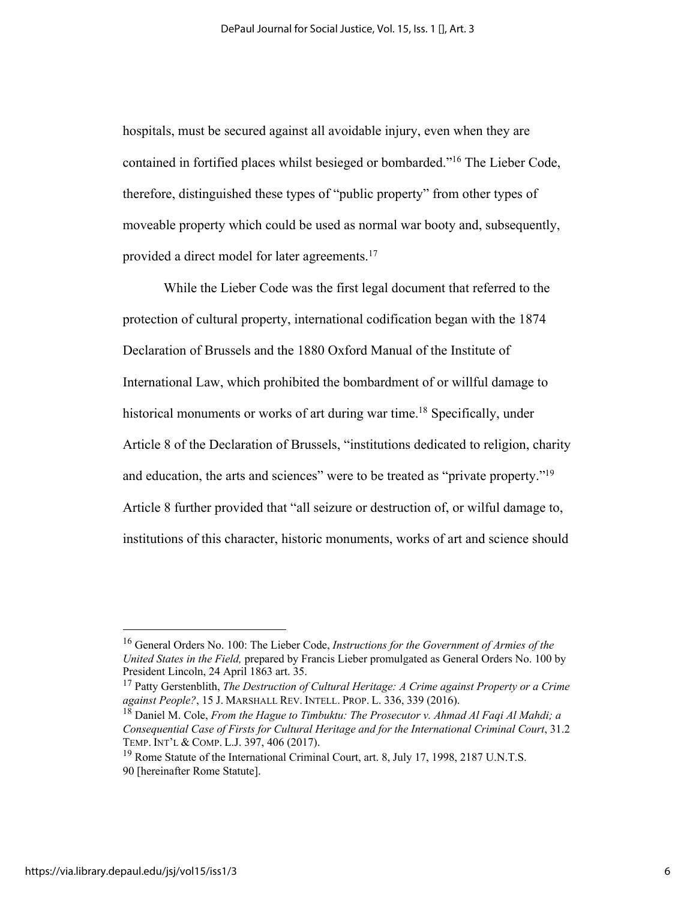hospitals, must be secured against all avoidable injury, even when they are contained in fortified places whilst besieged or bombarded."[16] The Lieber Code, therefore, distinguished these types of "public property" from other types of moveable property which could be used as normal war booty and, subsequently, provided a direct model for later agreements.[17]

While the Lieber Code was the first legal document that referred to the protection of cultural property, international codification began with the 1874 Declaration of Brussels and the 1880 Oxford Manual of the Institute of International Law, which prohibited the bombardment of or willful damage to historical monuments or works of art during war time.[18] Specifically, under Article 8 of the Declaration of Brussels, "institutions dedicated to religion, charity and education, the arts and sciences" were to be treated as "private property."[19] Article 8 further provided that "all seizure or destruction of, or wilful damage to, institutions of this character, historic monuments, works of art and science should

---

[16] General Orders No. 100: The Lieber Code, *Instructions for the Government of Armies of the United States in the Field,* prepared by Francis Lieber promulgated as General Orders No. 100 by President Lincoln, 24 April 1863 art. 35.

[17] Patty Gerstenblith, *The Destruction of Cultural Heritage: A Crime against Property or a Crime against People?*, 15 J. MARSHALL REV. INTELL. PROP. L. 336, 339 (2016).

[18] Daniel M. Cole, *From the Hague to Timbuktu: The Prosecutor v. Ahmad Al Faqi Al Mahdi; a Consequential Case of Firsts for Cultural Heritage and for the International Criminal Court*, 31.2 TEMP. INT'L & COMP. L.J. 397, 406 (2017).

[19] Rome Statute of the International Criminal Court, art. 8, July 17, 1998, 2187 U.N.T.S. 90 [hereinafter Rome Statute].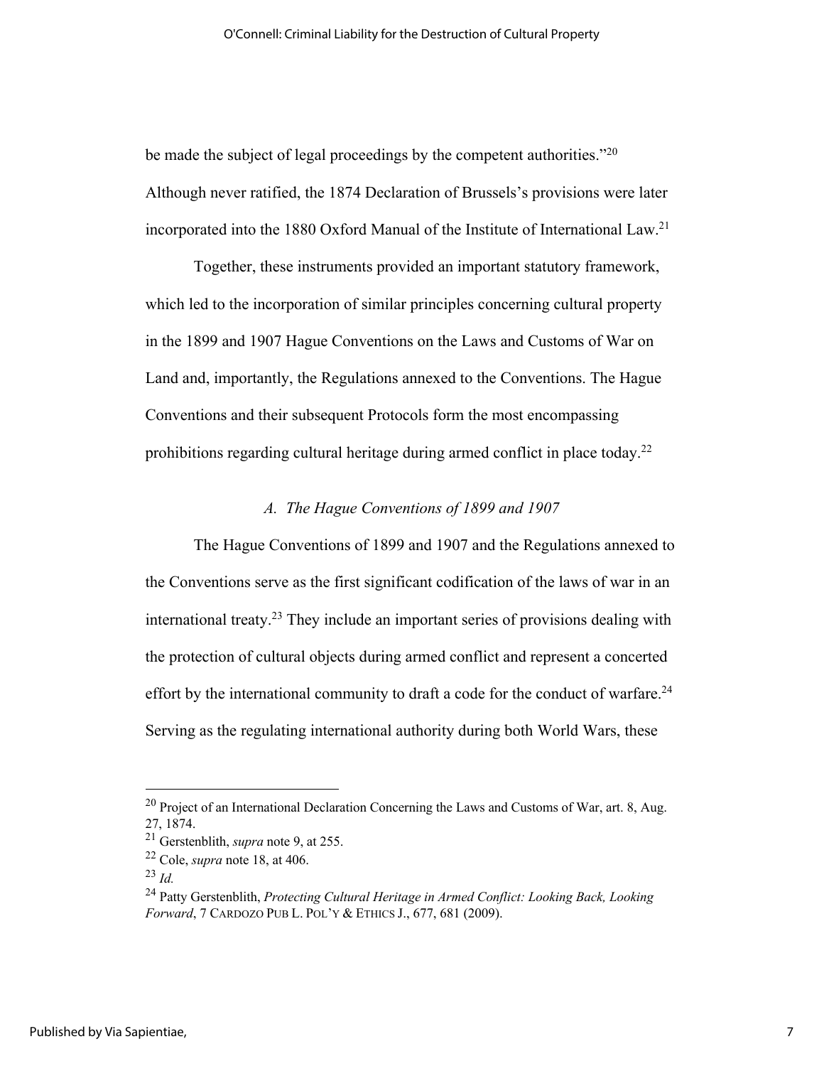be made the subject of legal proceedings by the competent authorities."[20] Although never ratified, the 1874 Declaration of Brussels's provisions were later incorporated into the 1880 Oxford Manual of the Institute of International Law.[21]

Together, these instruments provided an important statutory framework, which led to the incorporation of similar principles concerning cultural property in the 1899 and 1907 Hague Conventions on the Laws and Customs of War on Land and, importantly, the Regulations annexed to the Conventions. The Hague Conventions and their subsequent Protocols form the most encompassing prohibitions regarding cultural heritage during armed conflict in place today.[22]

### *A. The Hague Conventions of 1899 and 1907*

The Hague Conventions of 1899 and 1907 and the Regulations annexed to the Conventions serve as the first significant codification of the laws of war in an international treaty.[23] They include an important series of provisions dealing with the protection of cultural objects during armed conflict and represent a concerted effort by the international community to draft a code for the conduct of warfare.[24] Serving as the regulating international authority during both World Wars, these

---

[20] Project of an International Declaration Concerning the Laws and Customs of War, art. 8, Aug. 27, 1874.

[21] Gerstenblith, *supra* note 9, at 255.

[22] Cole, *supra* note 18, at 406.

[23] *Id.*

[24] Patty Gerstenblith, *Protecting Cultural Heritage in Armed Conflict: Looking Back, Looking Forward*, 7 CARDOZO PUB L. POL'Y & ETHICS J., 677, 681 (2009).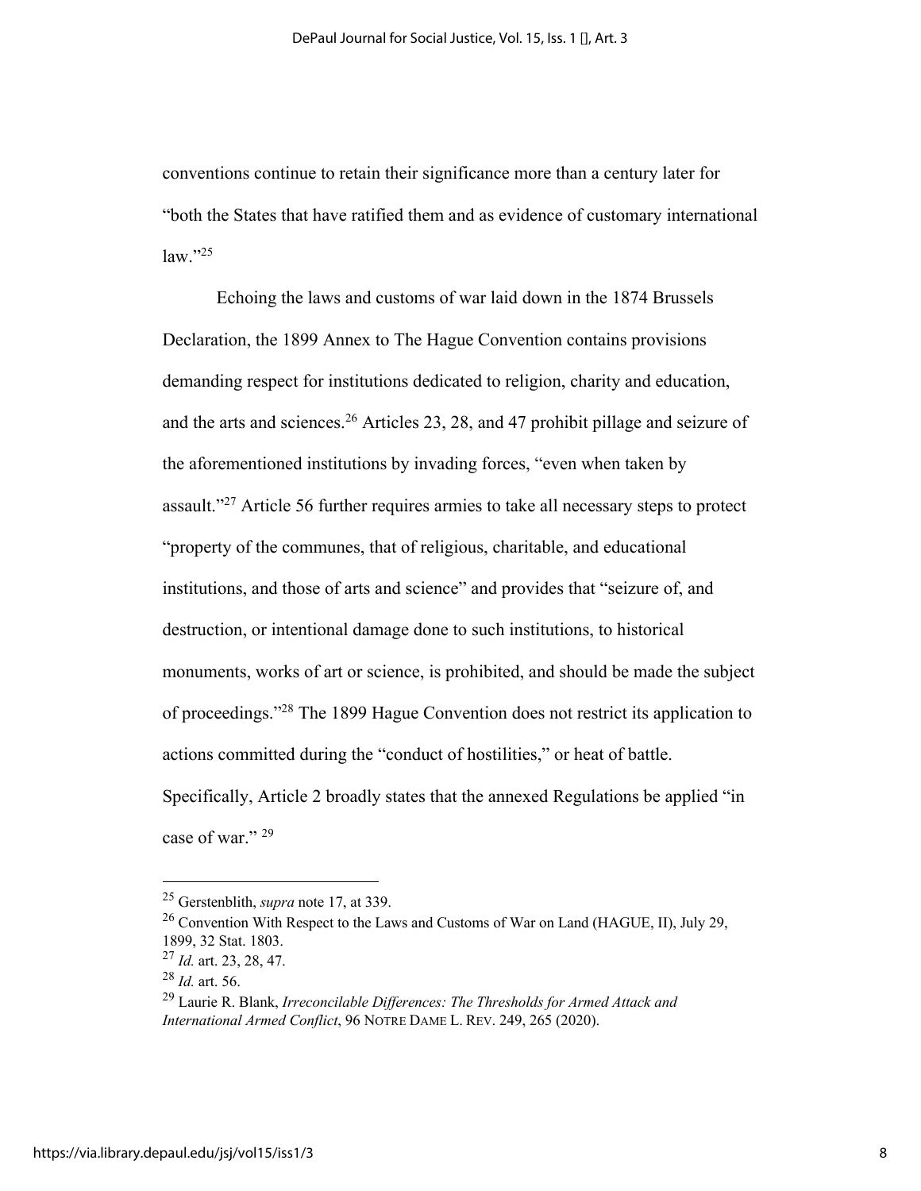conventions continue to retain their significance more than a century later for "both the States that have ratified them and as evidence of customary international law."[25]

Echoing the laws and customs of war laid down in the 1874 Brussels Declaration, the 1899 Annex to The Hague Convention contains provisions demanding respect for institutions dedicated to religion, charity and education, and the arts and sciences.[26] Articles 23, 28, and 47 prohibit pillage and seizure of the aforementioned institutions by invading forces, "even when taken by assault."[27] Article 56 further requires armies to take all necessary steps to protect "property of the communes, that of religious, charitable, and educational institutions, and those of arts and science" and provides that "seizure of, and destruction, or intentional damage done to such institutions, to historical monuments, works of art or science, is prohibited, and should be made the subject of proceedings."[28] The 1899 Hague Convention does not restrict its application to actions committed during the "conduct of hostilities," or heat of battle. Specifically, Article 2 broadly states that the annexed Regulations be applied "in case of war." [29]

---

[25] Gerstenblith, *supra* note 17, at 339.

[26] Convention With Respect to the Laws and Customs of War on Land (HAGUE, II), July 29, 1899, 32 Stat. 1803.

[27] *Id.* art. 23, 28, 47.

[28] *Id.* art. 56.

[29] Laurie R. Blank, *Irreconcilable Differences: The Thresholds for Armed Attack and International Armed Conflict*, 96 NOTRE DAME L. REV. 249, 265 (2020).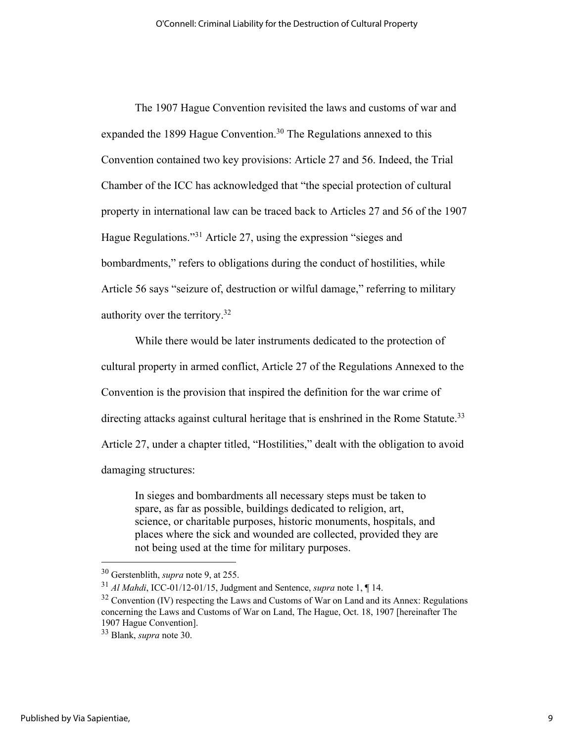The 1907 Hague Convention revisited the laws and customs of war and expanded the 1899 Hague Convention.[30] The Regulations annexed to this Convention contained two key provisions: Article 27 and 56. Indeed, the Trial Chamber of the ICC has acknowledged that "the special protection of cultural property in international law can be traced back to Articles 27 and 56 of the 1907 Hague Regulations."[31] Article 27, using the expression "sieges and bombardments," refers to obligations during the conduct of hostilities, while Article 56 says "seizure of, destruction or wilful damage," referring to military authority over the territory.[32]

While there would be later instruments dedicated to the protection of cultural property in armed conflict, Article 27 of the Regulations Annexed to the Convention is the provision that inspired the definition for the war crime of directing attacks against cultural heritage that is enshrined in the Rome Statute.[33] Article 27, under a chapter titled, "Hostilities," dealt with the obligation to avoid damaging structures:

> In sieges and bombardments all necessary steps must be taken to spare, as far as possible, buildings dedicated to religion, art, science, or charitable purposes, historic monuments, hospitals, and places where the sick and wounded are collected, provided they are not being used at the time for military purposes.

---

[30] Gerstenblith, *supra* note 9, at 255.

[31] *Al Mahdi*, ICC-01/12-01/15, Judgment and Sentence, *supra* note 1, ¶ 14.

[32] Convention (IV) respecting the Laws and Customs of War on Land and its Annex: Regulations concerning the Laws and Customs of War on Land, The Hague, Oct. 18, 1907 [hereinafter The 1907 Hague Convention].

[33] Blank, *supra* note 30.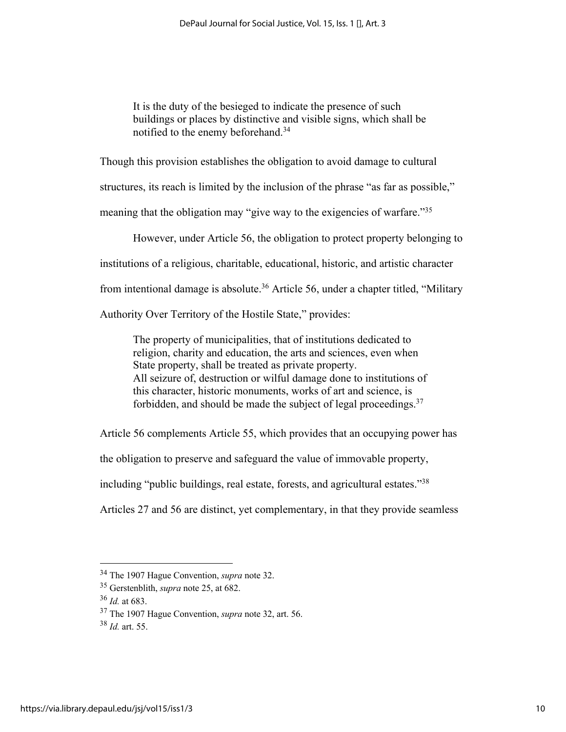> It is the duty of the besieged to indicate the presence of such buildings or places by distinctive and visible signs, which shall be notified to the enemy beforehand.[34]

Though this provision establishes the obligation to avoid damage to cultural structures, its reach is limited by the inclusion of the phrase "as far as possible," meaning that the obligation may "give way to the exigencies of warfare."[35]

However, under Article 56, the obligation to protect property belonging to institutions of a religious, charitable, educational, historic, and artistic character from intentional damage is absolute.[36] Article 56, under a chapter titled, "Military Authority Over Territory of the Hostile State," provides:

> The property of municipalities, that of institutions dedicated to religion, charity and education, the arts and sciences, even when State property, shall be treated as private property.
> All seizure of, destruction or wilful damage done to institutions of this character, historic monuments, works of art and science, is forbidden, and should be made the subject of legal proceedings.[37]

Article 56 complements Article 55, which provides that an occupying power has the obligation to preserve and safeguard the value of immovable property, including "public buildings, real estate, forests, and agricultural estates."[38] Articles 27 and 56 are distinct, yet complementary, in that they provide seamless

---

[34] The 1907 Hague Convention, *supra* note 32.

[35] Gerstenblith, *supra* note 25, at 682.

[36] *Id.* at 683.

[37] The 1907 Hague Convention, *supra* note 32, art. 56.

[38] *Id.* art. 55.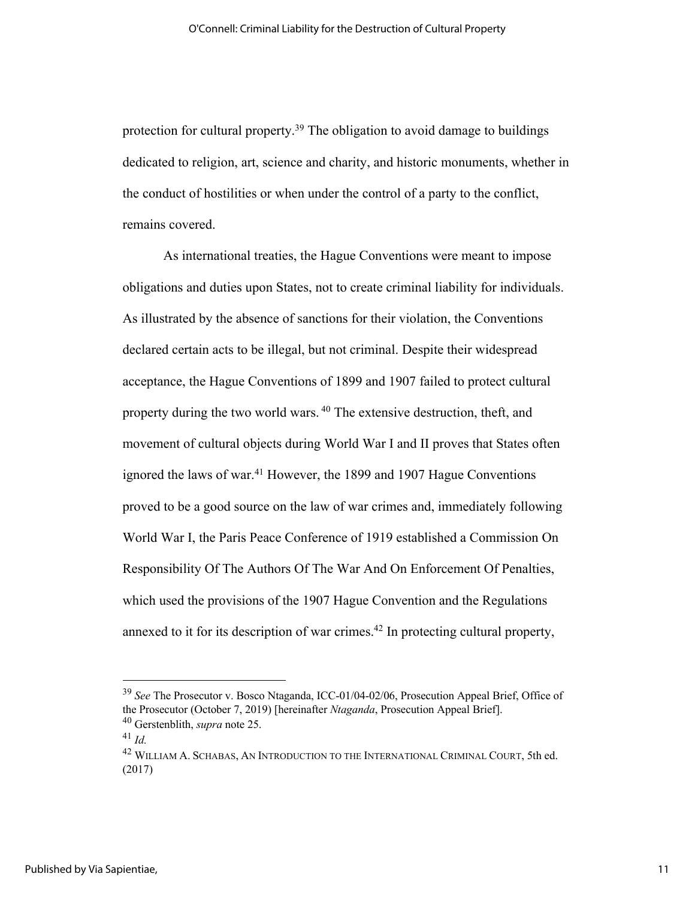protection for cultural property.[39] The obligation to avoid damage to buildings dedicated to religion, art, science and charity, and historic monuments, whether in the conduct of hostilities or when under the control of a party to the conflict, remains covered.

As international treaties, the Hague Conventions were meant to impose obligations and duties upon States, not to create criminal liability for individuals. As illustrated by the absence of sanctions for their violation, the Conventions declared certain acts to be illegal, but not criminal. Despite their widespread acceptance, the Hague Conventions of 1899 and 1907 failed to protect cultural property during the two world wars.[40] The extensive destruction, theft, and movement of cultural objects during World War I and II proves that States often ignored the laws of war.[41] However, the 1899 and 1907 Hague Conventions proved to be a good source on the law of war crimes and, immediately following World War I, the Paris Peace Conference of 1919 established a Commission On Responsibility Of The Authors Of The War And On Enforcement Of Penalties, which used the provisions of the 1907 Hague Convention and the Regulations annexed to it for its description of war crimes.[42] In protecting cultural property,

---

[39] *See* The Prosecutor v. Bosco Ntaganda, ICC-01/04-02/06, Prosecution Appeal Brief, Office of the Prosecutor (October 7, 2019) [hereinafter *Ntaganda*, Prosecution Appeal Brief].

[40] Gerstenblith, *supra* note 25.

[41] *Id.*

[42] WILLIAM A. SCHABAS, AN INTRODUCTION TO THE INTERNATIONAL CRIMINAL COURT, 5th ed. (2017)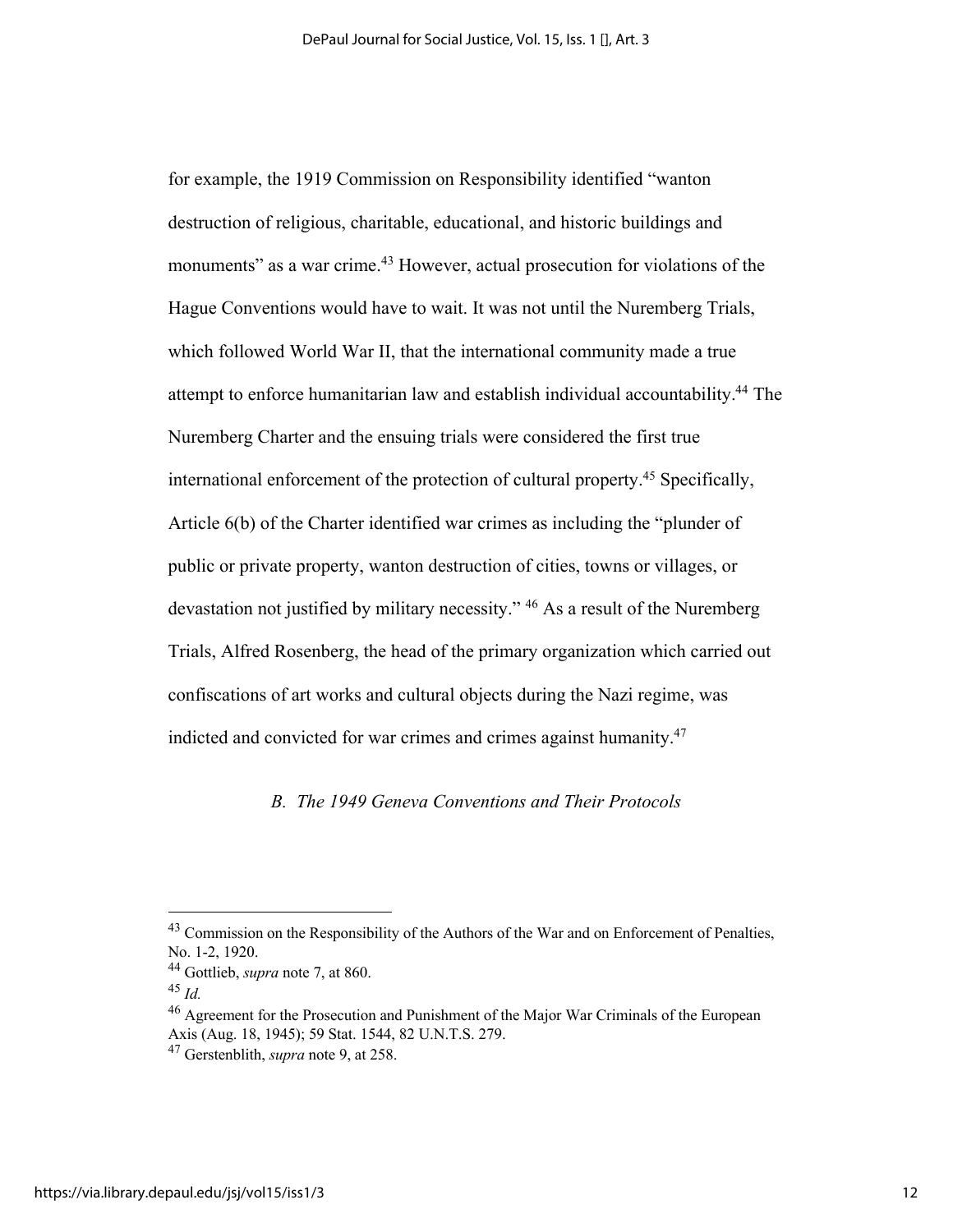for example, the 1919 Commission on Responsibility identified "wanton destruction of religious, charitable, educational, and historic buildings and monuments" as a war crime.[43] However, actual prosecution for violations of the Hague Conventions would have to wait. It was not until the Nuremberg Trials, which followed World War II, that the international community made a true attempt to enforce humanitarian law and establish individual accountability.[44] The Nuremberg Charter and the ensuing trials were considered the first true international enforcement of the protection of cultural property.[45] Specifically, Article 6(b) of the Charter identified war crimes as including the "plunder of public or private property, wanton destruction of cities, towns or villages, or devastation not justified by military necessity." [46] As a result of the Nuremberg Trials, Alfred Rosenberg, the head of the primary organization which carried out confiscations of art works and cultural objects during the Nazi regime, was indicted and convicted for war crimes and crimes against humanity.[47]

### *B. The 1949 Geneva Conventions and Their Protocols*

---

[43] Commission on the Responsibility of the Authors of the War and on Enforcement of Penalties, No. 1-2, 1920.

[44] Gottlieb, *supra* note 7, at 860.

[45] *Id.*

[46] Agreement for the Prosecution and Punishment of the Major War Criminals of the European Axis (Aug. 18, 1945); 59 Stat. 1544, 82 U.N.T.S. 279.

[47] Gerstenblith, *supra* note 9, at 258.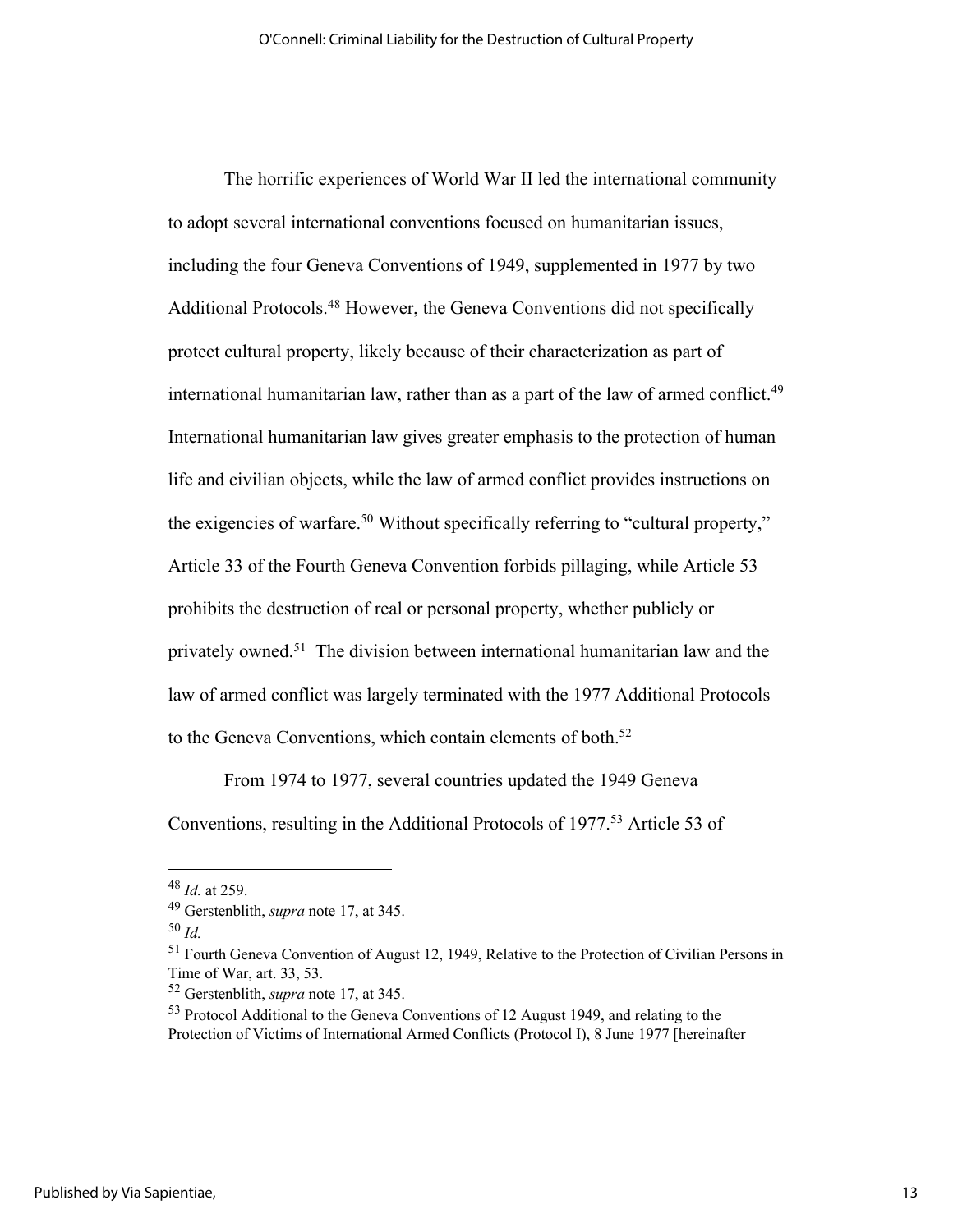The horrific experiences of World War II led the international community to adopt several international conventions focused on humanitarian issues, including the four Geneva Conventions of 1949, supplemented in 1977 by two Additional Protocols.[48] However, the Geneva Conventions did not specifically protect cultural property, likely because of their characterization as part of international humanitarian law, rather than as a part of the law of armed conflict.[49] International humanitarian law gives greater emphasis to the protection of human life and civilian objects, while the law of armed conflict provides instructions on the exigencies of warfare.[50] Without specifically referring to "cultural property," Article 33 of the Fourth Geneva Convention forbids pillaging, while Article 53 prohibits the destruction of real or personal property, whether publicly or privately owned.[51] The division between international humanitarian law and the law of armed conflict was largely terminated with the 1977 Additional Protocols to the Geneva Conventions, which contain elements of both.[52]

From 1974 to 1977, several countries updated the 1949 Geneva Conventions, resulting in the Additional Protocols of 1977.[53] Article 53 of

---

[48] *Id.* at 259.

[49] Gerstenblith, *supra* note 17, at 345.

[50] *Id.*

[51] Fourth Geneva Convention of August 12, 1949, Relative to the Protection of Civilian Persons in Time of War, art. 33, 53.

[52] Gerstenblith, *supra* note 17, at 345.

[53] Protocol Additional to the Geneva Conventions of 12 August 1949, and relating to the Protection of Victims of International Armed Conflicts (Protocol I), 8 June 1977 [hereinafter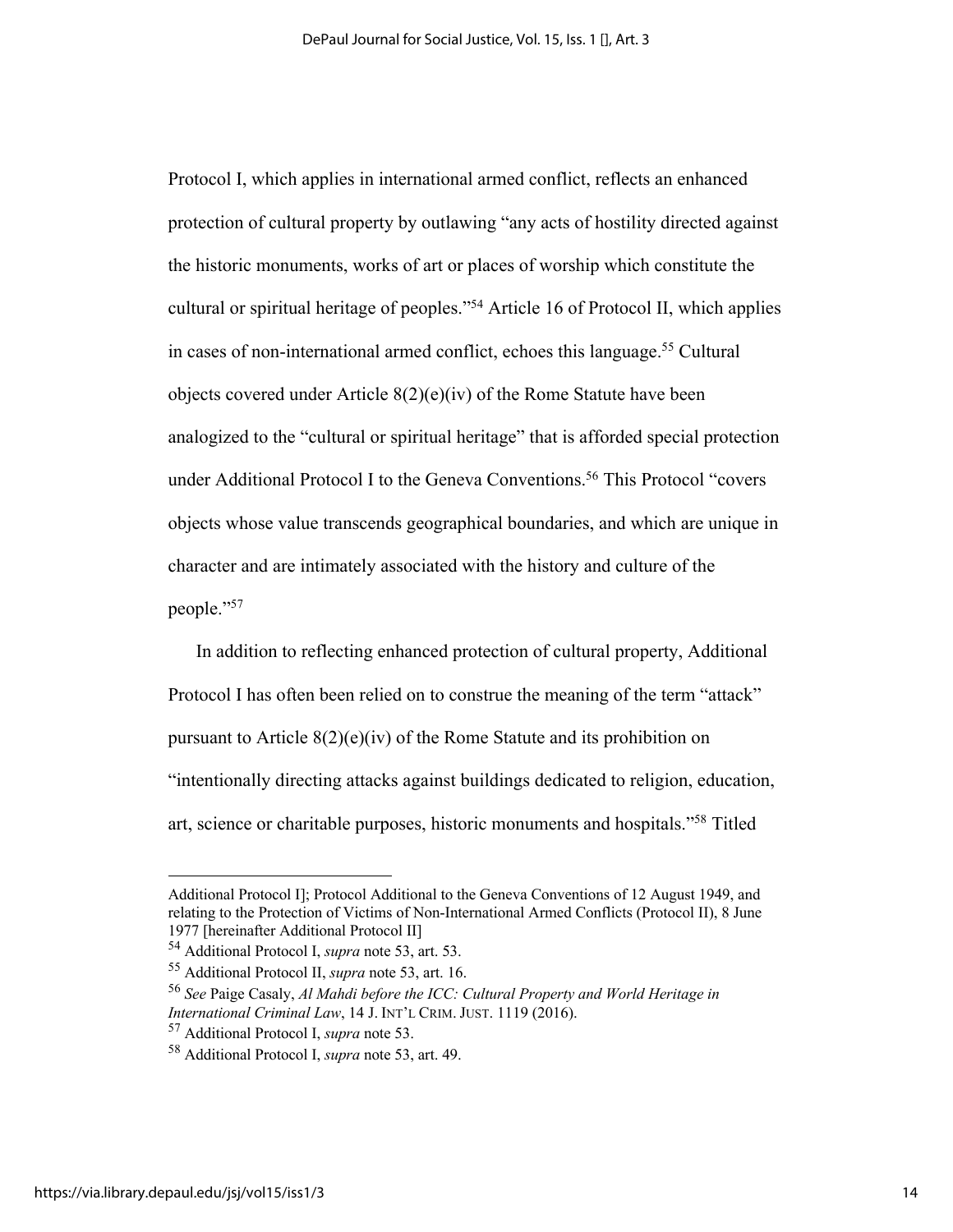Protocol I, which applies in international armed conflict, reflects an enhanced protection of cultural property by outlawing "any acts of hostility directed against the historic monuments, works of art or places of worship which constitute the cultural or spiritual heritage of peoples."[54] Article 16 of Protocol II, which applies in cases of non-international armed conflict, echoes this language.[55] Cultural objects covered under Article 8(2)(e)(iv) of the Rome Statute have been analogized to the "cultural or spiritual heritage" that is afforded special protection under Additional Protocol I to the Geneva Conventions.[56] This Protocol "covers objects whose value transcends geographical boundaries, and which are unique in character and are intimately associated with the history and culture of the people."[57]

In addition to reflecting enhanced protection of cultural property, Additional Protocol I has often been relied on to construe the meaning of the term "attack" pursuant to Article 8(2)(e)(iv) of the Rome Statute and its prohibition on "intentionally directing attacks against buildings dedicated to religion, education, art, science or charitable purposes, historic monuments and hospitals."[58] Titled

---

Additional Protocol I]; Protocol Additional to the Geneva Conventions of 12 August 1949, and relating to the Protection of Victims of Non-International Armed Conflicts (Protocol II), 8 June 1977 [hereinafter Additional Protocol II]

[54] Additional Protocol I, *supra* note 53, art. 53.

[55] Additional Protocol II, *supra* note 53, art. 16.

[56] *See* Paige Casaly, *Al Mahdi before the ICC: Cultural Property and World Heritage in International Criminal Law*, 14 J. INT'L CRIM. JUST. 1119 (2016).

[57] Additional Protocol I, *supra* note 53.

[58] Additional Protocol I, *supra* note 53, art. 49.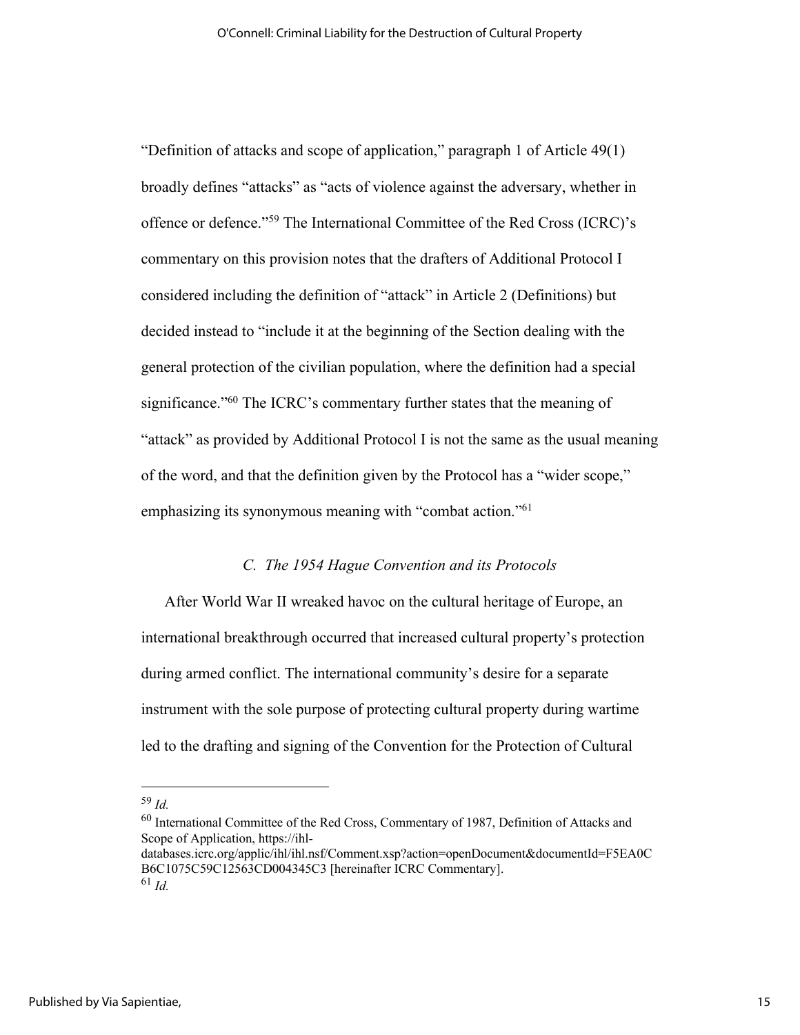"Definition of attacks and scope of application," paragraph 1 of Article 49(1) broadly defines "attacks" as "acts of violence against the adversary, whether in offence or defence."[59] The International Committee of the Red Cross (ICRC)'s commentary on this provision notes that the drafters of Additional Protocol I considered including the definition of "attack" in Article 2 (Definitions) but decided instead to "include it at the beginning of the Section dealing with the general protection of the civilian population, where the definition had a special significance."[60] The ICRC's commentary further states that the meaning of "attack" as provided by Additional Protocol I is not the same as the usual meaning of the word, and that the definition given by the Protocol has a "wider scope," emphasizing its synonymous meaning with "combat action."[61]

### *C. The 1954 Hague Convention and its Protocols*

After World War II wreaked havoc on the cultural heritage of Europe, an international breakthrough occurred that increased cultural property's protection during armed conflict. The international community's desire for a separate instrument with the sole purpose of protecting cultural property during wartime led to the drafting and signing of the Convention for the Protection of Cultural

---

[59] *Id.*

[60] International Committee of the Red Cross, Commentary of 1987, Definition of Attacks and Scope of Application, https://ihl-databases.icrc.org/applic/ihl/ihl.nsf/Comment.xsp?action=openDocument&documentId=F5EA0CB6C1075C59C12563CD004345C3 [hereinafter ICRC Commentary].

[61] *Id.*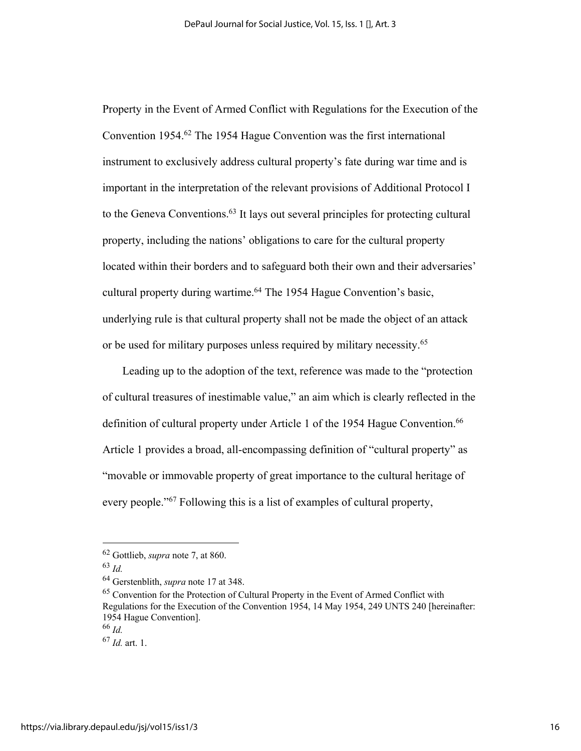Property in the Event of Armed Conflict with Regulations for the Execution of the Convention 1954.[62] The 1954 Hague Convention was the first international instrument to exclusively address cultural property's fate during war time and is important in the interpretation of the relevant provisions of Additional Protocol I to the Geneva Conventions.[63] It lays out several principles for protecting cultural property, including the nations' obligations to care for the cultural property located within their borders and to safeguard both their own and their adversaries' cultural property during wartime.[64] The 1954 Hague Convention's basic, underlying rule is that cultural property shall not be made the object of an attack or be used for military purposes unless required by military necessity.[65]

Leading up to the adoption of the text, reference was made to the "protection of cultural treasures of inestimable value," an aim which is clearly reflected in the definition of cultural property under Article 1 of the 1954 Hague Convention.[66] Article 1 provides a broad, all-encompassing definition of "cultural property" as "movable or immovable property of great importance to the cultural heritage of every people."[67] Following this is a list of examples of cultural property,

---

[62] Gottlieb, *supra* note 7, at 860.

[63] *Id.*

[64] Gerstenblith, *supra* note 17 at 348.

[65] Convention for the Protection of Cultural Property in the Event of Armed Conflict with Regulations for the Execution of the Convention 1954, 14 May 1954, 249 UNTS 240 [hereinafter: 1954 Hague Convention].

[66] *Id.*

[67] *Id.* art. 1.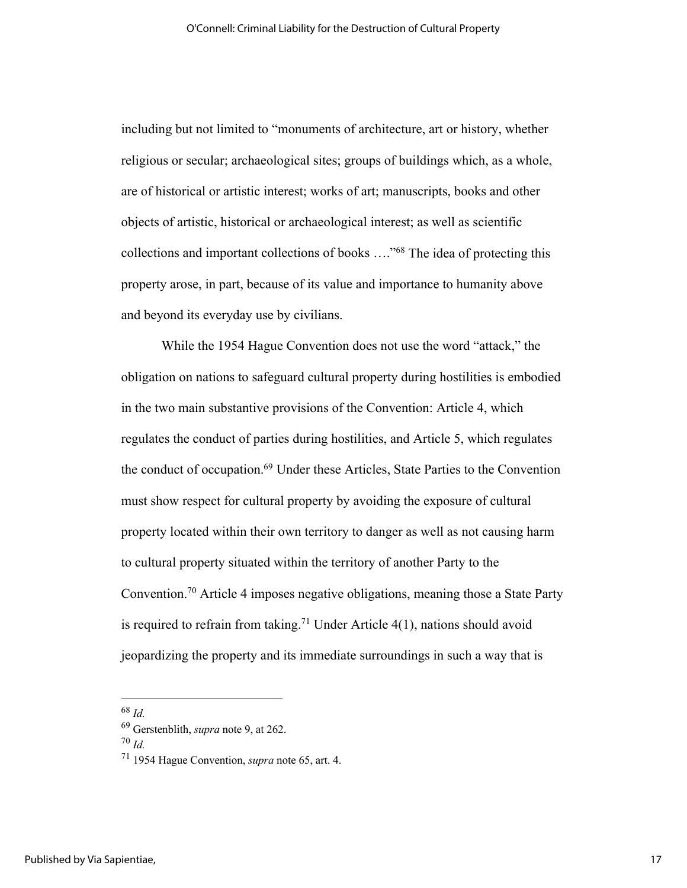including but not limited to "monuments of architecture, art or history, whether religious or secular; archaeological sites; groups of buildings which, as a whole, are of historical or artistic interest; works of art; manuscripts, books and other objects of artistic, historical or archaeological interest; as well as scientific collections and important collections of books …."[68] The idea of protecting this property arose, in part, because of its value and importance to humanity above and beyond its everyday use by civilians.

While the 1954 Hague Convention does not use the word "attack," the obligation on nations to safeguard cultural property during hostilities is embodied in the two main substantive provisions of the Convention: Article 4, which regulates the conduct of parties during hostilities, and Article 5, which regulates the conduct of occupation.[69] Under these Articles, State Parties to the Convention must show respect for cultural property by avoiding the exposure of cultural property located within their own territory to danger as well as not causing harm to cultural property situated within the territory of another Party to the Convention.[70] Article 4 imposes negative obligations, meaning those a State Party is required to refrain from taking.[71] Under Article 4(1), nations should avoid jeopardizing the property and its immediate surroundings in such a way that is

---

[68] *Id.*

[69] Gerstenblith, *supra* note 9, at 262.

[70] *Id.*

[71] 1954 Hague Convention, *supra* note 65, art. 4.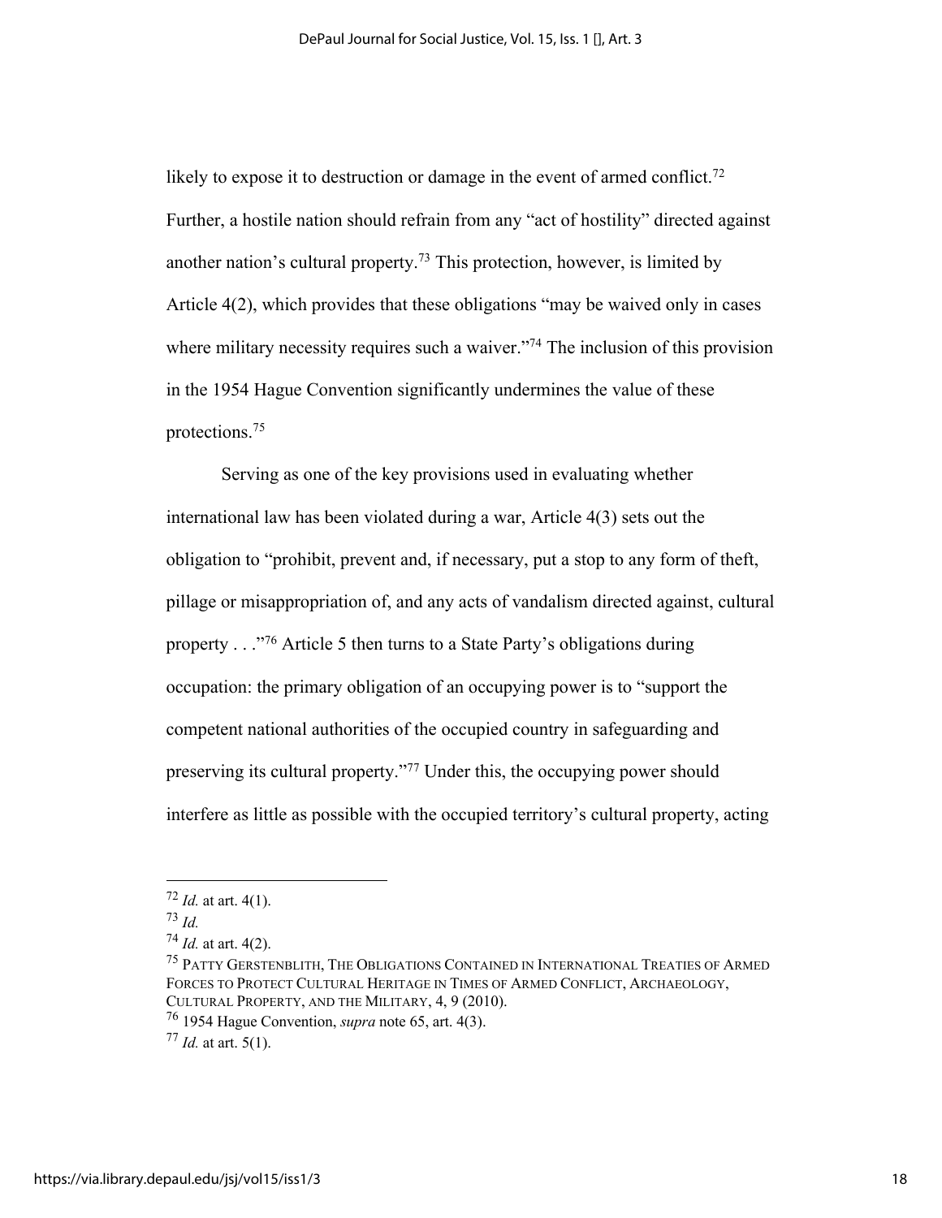likely to expose it to destruction or damage in the event of armed conflict.[72] Further, a hostile nation should refrain from any "act of hostility" directed against another nation's cultural property.[73] This protection, however, is limited by Article 4(2), which provides that these obligations "may be waived only in cases where military necessity requires such a waiver."[74] The inclusion of this provision in the 1954 Hague Convention significantly undermines the value of these protections.[75]

Serving as one of the key provisions used in evaluating whether international law has been violated during a war, Article 4(3) sets out the obligation to "prohibit, prevent and, if necessary, put a stop to any form of theft, pillage or misappropriation of, and any acts of vandalism directed against, cultural property . . ."[76] Article 5 then turns to a State Party's obligations during occupation: the primary obligation of an occupying power is to "support the competent national authorities of the occupied country in safeguarding and preserving its cultural property."[77] Under this, the occupying power should interfere as little as possible with the occupied territory's cultural property, acting

---

[72] *Id.* at art. 4(1).

[73] *Id.*

[74] *Id.* at art. 4(2).

[75] PATTY GERSTENBLITH, THE OBLIGATIONS CONTAINED IN INTERNATIONAL TREATIES OF ARMED FORCES TO PROTECT CULTURAL HERITAGE IN TIMES OF ARMED CONFLICT, ARCHAEOLOGY, CULTURAL PROPERTY, AND THE MILITARY, 4, 9 (2010).

[76] 1954 Hague Convention, *supra* note 65, art. 4(3).

[77] *Id.* at art. 5(1).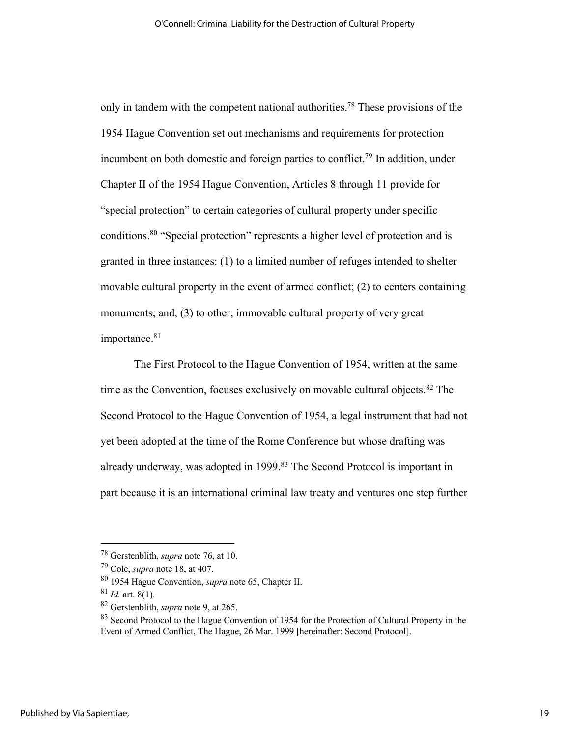only in tandem with the competent national authorities.[78] These provisions of the 1954 Hague Convention set out mechanisms and requirements for protection incumbent on both domestic and foreign parties to conflict.[79] In addition, under Chapter II of the 1954 Hague Convention, Articles 8 through 11 provide for "special protection" to certain categories of cultural property under specific conditions.[80] "Special protection" represents a higher level of protection and is granted in three instances: (1) to a limited number of refuges intended to shelter movable cultural property in the event of armed conflict; (2) to centers containing monuments; and, (3) to other, immovable cultural property of very great importance.[81]

The First Protocol to the Hague Convention of 1954, written at the same time as the Convention, focuses exclusively on movable cultural objects.[82] The Second Protocol to the Hague Convention of 1954, a legal instrument that had not yet been adopted at the time of the Rome Conference but whose drafting was already underway, was adopted in 1999.[83] The Second Protocol is important in part because it is an international criminal law treaty and ventures one step further

---

[78] Gerstenblith, *supra* note 76, at 10.

[79] Cole, *supra* note 18, at 407.

[80] 1954 Hague Convention, *supra* note 65, Chapter II.

[81] *Id.* art. 8(1).

[82] Gerstenblith, *supra* note 9, at 265.

[83] Second Protocol to the Hague Convention of 1954 for the Protection of Cultural Property in the Event of Armed Conflict, The Hague, 26 Mar. 1999 [hereinafter: Second Protocol].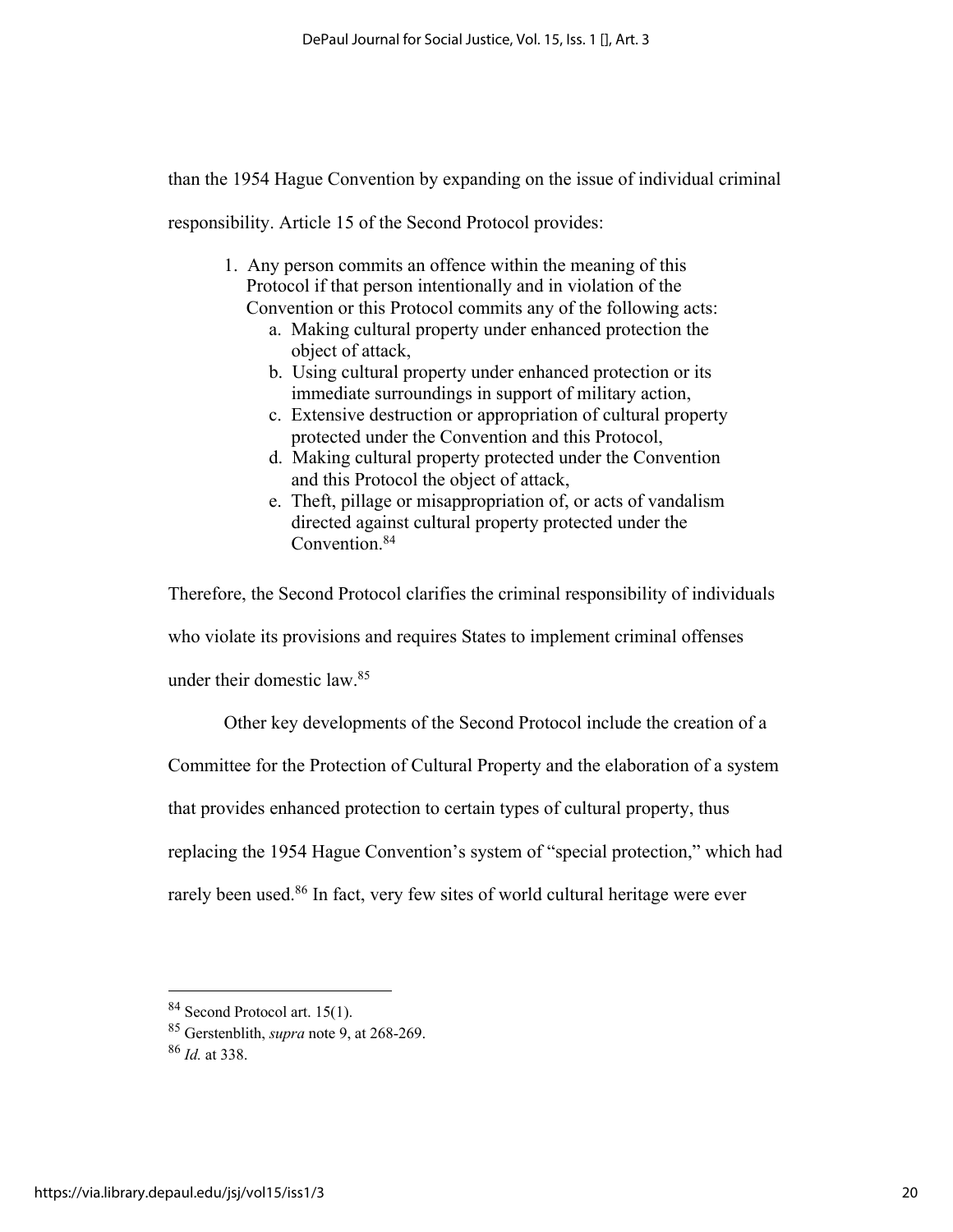than the 1954 Hague Convention by expanding on the issue of individual criminal responsibility. Article 15 of the Second Protocol provides:

> 1. Any person commits an offence within the meaning of this Protocol if that person intentionally and in violation of the Convention or this Protocol commits any of the following acts:
>    a. Making cultural property under enhanced protection the object of attack,
>    b. Using cultural property under enhanced protection or its immediate surroundings in support of military action,
>    c. Extensive destruction or appropriation of cultural property protected under the Convention and this Protocol,
>    d. Making cultural property protected under the Convention and this Protocol the object of attack,
>    e. Theft, pillage or misappropriation of, or acts of vandalism directed against cultural property protected under the Convention.[84]

Therefore, the Second Protocol clarifies the criminal responsibility of individuals who violate its provisions and requires States to implement criminal offenses under their domestic law.[85]

Other key developments of the Second Protocol include the creation of a Committee for the Protection of Cultural Property and the elaboration of a system that provides enhanced protection to certain types of cultural property, thus replacing the 1954 Hague Convention's system of "special protection," which had rarely been used.[86] In fact, very few sites of world cultural heritage were ever

---

[84] Second Protocol art. 15(1).

[85] Gerstenblith, *supra* note 9, at 268-269.

[86] *Id.* at 338.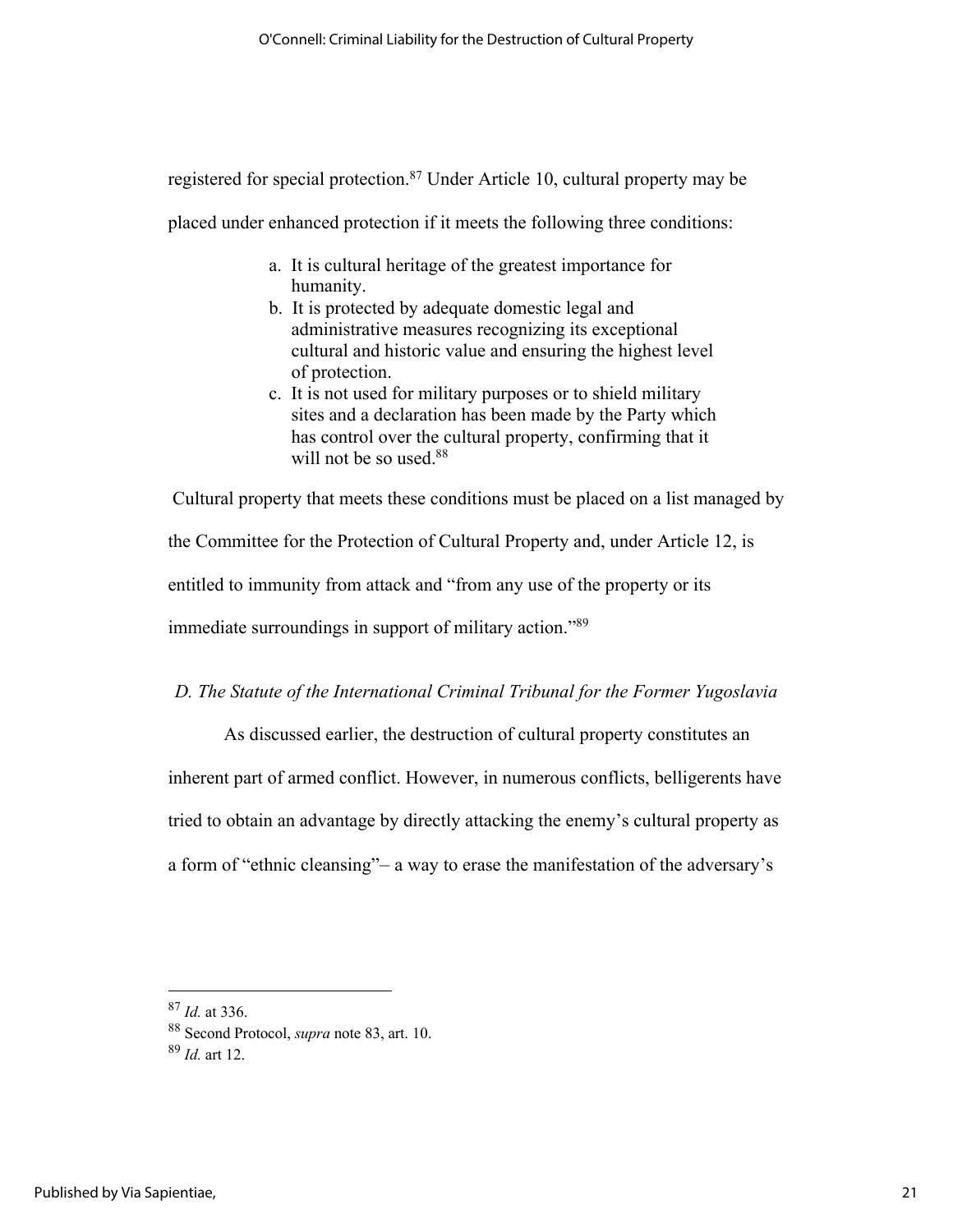registered for special protection.[87] Under Article 10, cultural property may be placed under enhanced protection if it meets the following three conditions:

> a. It is cultural heritage of the greatest importance for humanity.
> b. It is protected by adequate domestic legal and administrative measures recognizing its exceptional cultural and historic value and ensuring the highest level of protection.
> c. It is not used for military purposes or to shield military sites and a declaration has been made by the Party which has control over the cultural property, confirming that it will not be so used.[88]

Cultural property that meets these conditions must be placed on a list managed by the Committee for the Protection of Cultural Property and, under Article 12, is entitled to immunity from attack and "from any use of the property or its immediate surroundings in support of military action."[89]

### *D. The Statute of the International Criminal Tribunal for the Former Yugoslavia*

As discussed earlier, the destruction of cultural property constitutes an inherent part of armed conflict. However, in numerous conflicts, belligerents have tried to obtain an advantage by directly attacking the enemy's cultural property as a form of "ethnic cleansing"– a way to erase the manifestation of the adversary's

---

[87] *Id.* at 336.

[88] Second Protocol, *supra* note 83, art. 10.

[89] *Id.* art 12.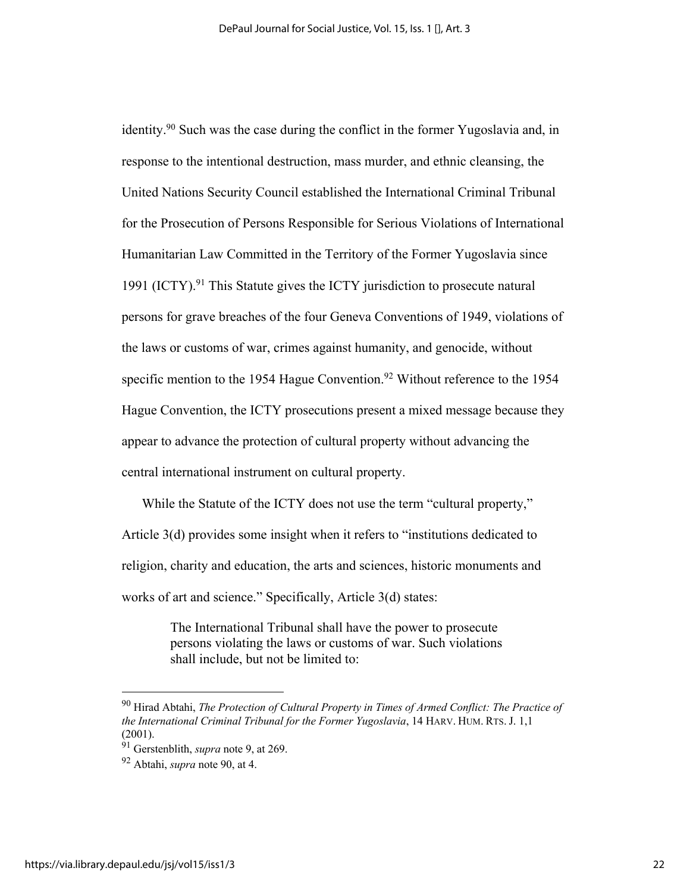identity.[90] Such was the case during the conflict in the former Yugoslavia and, in response to the intentional destruction, mass murder, and ethnic cleansing, the United Nations Security Council established the International Criminal Tribunal for the Prosecution of Persons Responsible for Serious Violations of International Humanitarian Law Committed in the Territory of the Former Yugoslavia since 1991 (ICTY).[91] This Statute gives the ICTY jurisdiction to prosecute natural persons for grave breaches of the four Geneva Conventions of 1949, violations of the laws or customs of war, crimes against humanity, and genocide, without specific mention to the 1954 Hague Convention.[92] Without reference to the 1954 Hague Convention, the ICTY prosecutions present a mixed message because they appear to advance the protection of cultural property without advancing the central international instrument on cultural property.

While the Statute of the ICTY does not use the term "cultural property," Article 3(d) provides some insight when it refers to "institutions dedicated to religion, charity and education, the arts and sciences, historic monuments and works of art and science." Specifically, Article 3(d) states:

> The International Tribunal shall have the power to prosecute persons violating the laws or customs of war. Such violations shall include, but not be limited to:

---

[90] Hirad Abtahi, *The Protection of Cultural Property in Times of Armed Conflict: The Practice of the International Criminal Tribunal for the Former Yugoslavia*, 14 HARV. HUM. RTS. J. 1,1 (2001).

[91] Gerstenblith, *supra* note 9, at 269.

[92] Abtahi, *supra* note 90, at 4.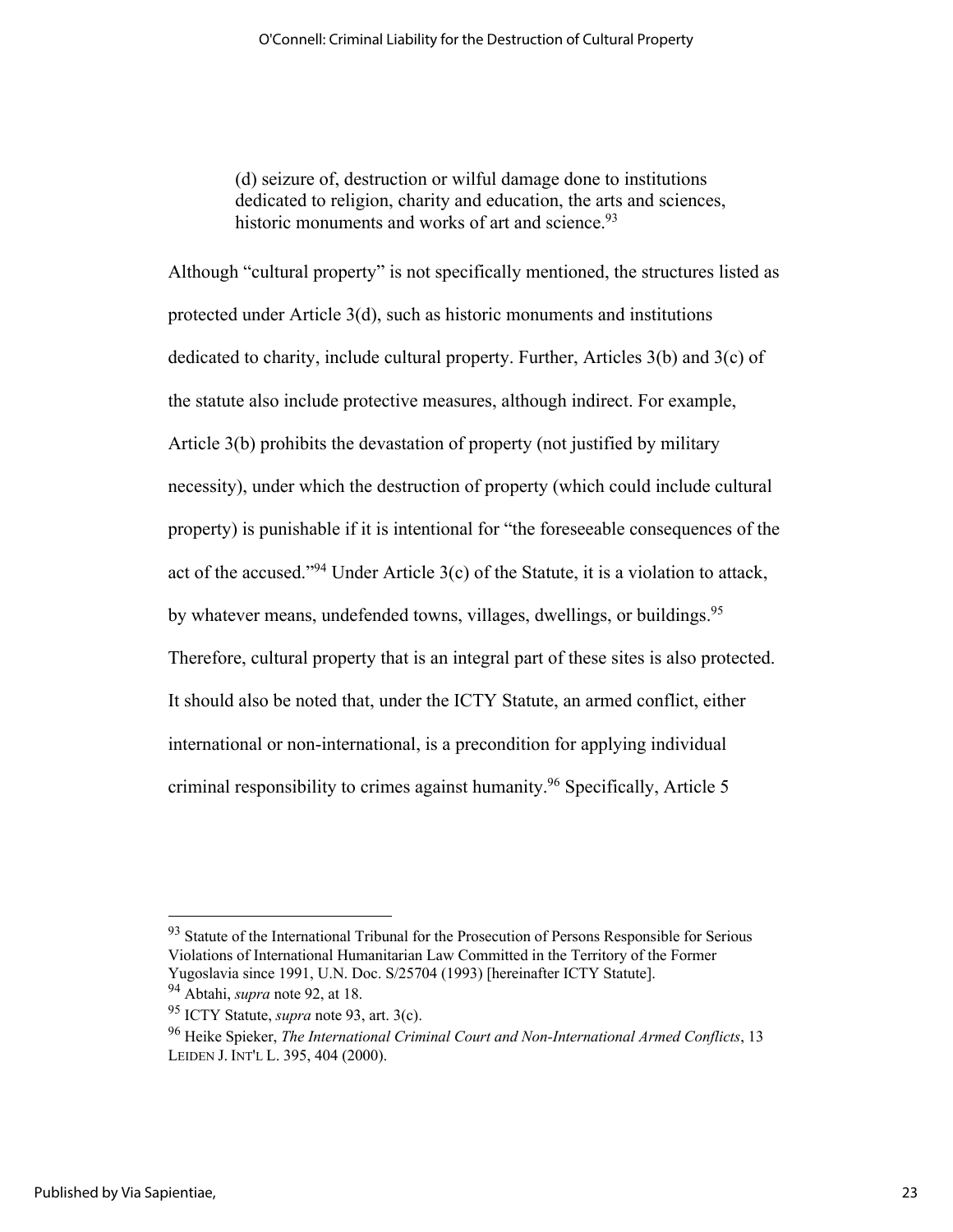> (d) seizure of, destruction or wilful damage done to institutions dedicated to religion, charity and education, the arts and sciences, historic monuments and works of art and science.[93]

Although "cultural property" is not specifically mentioned, the structures listed as protected under Article 3(d), such as historic monuments and institutions dedicated to charity, include cultural property. Further, Articles 3(b) and 3(c) of the statute also include protective measures, although indirect. For example, Article 3(b) prohibits the devastation of property (not justified by military necessity), under which the destruction of property (which could include cultural property) is punishable if it is intentional for "the foreseeable consequences of the act of the accused."[94] Under Article 3(c) of the Statute, it is a violation to attack, by whatever means, undefended towns, villages, dwellings, or buildings.[95] Therefore, cultural property that is an integral part of these sites is also protected. It should also be noted that, under the ICTY Statute, an armed conflict, either international or non-international, is a precondition for applying individual criminal responsibility to crimes against humanity.[96] Specifically, Article 5

---

[93] Statute of the International Tribunal for the Prosecution of Persons Responsible for Serious Violations of International Humanitarian Law Committed in the Territory of the Former Yugoslavia since 1991, U.N. Doc. S/25704 (1993) [hereinafter ICTY Statute].

[94] Abtahi, *supra* note 92, at 18.

[95] ICTY Statute, *supra* note 93, art. 3(c).

[96] Heike Spieker, *The International Criminal Court and Non-International Armed Conflicts*, 13 LEIDEN J. INT'L L. 395, 404 (2000).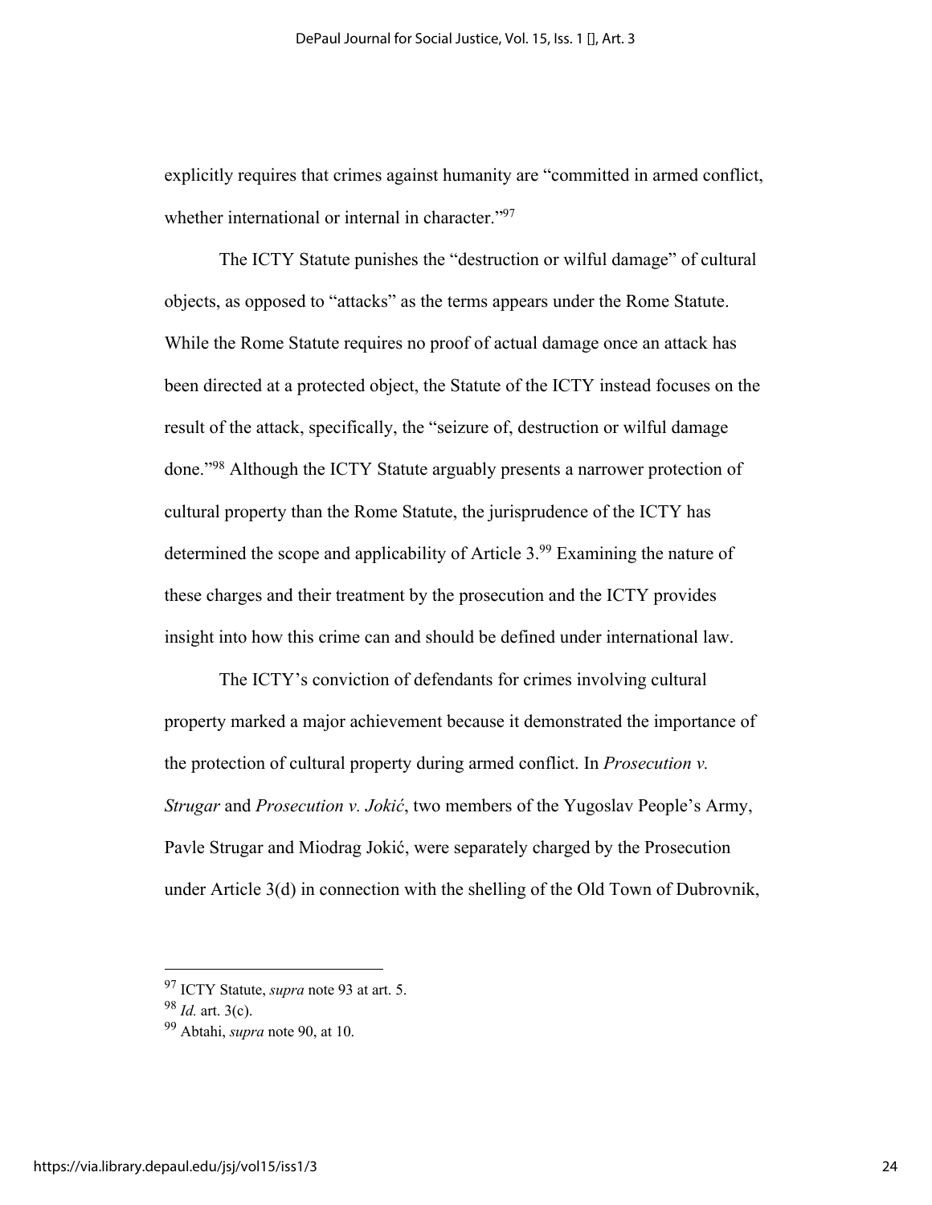explicitly requires that crimes against humanity are "committed in armed conflict, whether international or internal in character."[97]

The ICTY Statute punishes the "destruction or wilful damage" of cultural objects, as opposed to "attacks" as the terms appears under the Rome Statute. While the Rome Statute requires no proof of actual damage once an attack has been directed at a protected object, the Statute of the ICTY instead focuses on the result of the attack, specifically, the "seizure of, destruction or wilful damage done."[98] Although the ICTY Statute arguably presents a narrower protection of cultural property than the Rome Statute, the jurisprudence of the ICTY has determined the scope and applicability of Article 3.[99] Examining the nature of these charges and their treatment by the prosecution and the ICTY provides insight into how this crime can and should be defined under international law.

The ICTY's conviction of defendants for crimes involving cultural property marked a major achievement because it demonstrated the importance of the protection of cultural property during armed conflict. In *Prosecution v. Strugar* and *Prosecution v. Jokić*, two members of the Yugoslav People's Army, Pavle Strugar and Miodrag Jokić, were separately charged by the Prosecution under Article 3(d) in connection with the shelling of the Old Town of Dubrovnik,

---

[97] ICTY Statute, *supra* note 93 at art. 5.

[98] *Id.* art. 3(c).

[99] Abtahi, *supra* note 90, at 10.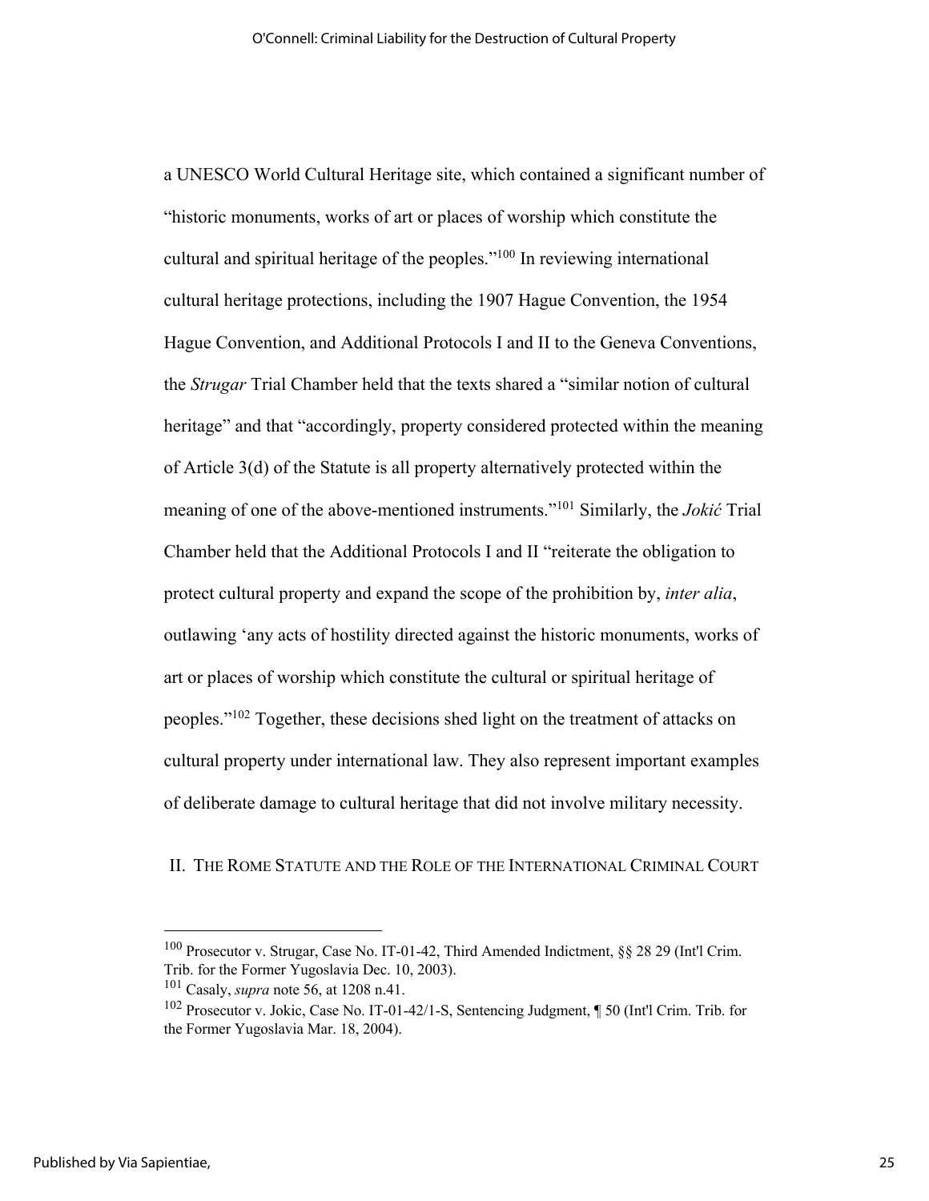a UNESCO World Cultural Heritage site, which contained a significant number of "historic monuments, works of art or places of worship which constitute the cultural and spiritual heritage of the peoples."[100] In reviewing international cultural heritage protections, including the 1907 Hague Convention, the 1954 Hague Convention, and Additional Protocols I and II to the Geneva Conventions, the *Strugar* Trial Chamber held that the texts shared a "similar notion of cultural heritage" and that "accordingly, property considered protected within the meaning of Article 3(d) of the Statute is all property alternatively protected within the meaning of one of the above-mentioned instruments."[101] Similarly, the *Jokić* Trial Chamber held that the Additional Protocols I and II "reiterate the obligation to protect cultural property and expand the scope of the prohibition by, *inter alia*, outlawing 'any acts of hostility directed against the historic monuments, works of art or places of worship which constitute the cultural or spiritual heritage of peoples."[102] Together, these decisions shed light on the treatment of attacks on cultural property under international law. They also represent important examples of deliberate damage to cultural heritage that did not involve military necessity.

## II. THE ROME STATUTE AND THE ROLE OF THE INTERNATIONAL CRIMINAL COURT

[100] Prosecutor v. Strugar, Case No. IT-01-42, Third Amended Indictment, §§ 28 29 (Int'l Crim. Trib. for the Former Yugoslavia Dec. 10, 2003).

[101] Casaly, *supra* note 56, at 1208 n.41.

[102] Prosecutor v. Jokic, Case No. IT-01-42/1-S, Sentencing Judgment, ¶ 50 (Int'l Crim. Trib. for the Former Yugoslavia Mar. 18, 2004).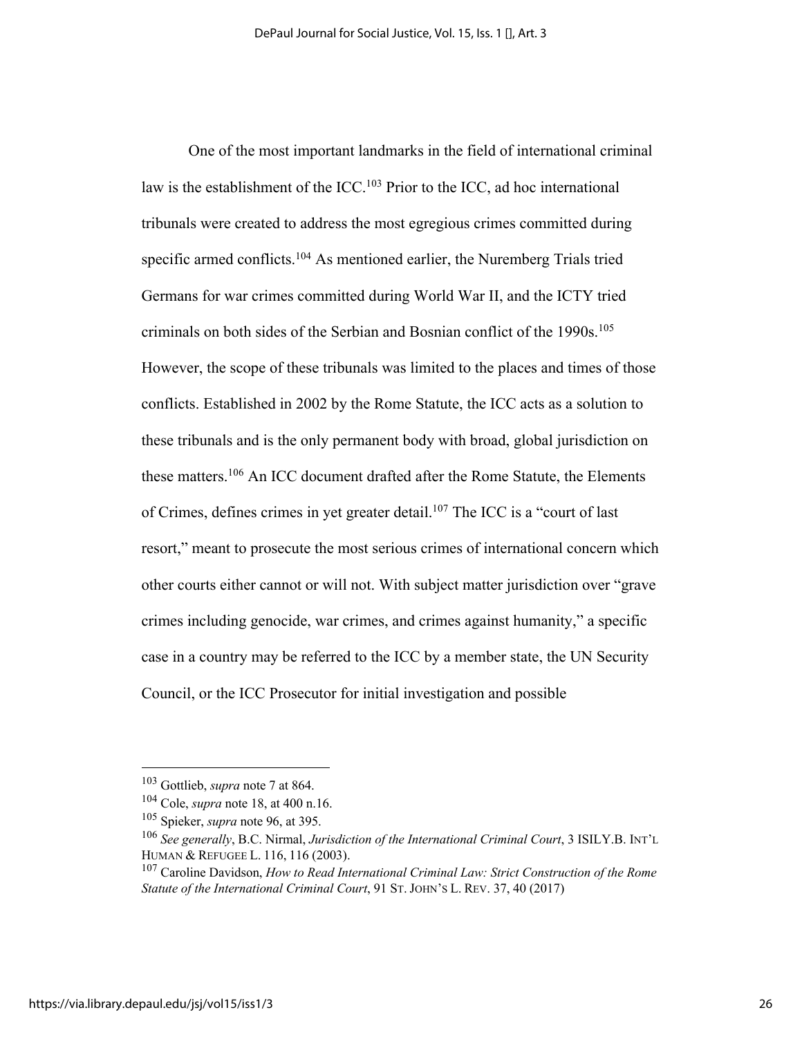One of the most important landmarks in the field of international criminal law is the establishment of the ICC.[103] Prior to the ICC, ad hoc international tribunals were created to address the most egregious crimes committed during specific armed conflicts.[104] As mentioned earlier, the Nuremberg Trials tried Germans for war crimes committed during World War II, and the ICTY tried criminals on both sides of the Serbian and Bosnian conflict of the 1990s.[105] However, the scope of these tribunals was limited to the places and times of those conflicts. Established in 2002 by the Rome Statute, the ICC acts as a solution to these tribunals and is the only permanent body with broad, global jurisdiction on these matters.[106] An ICC document drafted after the Rome Statute, the Elements of Crimes, defines crimes in yet greater detail.[107] The ICC is a "court of last resort," meant to prosecute the most serious crimes of international concern which other courts either cannot or will not. With subject matter jurisdiction over "grave crimes including genocide, war crimes, and crimes against humanity," a specific case in a country may be referred to the ICC by a member state, the UN Security Council, or the ICC Prosecutor for initial investigation and possible

---

[103] Gottlieb, *supra* note 7 at 864.

[104] Cole, *supra* note 18, at 400 n.16.

[105] Spieker, *supra* note 96, at 395.

[106] *See generally*, B.C. Nirmal, *Jurisdiction of the International Criminal Court*, 3 ISILY.B. INT'L HUMAN & REFUGEE L. 116, 116 (2003).

[107] Caroline Davidson, *How to Read International Criminal Law: Strict Construction of the Rome Statute of the International Criminal Court*, 91 ST. JOHN'S L. REV. 37, 40 (2017)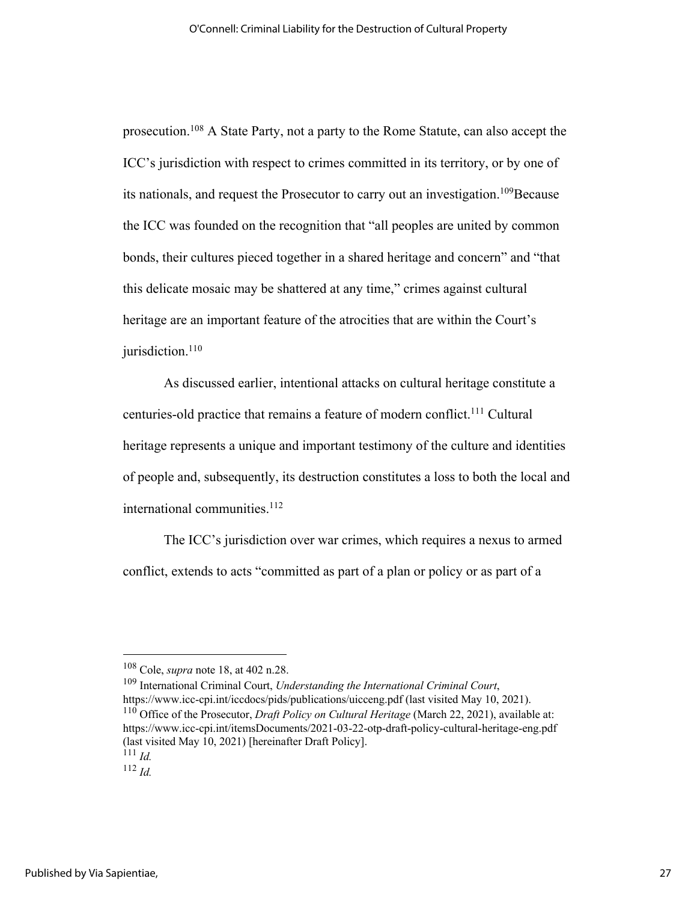prosecution.[108] A State Party, not a party to the Rome Statute, can also accept the ICC's jurisdiction with respect to crimes committed in its territory, or by one of its nationals, and request the Prosecutor to carry out an investigation.[109]Because the ICC was founded on the recognition that "all peoples are united by common bonds, their cultures pieced together in a shared heritage and concern" and "that this delicate mosaic may be shattered at any time," crimes against cultural heritage are an important feature of the atrocities that are within the Court's jurisdiction.[110]

As discussed earlier, intentional attacks on cultural heritage constitute a centuries-old practice that remains a feature of modern conflict.[111] Cultural heritage represents a unique and important testimony of the culture and identities of people and, subsequently, its destruction constitutes a loss to both the local and international communities.[112]

The ICC's jurisdiction over war crimes, which requires a nexus to armed conflict, extends to acts "committed as part of a plan or policy or as part of a

---

[108] Cole, *supra* note 18, at 402 n.28.

[109] International Criminal Court, *Understanding the International Criminal Court*, https://www.icc-cpi.int/iccdocs/pids/publications/uicceng.pdf (last visited May 10, 2021).

[110] Office of the Prosecutor, *Draft Policy on Cultural Heritage* (March 22, 2021), available at: https://www.icc-cpi.int/itemsDocuments/2021-03-22-otp-draft-policy-cultural-heritage-eng.pdf (last visited May 10, 2021) [hereinafter Draft Policy].

[111] *Id.*

[112] *Id.*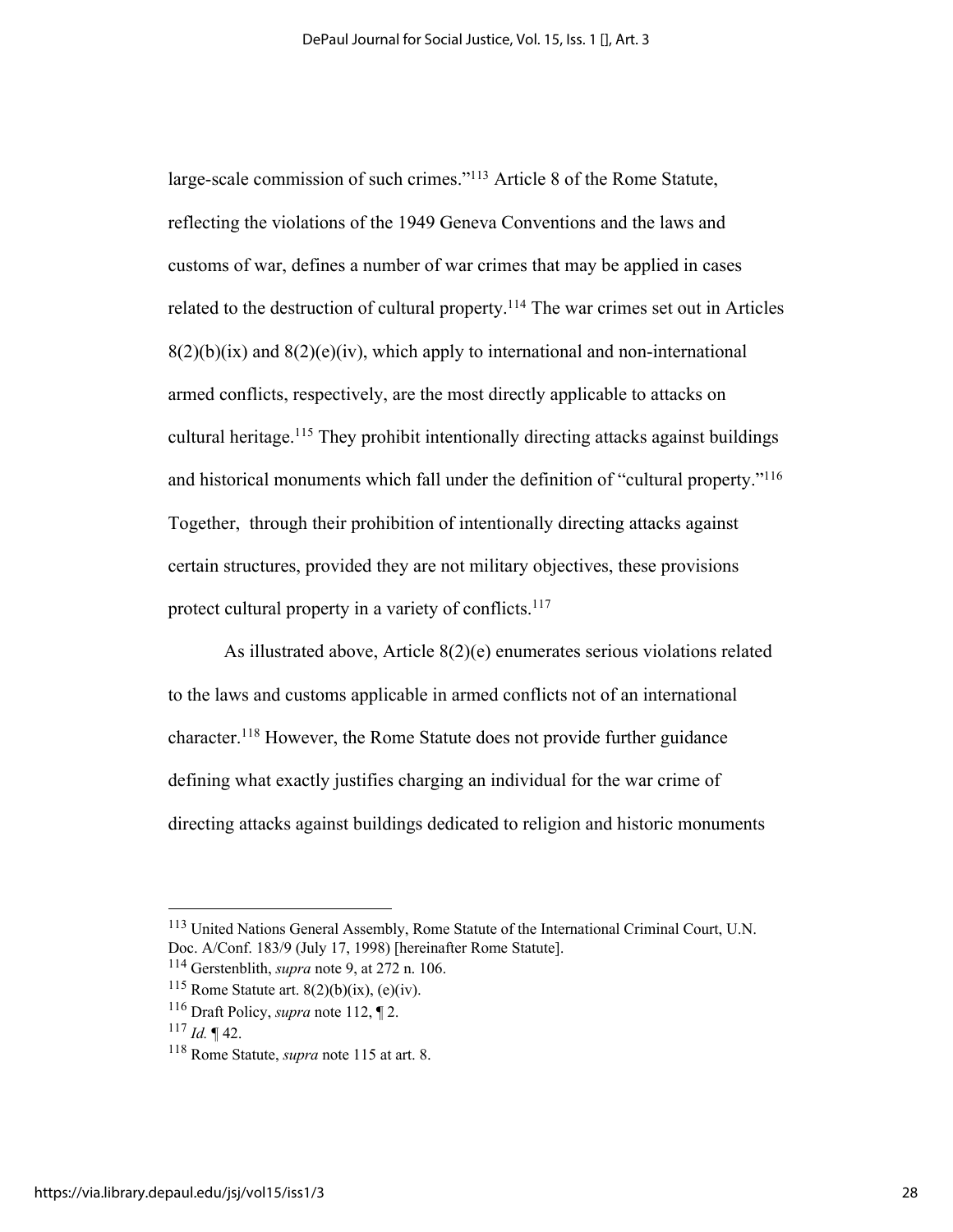large-scale commission of such crimes."[113] Article 8 of the Rome Statute, reflecting the violations of the 1949 Geneva Conventions and the laws and customs of war, defines a number of war crimes that may be applied in cases related to the destruction of cultural property.[114] The war crimes set out in Articles 8(2)(b)(ix) and 8(2)(e)(iv), which apply to international and non-international armed conflicts, respectively, are the most directly applicable to attacks on cultural heritage.[115] They prohibit intentionally directing attacks against buildings and historical monuments which fall under the definition of "cultural property."[116] Together, through their prohibition of intentionally directing attacks against certain structures, provided they are not military objectives, these provisions protect cultural property in a variety of conflicts.[117]

As illustrated above, Article 8(2)(e) enumerates serious violations related to the laws and customs applicable in armed conflicts not of an international character.[118] However, the Rome Statute does not provide further guidance defining what exactly justifies charging an individual for the war crime of directing attacks against buildings dedicated to religion and historic monuments

---

[113] United Nations General Assembly, Rome Statute of the International Criminal Court, U.N. Doc. A/Conf. 183/9 (July 17, 1998) [hereinafter Rome Statute].

[114] Gerstenblith, *supra* note 9, at 272 n. 106.

[115] Rome Statute art. 8(2)(b)(ix), (e)(iv).

[116] Draft Policy, *supra* note 112, ¶ 2.

[117] *Id.* ¶ 42.

[118] Rome Statute, *supra* note 115 at art. 8.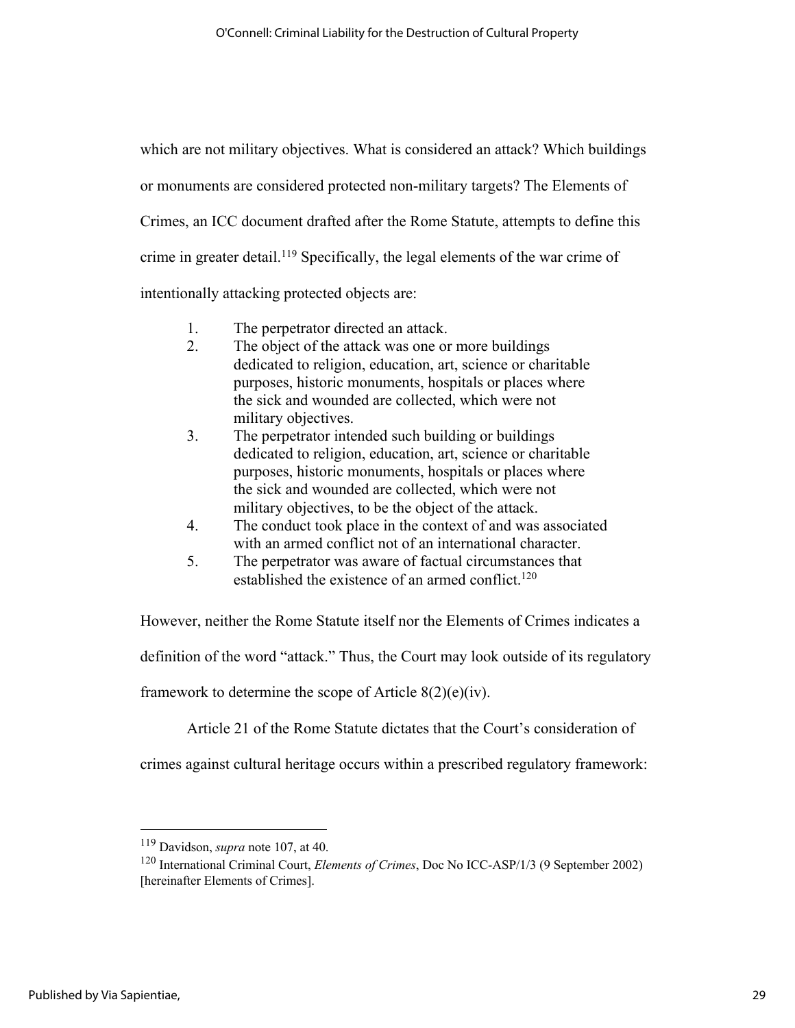which are not military objectives. What is considered an attack? Which buildings or monuments are considered protected non-military targets? The Elements of Crimes, an ICC document drafted after the Rome Statute, attempts to define this crime in greater detail.[119] Specifically, the legal elements of the war crime of intentionally attacking protected objects are:

1. The perpetrator directed an attack.
2. The object of the attack was one or more buildings dedicated to religion, education, art, science or charitable purposes, historic monuments, hospitals or places where the sick and wounded are collected, which were not military objectives.
3. The perpetrator intended such building or buildings dedicated to religion, education, art, science or charitable purposes, historic monuments, hospitals or places where the sick and wounded are collected, which were not military objectives, to be the object of the attack.
4. The conduct took place in the context of and was associated with an armed conflict not of an international character.
5. The perpetrator was aware of factual circumstances that established the existence of an armed conflict.[120]

However, neither the Rome Statute itself nor the Elements of Crimes indicates a definition of the word "attack." Thus, the Court may look outside of its regulatory framework to determine the scope of Article 8(2)(e)(iv).

Article 21 of the Rome Statute dictates that the Court's consideration of crimes against cultural heritage occurs within a prescribed regulatory framework:

---

[119] Davidson, *supra* note 107, at 40.

[120] International Criminal Court, *Elements of Crimes*, Doc No ICC-ASP/1/3 (9 September 2002) [hereinafter Elements of Crimes].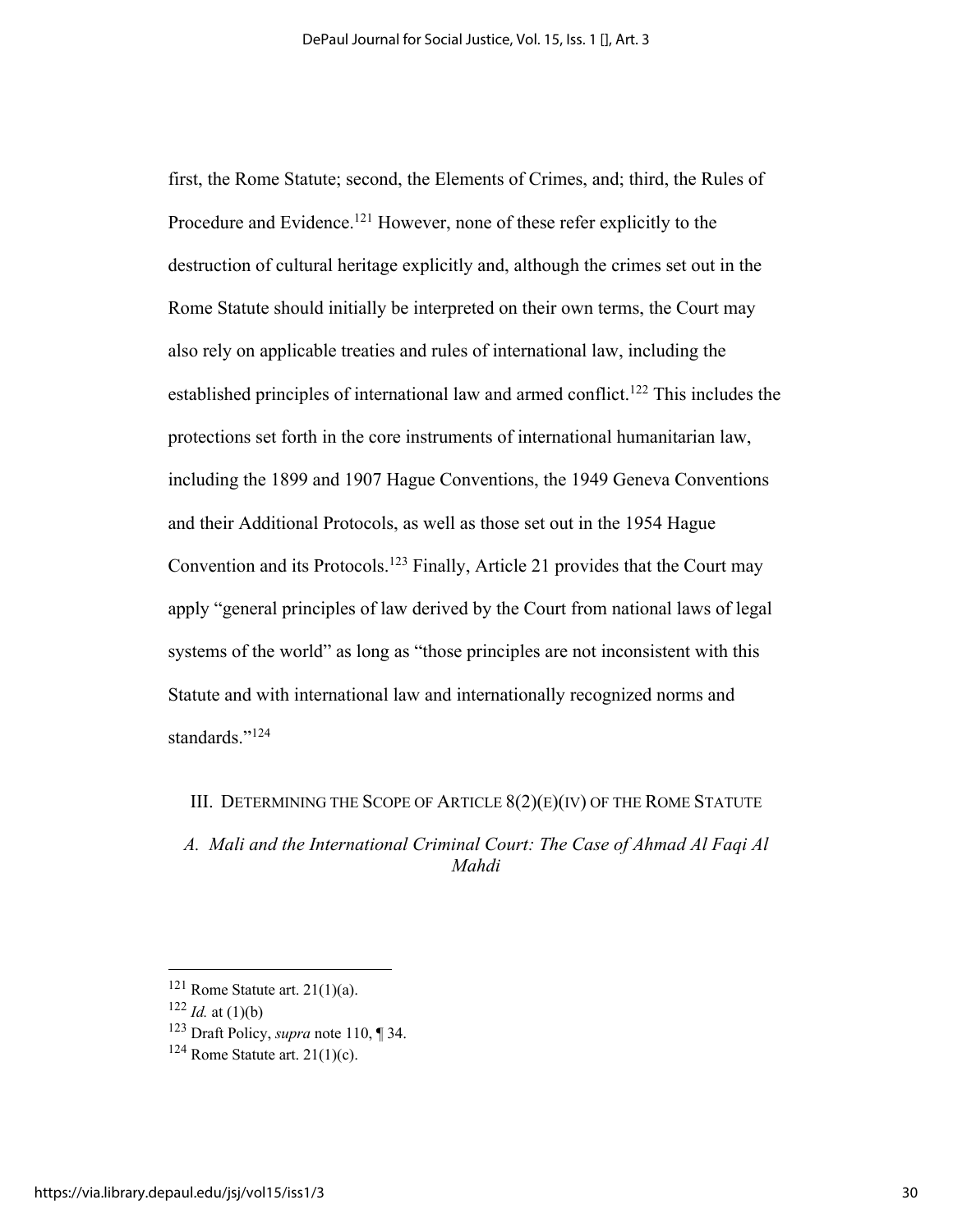first, the Rome Statute; second, the Elements of Crimes, and; third, the Rules of Procedure and Evidence.[121] However, none of these refer explicitly to the destruction of cultural heritage explicitly and, although the crimes set out in the Rome Statute should initially be interpreted on their own terms, the Court may also rely on applicable treaties and rules of international law, including the established principles of international law and armed conflict.[122] This includes the protections set forth in the core instruments of international humanitarian law, including the 1899 and 1907 Hague Conventions, the 1949 Geneva Conventions and their Additional Protocols, as well as those set out in the 1954 Hague Convention and its Protocols.[123] Finally, Article 21 provides that the Court may apply "general principles of law derived by the Court from national laws of legal systems of the world" as long as "those principles are not inconsistent with this Statute and with international law and internationally recognized norms and standards."[124]

## III. Determining the Scope of Article 8(2)(e)(iv) of the Rome Statute

### *A. Mali and the International Criminal Court: The Case of Ahmad Al Faqi Al Mahdi*

---

[121] Rome Statute art. 21(1)(a).

[122] *Id.* at (1)(b)

[123] Draft Policy, *supra* note 110, ¶ 34.

[124] Rome Statute art. 21(1)(c).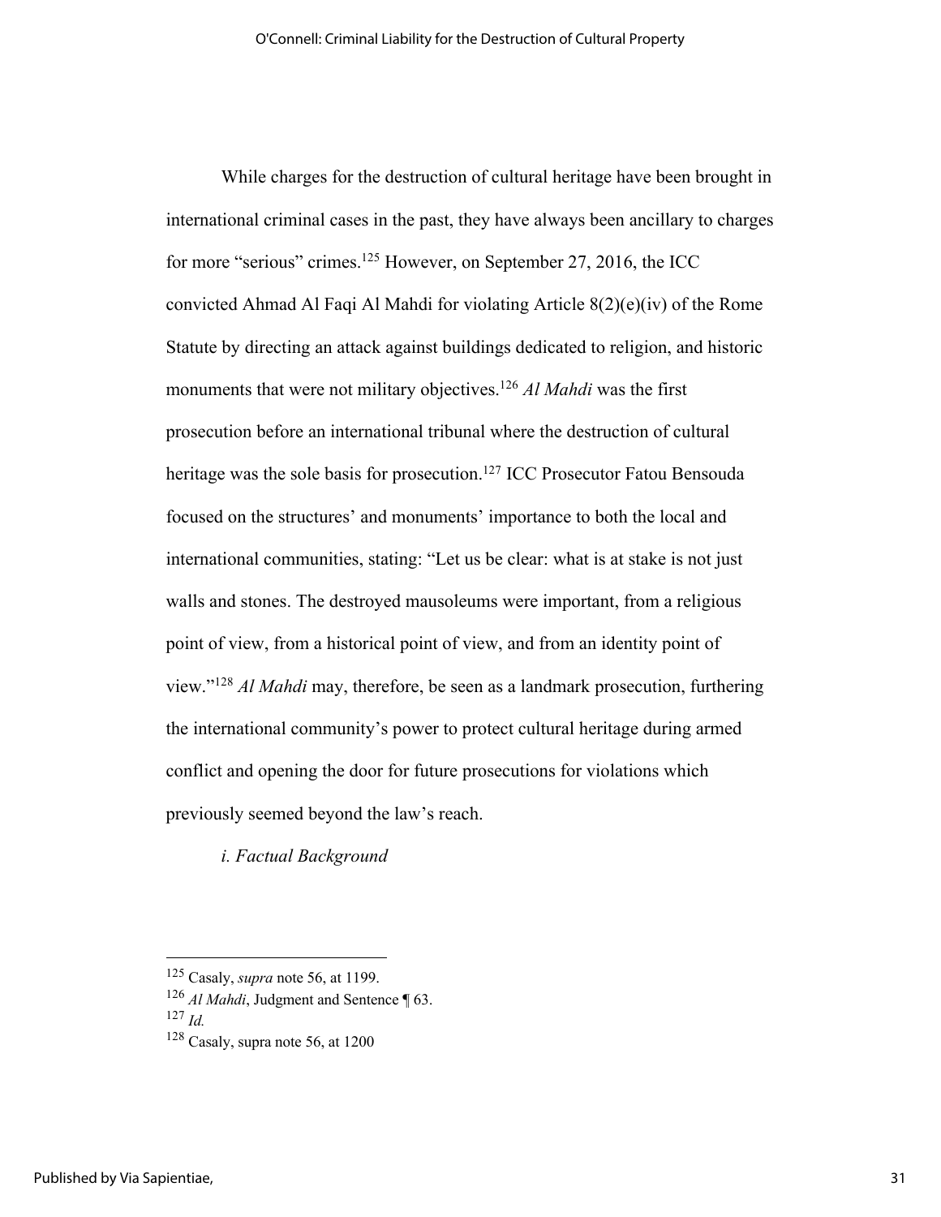While charges for the destruction of cultural heritage have been brought in international criminal cases in the past, they have always been ancillary to charges for more "serious" crimes.[125] However, on September 27, 2016, the ICC convicted Ahmad Al Faqi Al Mahdi for violating Article 8(2)(e)(iv) of the Rome Statute by directing an attack against buildings dedicated to religion, and historic monuments that were not military objectives.[126] *Al Mahdi* was the first prosecution before an international tribunal where the destruction of cultural heritage was the sole basis for prosecution.[127] ICC Prosecutor Fatou Bensouda focused on the structures' and monuments' importance to both the local and international communities, stating: "Let us be clear: what is at stake is not just walls and stones. The destroyed mausoleums were important, from a religious point of view, from a historical point of view, and from an identity point of view."[128] *Al Mahdi* may, therefore, be seen as a landmark prosecution, furthering the international community's power to protect cultural heritage during armed conflict and opening the door for future prosecutions for violations which previously seemed beyond the law's reach.

*i. Factual Background*

---

[125] Casaly, *supra* note 56, at 1199.

[126] *Al Mahdi*, Judgment and Sentence ¶ 63.

[127] *Id.*

[128] Casaly, supra note 56, at 1200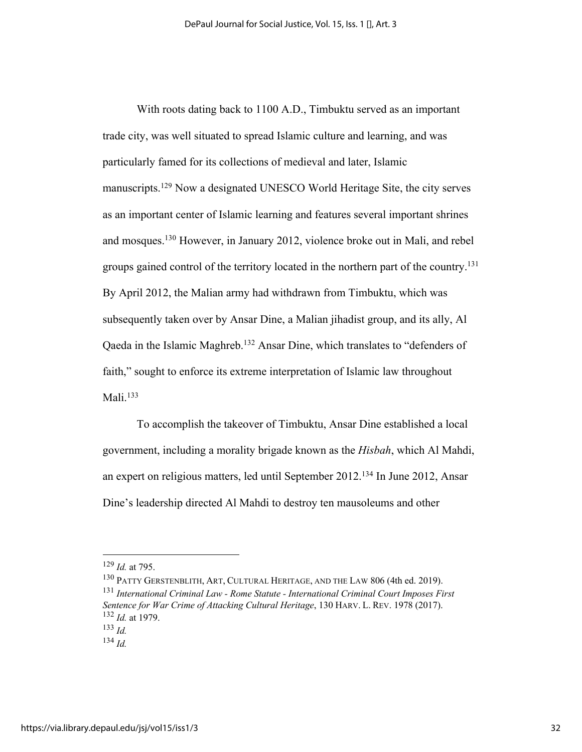With roots dating back to 1100 A.D., Timbuktu served as an important trade city, was well situated to spread Islamic culture and learning, and was particularly famed for its collections of medieval and later, Islamic manuscripts.[129] Now a designated UNESCO World Heritage Site, the city serves as an important center of Islamic learning and features several important shrines and mosques.[130] However, in January 2012, violence broke out in Mali, and rebel groups gained control of the territory located in the northern part of the country.[131] By April 2012, the Malian army had withdrawn from Timbuktu, which was subsequently taken over by Ansar Dine, a Malian jihadist group, and its ally, Al Qaeda in the Islamic Maghreb.[132] Ansar Dine, which translates to "defenders of faith," sought to enforce its extreme interpretation of Islamic law throughout Mali.[133]

To accomplish the takeover of Timbuktu, Ansar Dine established a local government, including a morality brigade known as the *Hisbah*, which Al Mahdi, an expert on religious matters, led until September 2012.[134] In June 2012, Ansar Dine's leadership directed Al Mahdi to destroy ten mausoleums and other

---

[129] *Id.* at 795.

[130] PATTY GERSTENBLITH, ART, CULTURAL HERITAGE, AND THE LAW 806 (4th ed. 2019).

[131] *International Criminal Law - Rome Statute - International Criminal Court Imposes First Sentence for War Crime of Attacking Cultural Heritage*, 130 HARV. L. REV. 1978 (2017).

[132] *Id.* at 1979.

[133] *Id.*

[134] *Id.*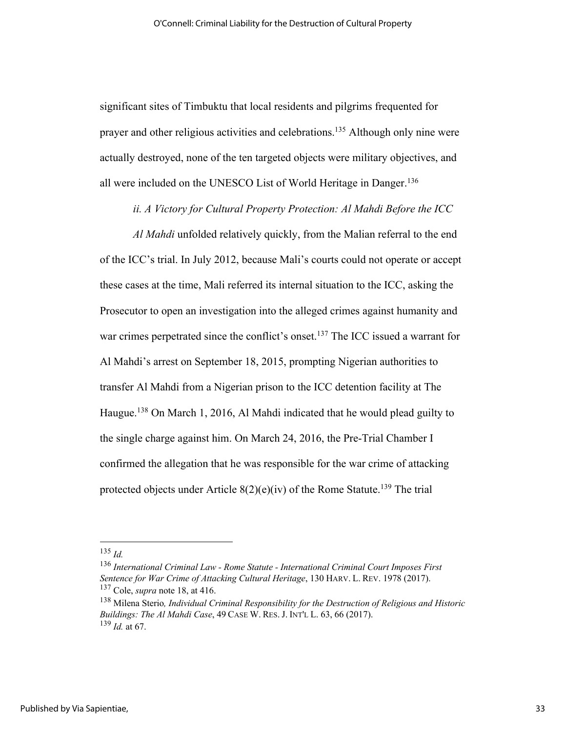significant sites of Timbuktu that local residents and pilgrims frequented for prayer and other religious activities and celebrations.[135] Although only nine were actually destroyed, none of the ten targeted objects were military objectives, and all were included on the UNESCO List of World Heritage in Danger.[136]

*ii. A Victory for Cultural Property Protection: Al Mahdi Before the ICC*

*Al Mahdi* unfolded relatively quickly, from the Malian referral to the end of the ICC's trial. In July 2012, because Mali's courts could not operate or accept these cases at the time, Mali referred its internal situation to the ICC, asking the Prosecutor to open an investigation into the alleged crimes against humanity and war crimes perpetrated since the conflict's onset.[137] The ICC issued a warrant for Al Mahdi's arrest on September 18, 2015, prompting Nigerian authorities to transfer Al Mahdi from a Nigerian prison to the ICC detention facility at The Haugue.[138] On March 1, 2016, Al Mahdi indicated that he would plead guilty to the single charge against him. On March 24, 2016, the Pre-Trial Chamber I confirmed the allegation that he was responsible for the war crime of attacking protected objects under Article 8(2)(e)(iv) of the Rome Statute.[139] The trial

---

[135] *Id.*

[136] *International Criminal Law - Rome Statute - International Criminal Court Imposes First Sentence for War Crime of Attacking Cultural Heritage*, 130 HARV. L. REV. 1978 (2017).

[137] Cole, *supra* note 18, at 416.

[138] Milena Sterio*, Individual Criminal Responsibility for the Destruction of Religious and Historic Buildings: The Al Mahdi Case*, 49 CASE W. RES. J. INT'L L. 63, 66 (2017).

[139] *Id.* at 67.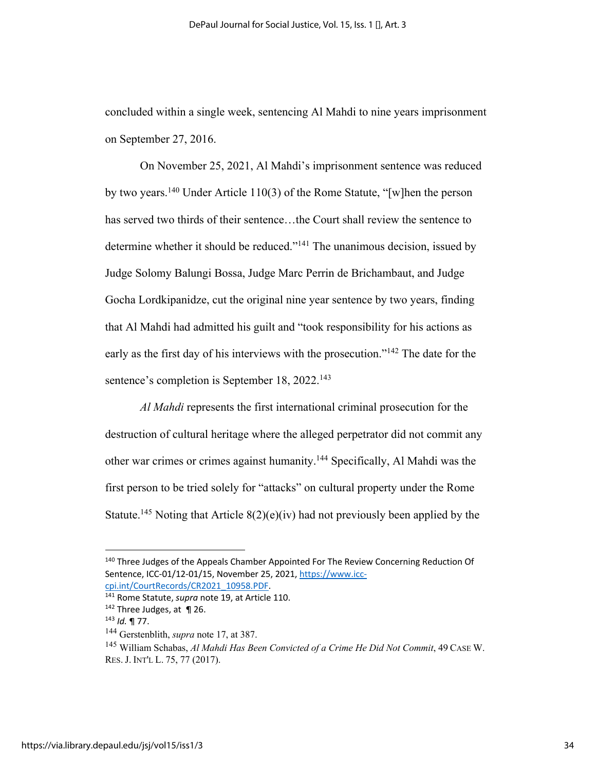concluded within a single week, sentencing Al Mahdi to nine years imprisonment on September 27, 2016.

On November 25, 2021, Al Mahdi's imprisonment sentence was reduced by two years.[140] Under Article 110(3) of the Rome Statute, "[w]hen the person has served two thirds of their sentence…the Court shall review the sentence to determine whether it should be reduced."[141] The unanimous decision, issued by Judge Solomy Balungi Bossa, Judge Marc Perrin de Brichambaut, and Judge Gocha Lordkipanidze, cut the original nine year sentence by two years, finding that Al Mahdi had admitted his guilt and "took responsibility for his actions as early as the first day of his interviews with the prosecution."[142] The date for the sentence's completion is September 18, 2022.[143]

*Al Mahdi* represents the first international criminal prosecution for the destruction of cultural heritage where the alleged perpetrator did not commit any other war crimes or crimes against humanity.[144] Specifically, Al Mahdi was the first person to be tried solely for "attacks" on cultural property under the Rome Statute.[145] Noting that Article 8(2)(e)(iv) had not previously been applied by the

---

[140] Three Judges of the Appeals Chamber Appointed For The Review Concerning Reduction Of Sentence, ICC-01/12-01/15, November 25, 2021, https://www.icc-cpi.int/CourtRecords/CR2021_10958.PDF.

[141] Rome Statute, *supra* note 19, at Article 110.

[142] Three Judges, at ¶ 26.

[143] *Id.* ¶ 77.

[144] Gerstenblith, *supra* note 17, at 387.

[145] William Schabas, *Al Mahdi Has Been Convicted of a Crime He Did Not Commit*, 49 CASE W. RES. J. INT'L L. 75, 77 (2017).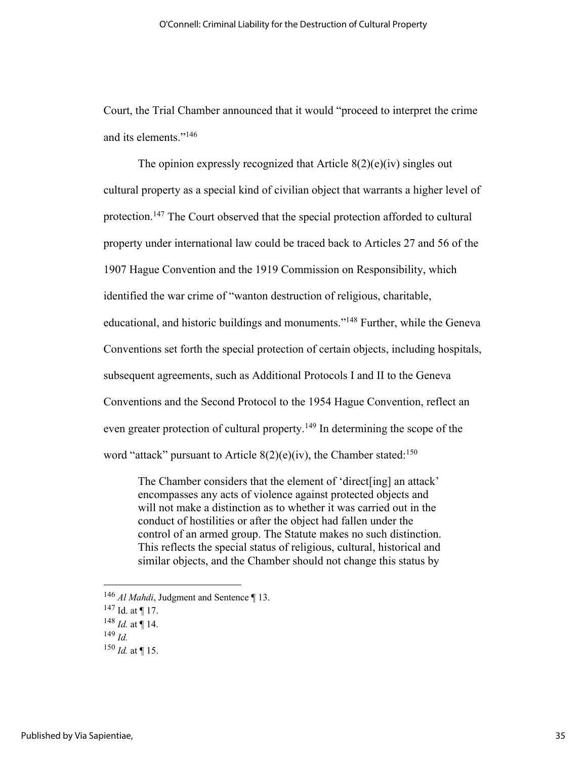Court, the Trial Chamber announced that it would "proceed to interpret the crime and its elements."[146]

The opinion expressly recognized that Article 8(2)(e)(iv) singles out cultural property as a special kind of civilian object that warrants a higher level of protection.[147] The Court observed that the special protection afforded to cultural property under international law could be traced back to Articles 27 and 56 of the 1907 Hague Convention and the 1919 Commission on Responsibility, which identified the war crime of "wanton destruction of religious, charitable, educational, and historic buildings and monuments."[148] Further, while the Geneva Conventions set forth the special protection of certain objects, including hospitals, subsequent agreements, such as Additional Protocols I and II to the Geneva Conventions and the Second Protocol to the 1954 Hague Convention, reflect an even greater protection of cultural property.[149] In determining the scope of the word "attack" pursuant to Article 8(2)(e)(iv), the Chamber stated:[150]

> The Chamber considers that the element of 'direct[ing] an attack' encompasses any acts of violence against protected objects and will not make a distinction as to whether it was carried out in the conduct of hostilities or after the object had fallen under the control of an armed group. The Statute makes no such distinction. This reflects the special status of religious, cultural, historical and similar objects, and the Chamber should not change this status by

---

[146] *Al Mahdi*, Judgment and Sentence ¶ 13.
[147] Id. at ¶ 17.
[148] *Id.* at ¶ 14.
[149] *Id.*
[150] *Id.* at ¶ 15.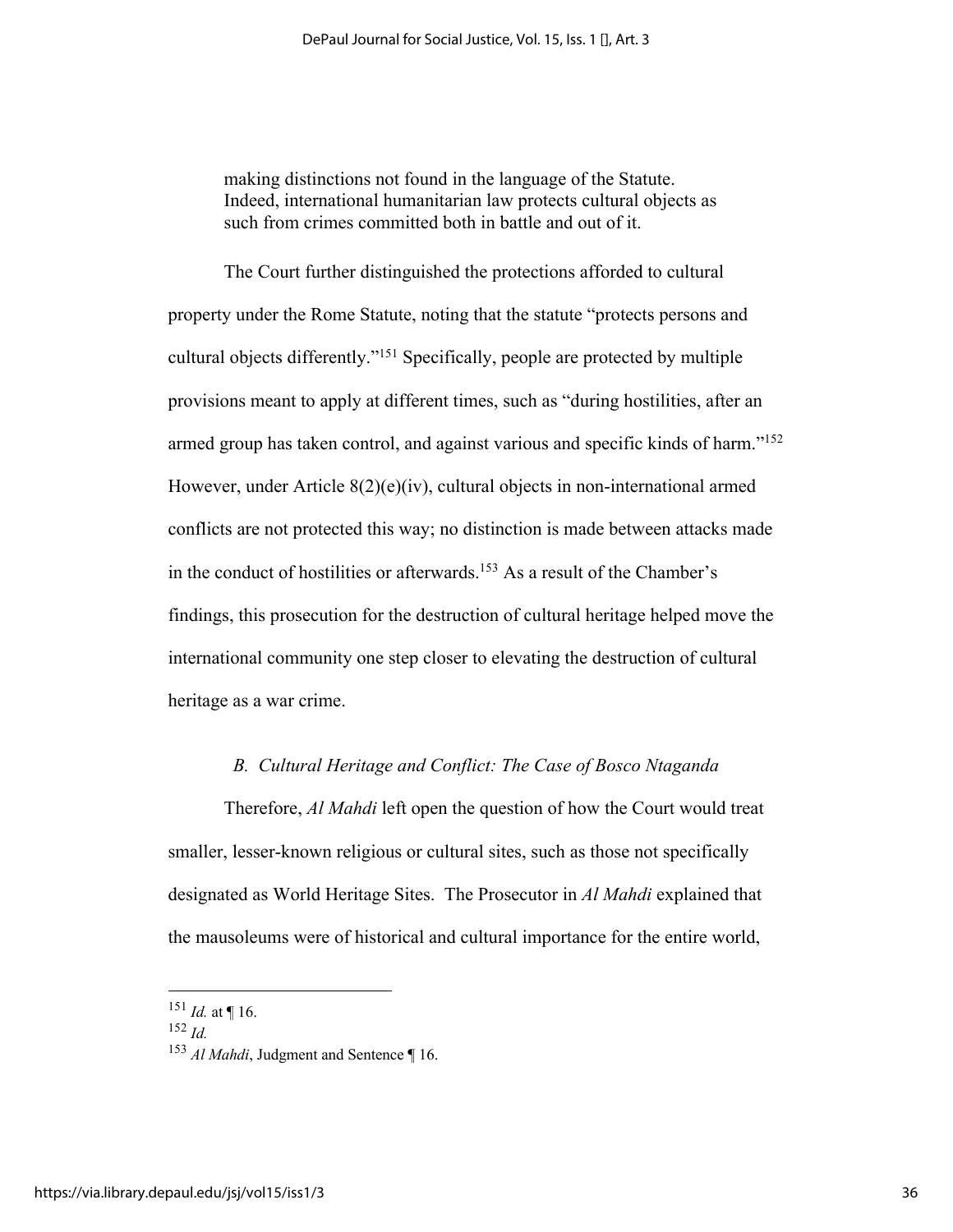> making distinctions not found in the language of the Statute. Indeed, international humanitarian law protects cultural objects as such from crimes committed both in battle and out of it.

The Court further distinguished the protections afforded to cultural property under the Rome Statute, noting that the statute "protects persons and cultural objects differently."[151] Specifically, people are protected by multiple provisions meant to apply at different times, such as "during hostilities, after an armed group has taken control, and against various and specific kinds of harm."[152] However, under Article 8(2)(e)(iv), cultural objects in non-international armed conflicts are not protected this way; no distinction is made between attacks made in the conduct of hostilities or afterwards.[153] As a result of the Chamber's findings, this prosecution for the destruction of cultural heritage helped move the international community one step closer to elevating the destruction of cultural heritage as a war crime.

### *B. Cultural Heritage and Conflict: The Case of Bosco Ntaganda*

Therefore, *Al Mahdi* left open the question of how the Court would treat smaller, lesser-known religious or cultural sites, such as those not specifically designated as World Heritage Sites. The Prosecutor in *Al Mahdi* explained that the mausoleums were of historical and cultural importance for the entire world,

---

[151] *Id.* at ¶ 16.

[152] *Id.*

[153] *Al Mahdi*, Judgment and Sentence ¶ 16.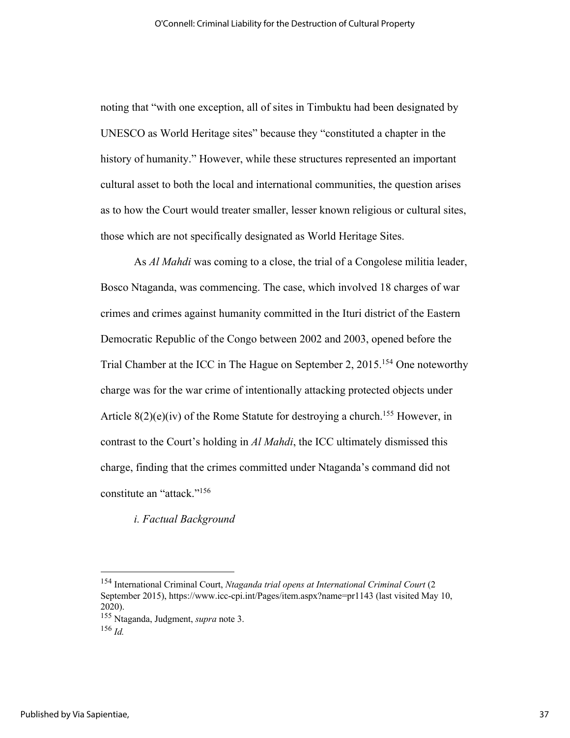noting that "with one exception, all of sites in Timbuktu had been designated by UNESCO as World Heritage sites" because they "constituted a chapter in the history of humanity." However, while these structures represented an important cultural asset to both the local and international communities, the question arises as to how the Court would treater smaller, lesser known religious or cultural sites, those which are not specifically designated as World Heritage Sites.

As *Al Mahdi* was coming to a close, the trial of a Congolese militia leader, Bosco Ntaganda, was commencing. The case, which involved 18 charges of war crimes and crimes against humanity committed in the Ituri district of the Eastern Democratic Republic of the Congo between 2002 and 2003, opened before the Trial Chamber at the ICC in The Hague on September 2, 2015.[154] One noteworthy charge was for the war crime of intentionally attacking protected objects under Article 8(2)(e)(iv) of the Rome Statute for destroying a church.[155] However, in contrast to the Court's holding in *Al Mahdi*, the ICC ultimately dismissed this charge, finding that the crimes committed under Ntaganda's command did not constitute an "attack."[156]

*i. Factual Background*

---

[154] International Criminal Court, *Ntaganda trial opens at International Criminal Court* (2 September 2015), https://www.icc-cpi.int/Pages/item.aspx?name=pr1143 (last visited May 10, 2020).

[155] Ntaganda, Judgment, *supra* note 3.

[156] *Id.*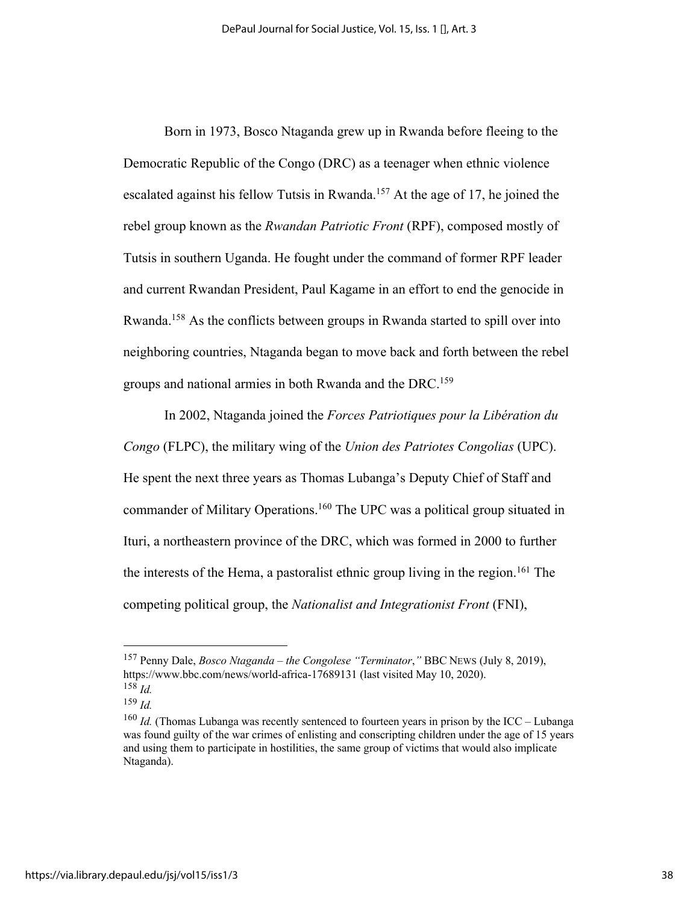Born in 1973, Bosco Ntaganda grew up in Rwanda before fleeing to the Democratic Republic of the Congo (DRC) as a teenager when ethnic violence escalated against his fellow Tutsis in Rwanda.[157] At the age of 17, he joined the rebel group known as the *Rwandan Patriotic Front* (RPF), composed mostly of Tutsis in southern Uganda. He fought under the command of former RPF leader and current Rwandan President, Paul Kagame in an effort to end the genocide in Rwanda.[158] As the conflicts between groups in Rwanda started to spill over into neighboring countries, Ntaganda began to move back and forth between the rebel groups and national armies in both Rwanda and the DRC.[159]

In 2002, Ntaganda joined the *Forces Patriotiques pour la Libération du Congo* (FLPC), the military wing of the *Union des Patriotes Congolias* (UPC). He spent the next three years as Thomas Lubanga's Deputy Chief of Staff and commander of Military Operations.[160] The UPC was a political group situated in Ituri, a northeastern province of the DRC, which was formed in 2000 to further the interests of the Hema, a pastoralist ethnic group living in the region.[161] The competing political group, the *Nationalist and Integrationist Front* (FNI),

---

[157] Penny Dale, *Bosco Ntaganda – the Congolese "Terminator*,*"* BBC NEWS (July 8, 2019), https://www.bbc.com/news/world-africa-17689131 (last visited May 10, 2020).

[158] *Id.*

[159] *Id.*

[160] *Id.* (Thomas Lubanga was recently sentenced to fourteen years in prison by the ICC – Lubanga was found guilty of the war crimes of enlisting and conscripting children under the age of 15 years and using them to participate in hostilities, the same group of victims that would also implicate Ntaganda).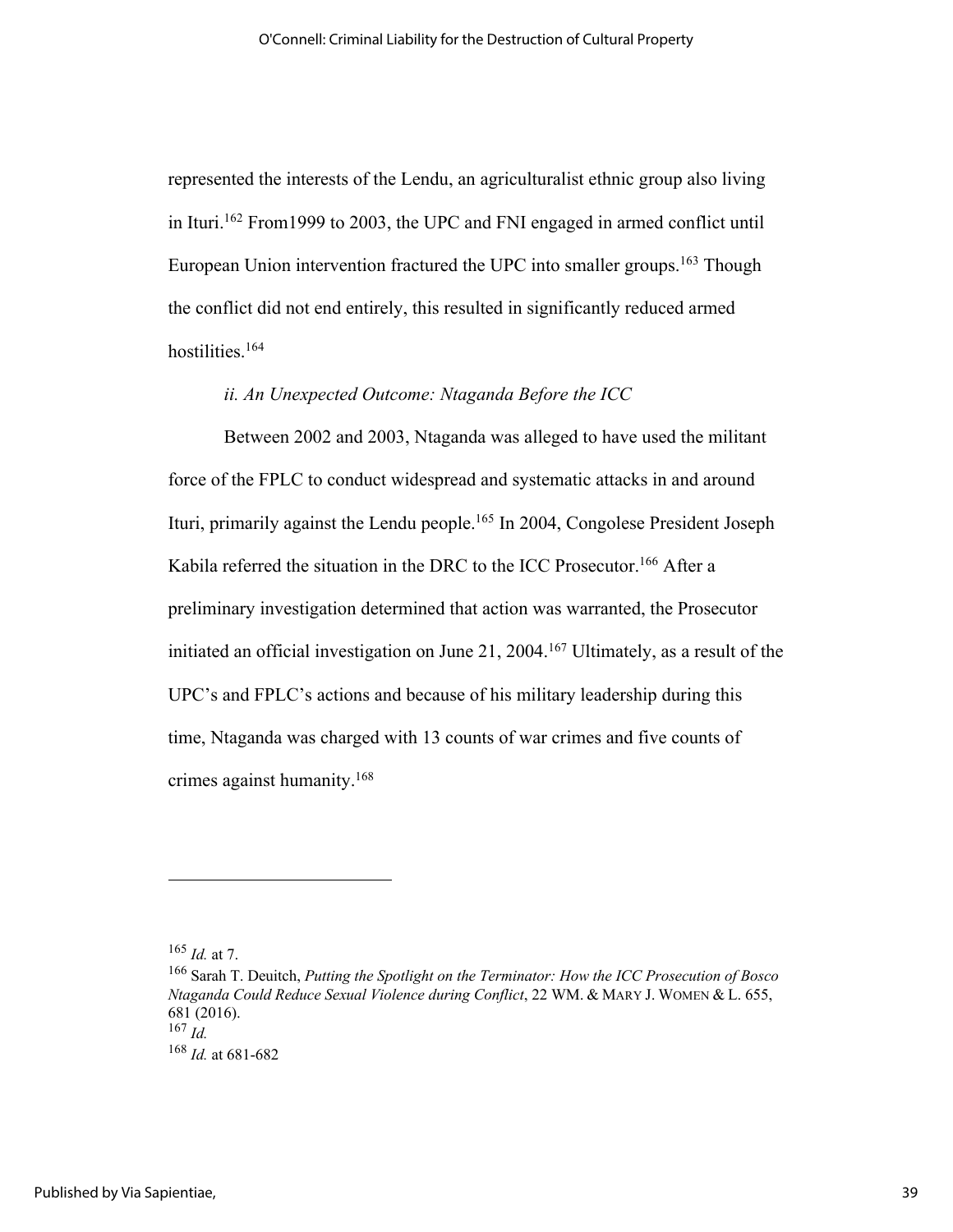represented the interests of the Lendu, an agriculturalist ethnic group also living in Ituri.[162] From1999 to 2003, the UPC and FNI engaged in armed conflict until European Union intervention fractured the UPC into smaller groups.[163] Though the conflict did not end entirely, this resulted in significantly reduced armed hostilities.[164]

*ii. An Unexpected Outcome: Ntaganda Before the ICC*

Between 2002 and 2003, Ntaganda was alleged to have used the militant force of the FPLC to conduct widespread and systematic attacks in and around Ituri, primarily against the Lendu people.[165] In 2004, Congolese President Joseph Kabila referred the situation in the DRC to the ICC Prosecutor.[166] After a preliminary investigation determined that action was warranted, the Prosecutor initiated an official investigation on June 21, 2004.[167] Ultimately, as a result of the UPC's and FPLC's actions and because of his military leadership during this time, Ntaganda was charged with 13 counts of war crimes and five counts of crimes against humanity.[168]

---

[165] *Id.* at 7.

[166] Sarah T. Deuitch, *Putting the Spotlight on the Terminator: How the ICC Prosecution of Bosco Ntaganda Could Reduce Sexual Violence during Conflict*, 22 WM. & MARY J. WOMEN & L. 655, 681 (2016).

[167] *Id.*

[168] *Id.* at 681-682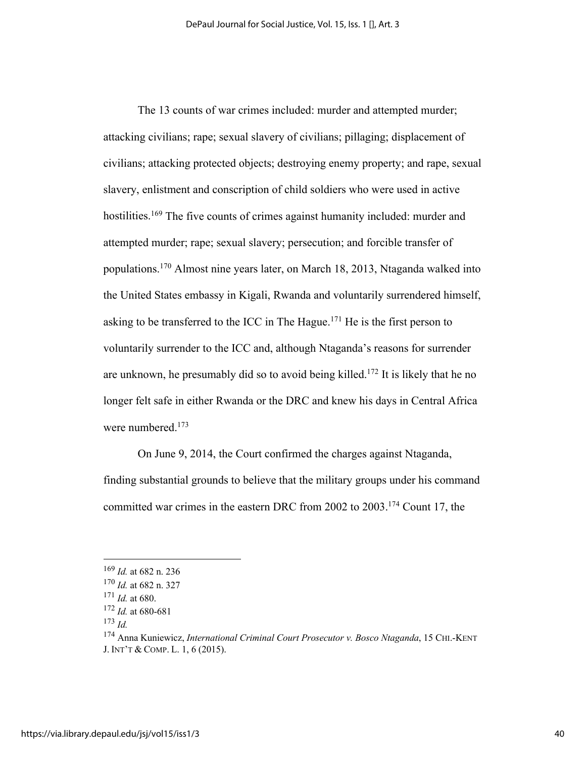The 13 counts of war crimes included: murder and attempted murder; attacking civilians; rape; sexual slavery of civilians; pillaging; displacement of civilians; attacking protected objects; destroying enemy property; and rape, sexual slavery, enlistment and conscription of child soldiers who were used in active hostilities.[169] The five counts of crimes against humanity included: murder and attempted murder; rape; sexual slavery; persecution; and forcible transfer of populations.[170] Almost nine years later, on March 18, 2013, Ntaganda walked into the United States embassy in Kigali, Rwanda and voluntarily surrendered himself, asking to be transferred to the ICC in The Hague.[171] He is the first person to voluntarily surrender to the ICC and, although Ntaganda's reasons for surrender are unknown, he presumably did so to avoid being killed.[172] It is likely that he no longer felt safe in either Rwanda or the DRC and knew his days in Central Africa were numbered.[173]

On June 9, 2014, the Court confirmed the charges against Ntaganda, finding substantial grounds to believe that the military groups under his command committed war crimes in the eastern DRC from 2002 to 2003.[174] Count 17, the

---

[169] *Id.* at 682 n. 236

[170] *Id.* at 682 n. 327

[171] *Id.* at 680.

[172] *Id.* at 680-681

[173] *Id.*

[174] Anna Kuniewicz, *International Criminal Court Prosecutor v. Bosco Ntaganda*, 15 CHI.-KENT J. INT'T & COMP. L. 1, 6 (2015).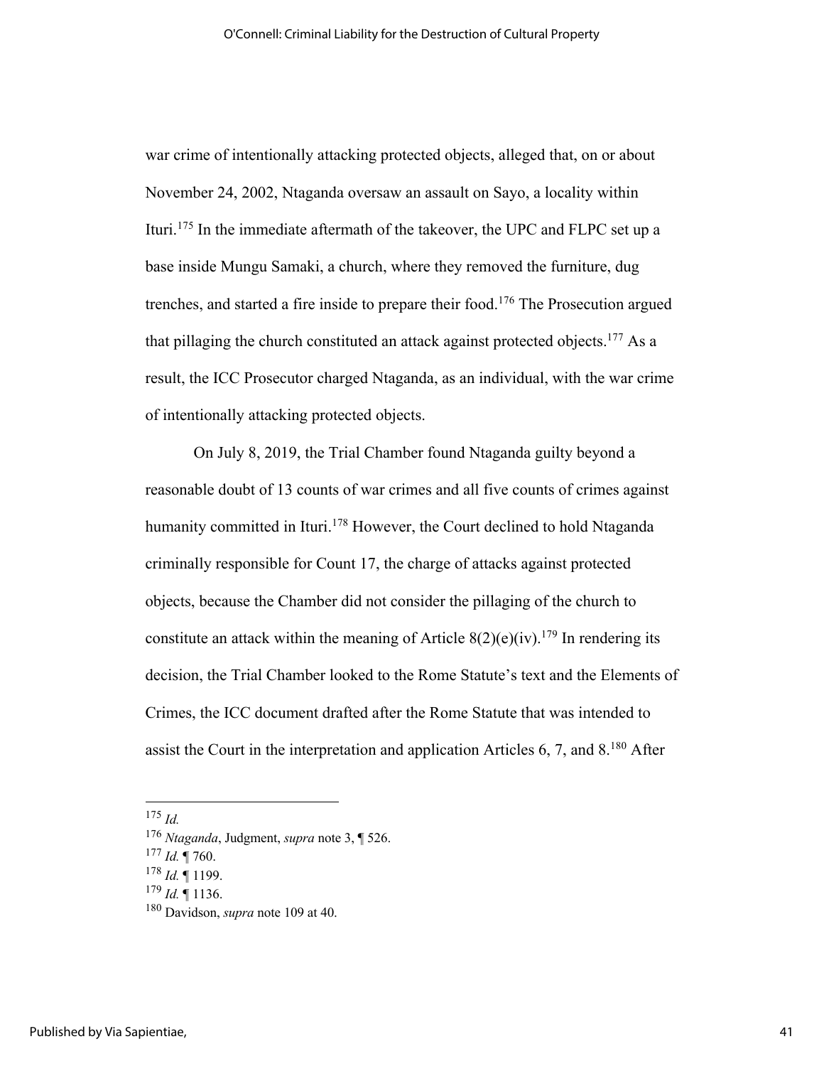war crime of intentionally attacking protected objects, alleged that, on or about November 24, 2002, Ntaganda oversaw an assault on Sayo, a locality within Ituri.[175] In the immediate aftermath of the takeover, the UPC and FLPC set up a base inside Mungu Samaki, a church, where they removed the furniture, dug trenches, and started a fire inside to prepare their food.[176] The Prosecution argued that pillaging the church constituted an attack against protected objects.[177] As a result, the ICC Prosecutor charged Ntaganda, as an individual, with the war crime of intentionally attacking protected objects.

On July 8, 2019, the Trial Chamber found Ntaganda guilty beyond a reasonable doubt of 13 counts of war crimes and all five counts of crimes against humanity committed in Ituri.[178] However, the Court declined to hold Ntaganda criminally responsible for Count 17, the charge of attacks against protected objects, because the Chamber did not consider the pillaging of the church to constitute an attack within the meaning of Article 8(2)(e)(iv).[179] In rendering its decision, the Trial Chamber looked to the Rome Statute's text and the Elements of Crimes, the ICC document drafted after the Rome Statute that was intended to assist the Court in the interpretation and application Articles 6, 7, and 8.[180] After

---

[175] *Id.*

[176] *Ntaganda*, Judgment, *supra* note 3, ¶ 526.

[177] *Id.* ¶ 760.

[178] *Id.* ¶ 1199.

[179] *Id.* ¶ 1136.

[180] Davidson, *supra* note 109 at 40.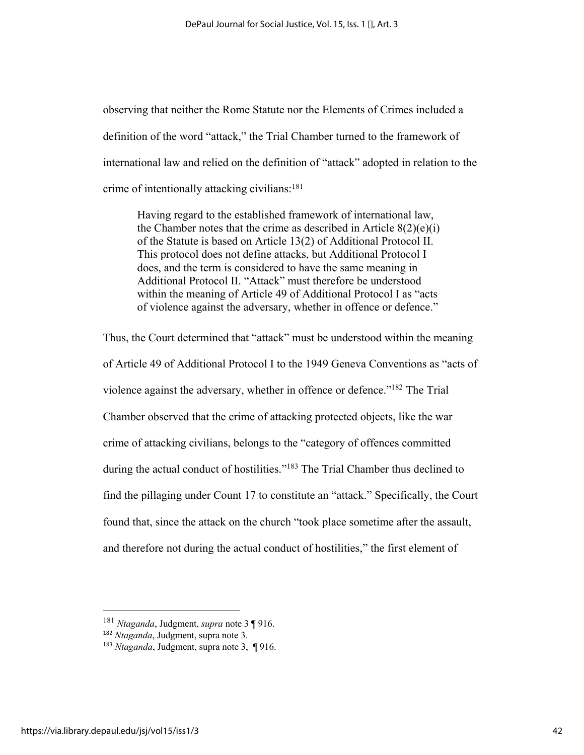observing that neither the Rome Statute nor the Elements of Crimes included a definition of the word "attack," the Trial Chamber turned to the framework of international law and relied on the definition of "attack" adopted in relation to the crime of intentionally attacking civilians:[181]

> Having regard to the established framework of international law, the Chamber notes that the crime as described in Article 8(2)(e)(i) of the Statute is based on Article 13(2) of Additional Protocol II. This protocol does not define attacks, but Additional Protocol I does, and the term is considered to have the same meaning in Additional Protocol II. "Attack" must therefore be understood within the meaning of Article 49 of Additional Protocol I as "acts of violence against the adversary, whether in offence or defence."

Thus, the Court determined that "attack" must be understood within the meaning of Article 49 of Additional Protocol I to the 1949 Geneva Conventions as "acts of violence against the adversary, whether in offence or defence."[182] The Trial Chamber observed that the crime of attacking protected objects, like the war crime of attacking civilians, belongs to the "category of offences committed during the actual conduct of hostilities."[183] The Trial Chamber thus declined to find the pillaging under Count 17 to constitute an "attack." Specifically, the Court found that, since the attack on the church "took place sometime after the assault, and therefore not during the actual conduct of hostilities," the first element of

---

[181] *Ntaganda*, Judgment, *supra* note 3 ¶ 916.

[182] *Ntaganda*, Judgment, supra note 3.

[183] *Ntaganda*, Judgment, supra note 3, ¶ 916.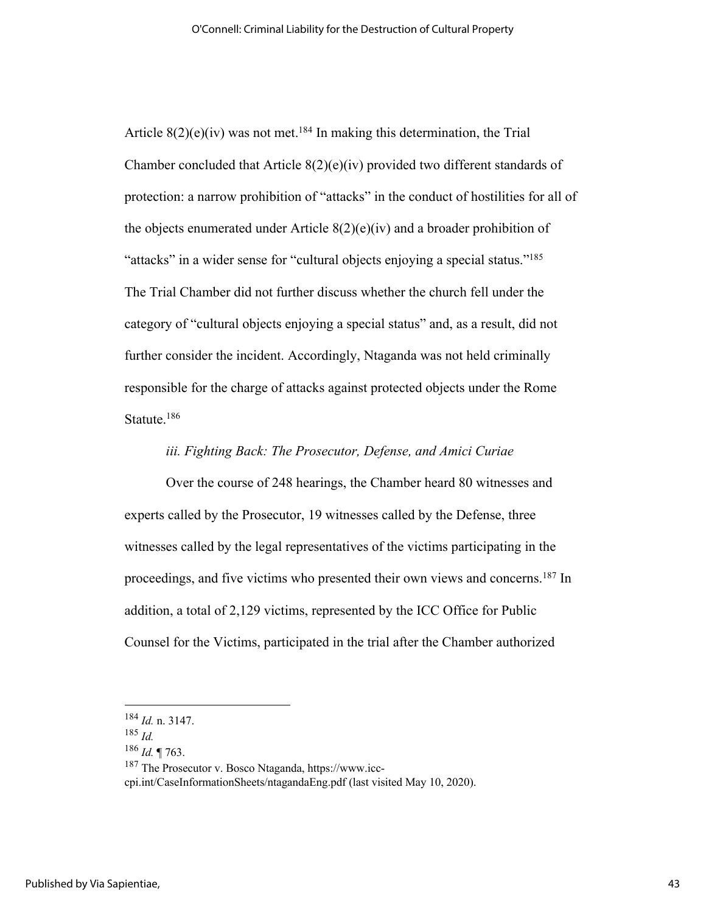Article 8(2)(e)(iv) was not met.[184] In making this determination, the Trial Chamber concluded that Article 8(2)(e)(iv) provided two different standards of protection: a narrow prohibition of "attacks" in the conduct of hostilities for all of the objects enumerated under Article 8(2)(e)(iv) and a broader prohibition of "attacks" in a wider sense for "cultural objects enjoying a special status."[185] The Trial Chamber did not further discuss whether the church fell under the category of "cultural objects enjoying a special status" and, as a result, did not further consider the incident. Accordingly, Ntaganda was not held criminally responsible for the charge of attacks against protected objects under the Rome Statute.[186]

*iii. Fighting Back: The Prosecutor, Defense, and Amici Curiae*

Over the course of 248 hearings, the Chamber heard 80 witnesses and experts called by the Prosecutor, 19 witnesses called by the Defense, three witnesses called by the legal representatives of the victims participating in the proceedings, and five victims who presented their own views and concerns.[187] In addition, a total of 2,129 victims, represented by the ICC Office for Public Counsel for the Victims, participated in the trial after the Chamber authorized

---

[184] *Id.* n. 3147.

[185] *Id.*

[186] *Id.* ¶ 763.

[187] The Prosecutor v. Bosco Ntaganda, https://www.icc-cpi.int/CaseInformationSheets/ntagandaEng.pdf (last visited May 10, 2020).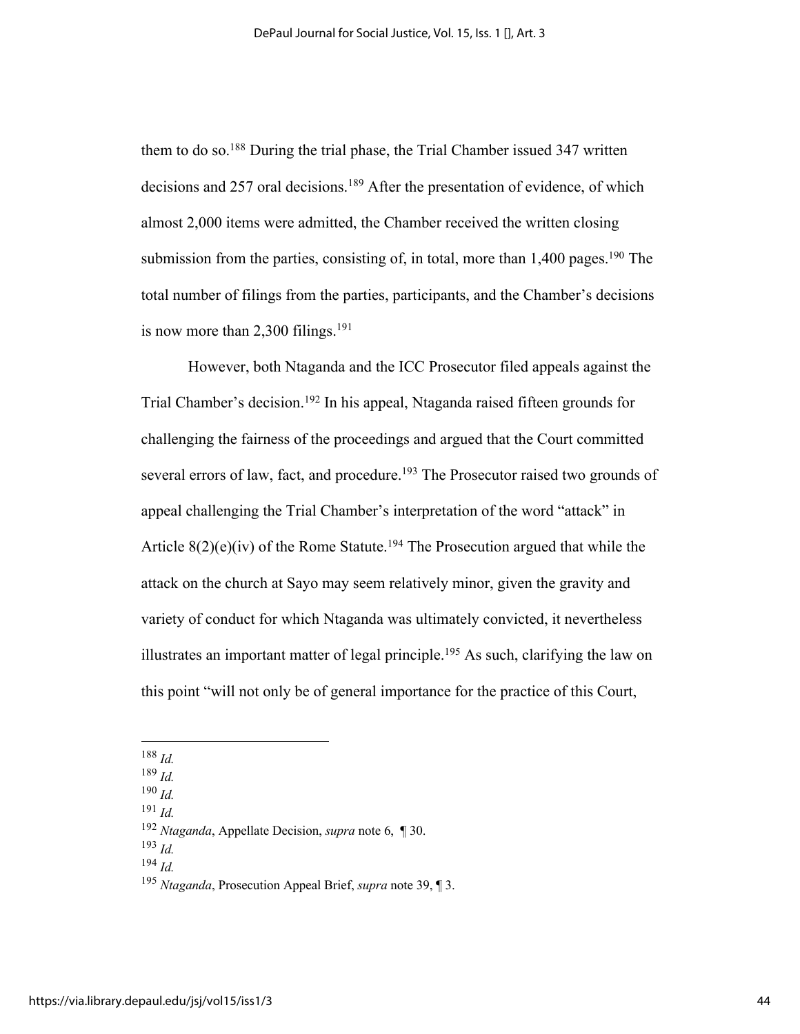them to do so.[188] During the trial phase, the Trial Chamber issued 347 written decisions and 257 oral decisions.[189] After the presentation of evidence, of which almost 2,000 items were admitted, the Chamber received the written closing submission from the parties, consisting of, in total, more than 1,400 pages.[190] The total number of filings from the parties, participants, and the Chamber's decisions is now more than 2,300 filings.[191]

However, both Ntaganda and the ICC Prosecutor filed appeals against the Trial Chamber's decision.[192] In his appeal, Ntaganda raised fifteen grounds for challenging the fairness of the proceedings and argued that the Court committed several errors of law, fact, and procedure.[193] The Prosecutor raised two grounds of appeal challenging the Trial Chamber's interpretation of the word "attack" in Article 8(2)(e)(iv) of the Rome Statute.[194] The Prosecution argued that while the attack on the church at Sayo may seem relatively minor, given the gravity and variety of conduct for which Ntaganda was ultimately convicted, it nevertheless illustrates an important matter of legal principle.[195] As such, clarifying the law on this point "will not only be of general importance for the practice of this Court,

---

[188] *Id.*
[189] *Id.*
[190] *Id.*
[191] *Id.*
[192] *Ntaganda*, Appellate Decision, *supra* note 6, ¶ 30.
[193] *Id.*
[194] *Id.*
[195] *Ntaganda*, Prosecution Appeal Brief, *supra* note 39, ¶ 3.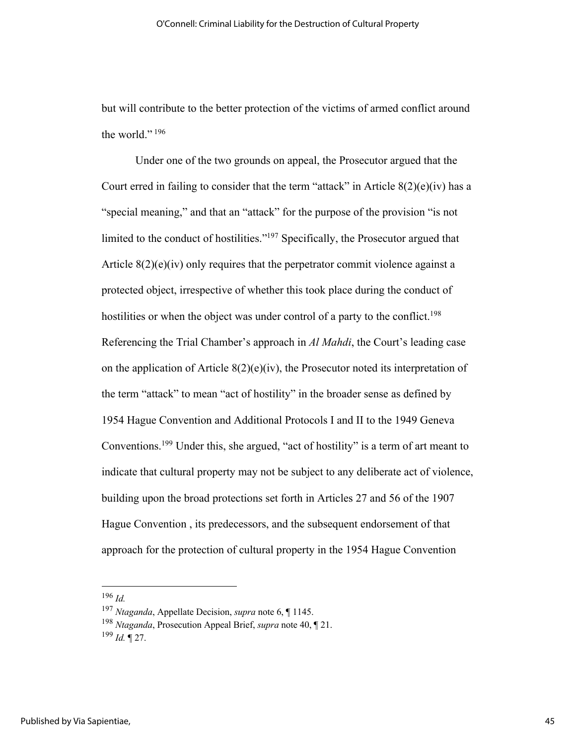but will contribute to the better protection of the victims of armed conflict around the world." [196]

Under one of the two grounds on appeal, the Prosecutor argued that the Court erred in failing to consider that the term "attack" in Article 8(2)(e)(iv) has a "special meaning," and that an "attack" for the purpose of the provision "is not limited to the conduct of hostilities."[197] Specifically, the Prosecutor argued that Article 8(2)(e)(iv) only requires that the perpetrator commit violence against a protected object, irrespective of whether this took place during the conduct of hostilities or when the object was under control of a party to the conflict.[198] Referencing the Trial Chamber's approach in *Al Mahdi*, the Court's leading case on the application of Article 8(2)(e)(iv), the Prosecutor noted its interpretation of the term "attack" to mean "act of hostility" in the broader sense as defined by 1954 Hague Convention and Additional Protocols I and II to the 1949 Geneva Conventions.[199] Under this, she argued, "act of hostility" is a term of art meant to indicate that cultural property may not be subject to any deliberate act of violence, building upon the broad protections set forth in Articles 27 and 56 of the 1907 Hague Convention , its predecessors, and the subsequent endorsement of that approach for the protection of cultural property in the 1954 Hague Convention

---

[196] *Id.*

[197] *Ntaganda*, Appellate Decision, *supra* note 6, ¶ 1145.

[198] *Ntaganda*, Prosecution Appeal Brief, *supra* note 40, ¶ 21.

[199] *Id.* ¶ 27.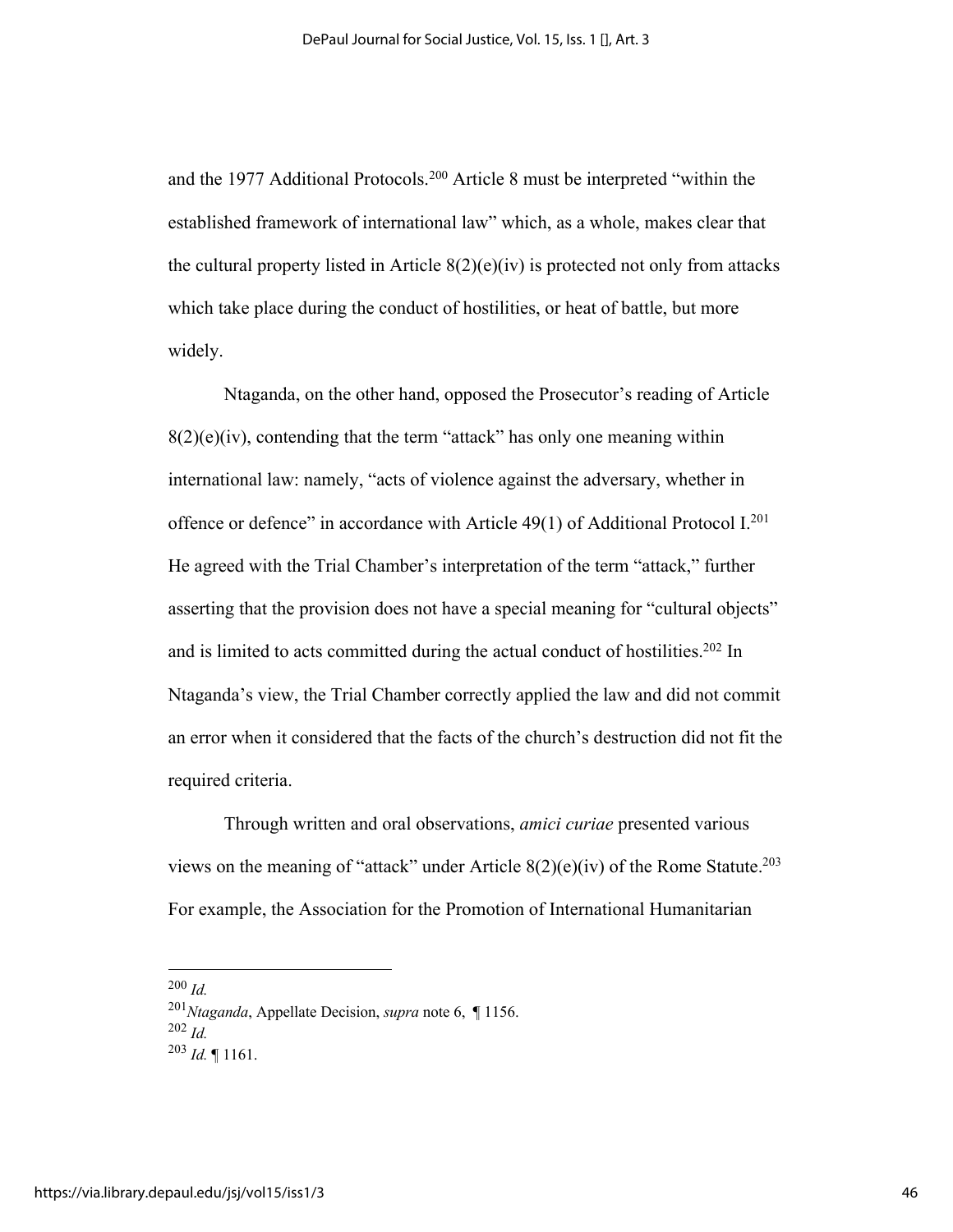and the 1977 Additional Protocols.[200] Article 8 must be interpreted "within the established framework of international law" which, as a whole, makes clear that the cultural property listed in Article 8(2)(e)(iv) is protected not only from attacks which take place during the conduct of hostilities, or heat of battle, but more widely.

Ntaganda, on the other hand, opposed the Prosecutor's reading of Article 8(2)(e)(iv), contending that the term "attack" has only one meaning within international law: namely, "acts of violence against the adversary, whether in offence or defence" in accordance with Article 49(1) of Additional Protocol I.[201] He agreed with the Trial Chamber's interpretation of the term "attack," further asserting that the provision does not have a special meaning for "cultural objects" and is limited to acts committed during the actual conduct of hostilities.[202] In Ntaganda's view, the Trial Chamber correctly applied the law and did not commit an error when it considered that the facts of the church's destruction did not fit the required criteria.

Through written and oral observations, *amici curiae* presented various views on the meaning of "attack" under Article 8(2)(e)(iv) of the Rome Statute.[203] For example, the Association for the Promotion of International Humanitarian

---

[200] *Id.*

[201] *Ntaganda*, Appellate Decision, *supra* note 6, ¶ 1156.

[202] *Id.*

[203] *Id.* ¶ 1161.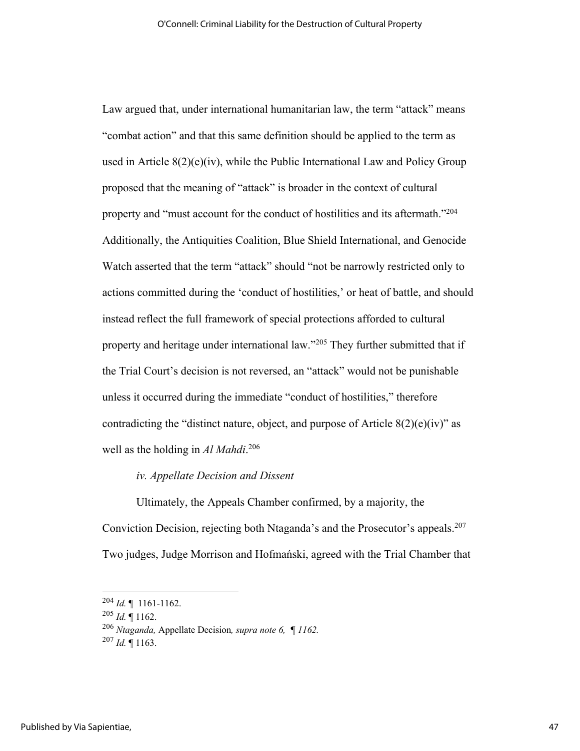Law argued that, under international humanitarian law, the term "attack" means "combat action" and that this same definition should be applied to the term as used in Article 8(2)(e)(iv), while the Public International Law and Policy Group proposed that the meaning of "attack" is broader in the context of cultural property and "must account for the conduct of hostilities and its aftermath."[204] Additionally, the Antiquities Coalition, Blue Shield International, and Genocide Watch asserted that the term "attack" should "not be narrowly restricted only to actions committed during the 'conduct of hostilities,' or heat of battle, and should instead reflect the full framework of special protections afforded to cultural property and heritage under international law."[205] They further submitted that if the Trial Court's decision is not reversed, an "attack" would not be punishable unless it occurred during the immediate "conduct of hostilities," therefore contradicting the "distinct nature, object, and purpose of Article 8(2)(e)(iv)" as well as the holding in *Al Mahdi*.[206]

*iv. Appellate Decision and Dissent*

Ultimately, the Appeals Chamber confirmed, by a majority, the Conviction Decision, rejecting both Ntaganda's and the Prosecutor's appeals.[207] Two judges, Judge Morrison and Hofmański, agreed with the Trial Chamber that

---

[204] *Id.* ¶ 1161-1162.

[205] *Id.* ¶ 1162.

[206] *Ntaganda,* Appellate Decision*, supra note 6, ¶ 1162.*

[207] *Id.* ¶ 1163.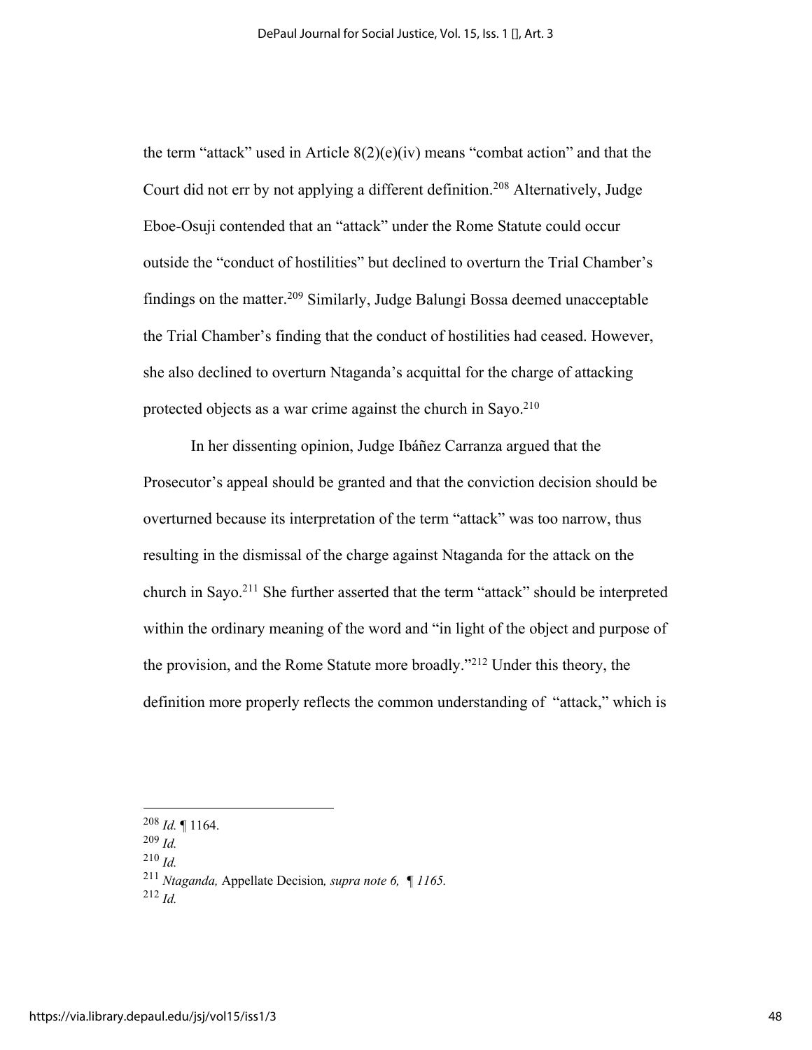the term "attack" used in Article 8(2)(e)(iv) means "combat action" and that the Court did not err by not applying a different definition.[208] Alternatively, Judge Eboe-Osuji contended that an "attack" under the Rome Statute could occur outside the "conduct of hostilities" but declined to overturn the Trial Chamber's findings on the matter.[209] Similarly, Judge Balungi Bossa deemed unacceptable the Trial Chamber's finding that the conduct of hostilities had ceased. However, she also declined to overturn Ntaganda's acquittal for the charge of attacking protected objects as a war crime against the church in Sayo.[210]

In her dissenting opinion, Judge Ibáñez Carranza argued that the Prosecutor's appeal should be granted and that the conviction decision should be overturned because its interpretation of the term "attack" was too narrow, thus resulting in the dismissal of the charge against Ntaganda for the attack on the church in Sayo.[211] She further asserted that the term "attack" should be interpreted within the ordinary meaning of the word and "in light of the object and purpose of the provision, and the Rome Statute more broadly."[212] Under this theory, the definition more properly reflects the common understanding of "attack," which is

---

[208] *Id.* ¶ 1164.
[209] *Id.*
[210] *Id.*
[211] *Ntaganda,* Appellate Decision*, supra note 6, ¶ 1165.*
[212] *Id.*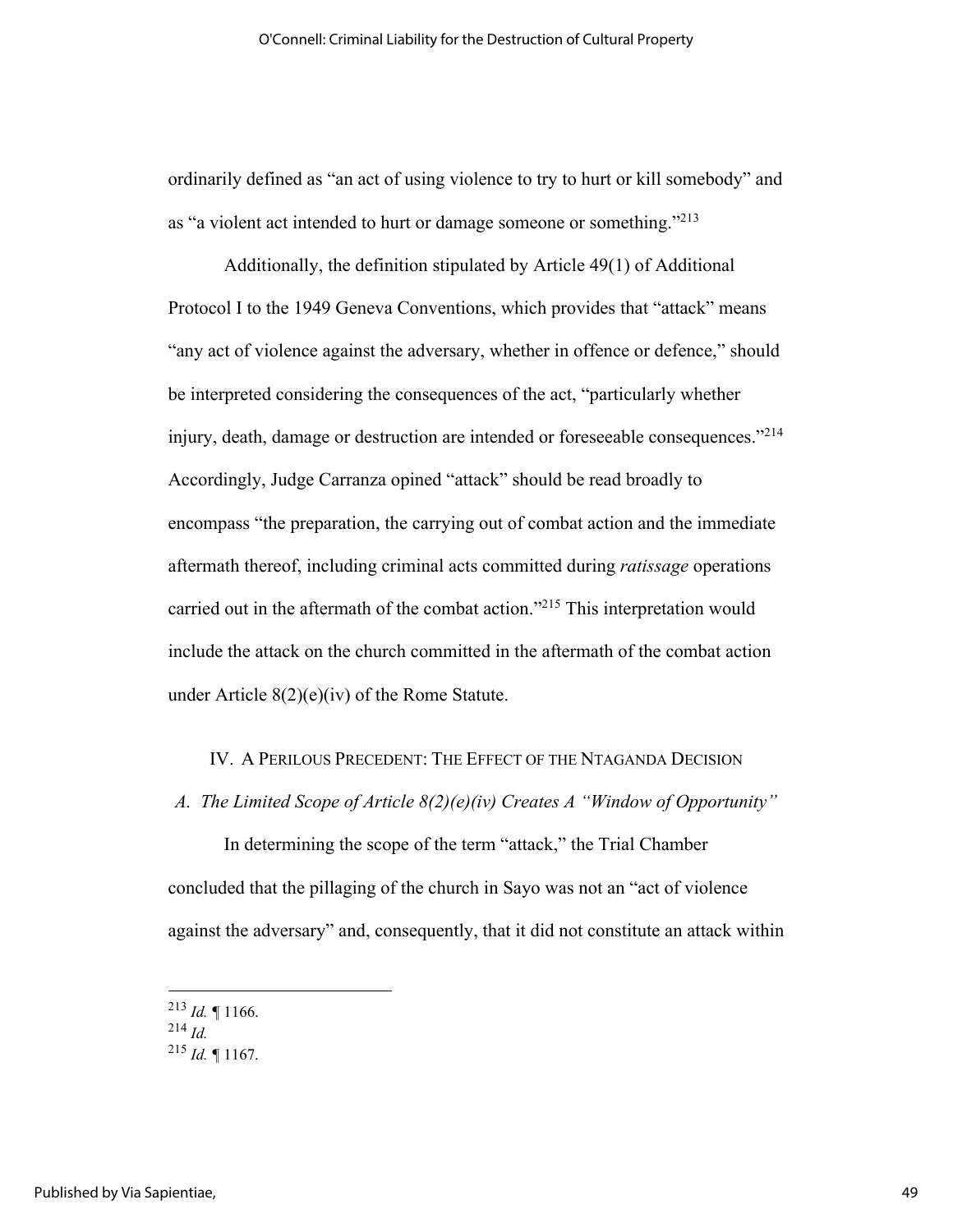ordinarily defined as "an act of using violence to try to hurt or kill somebody" and as "a violent act intended to hurt or damage someone or something."[213]

Additionally, the definition stipulated by Article 49(1) of Additional Protocol I to the 1949 Geneva Conventions, which provides that "attack" means "any act of violence against the adversary, whether in offence or defence," should be interpreted considering the consequences of the act, "particularly whether injury, death, damage or destruction are intended or foreseeable consequences."[214] Accordingly, Judge Carranza opined "attack" should be read broadly to encompass "the preparation, the carrying out of combat action and the immediate aftermath thereof, including criminal acts committed during *ratissage* operations carried out in the aftermath of the combat action."[215] This interpretation would include the attack on the church committed in the aftermath of the combat action under Article 8(2)(e)(iv) of the Rome Statute.

## IV. A Perilous Precedent: The Effect of the Ntaganda Decision

### *A. The Limited Scope of Article 8(2)(e)(iv) Creates A "Window of Opportunity"*

In determining the scope of the term "attack," the Trial Chamber concluded that the pillaging of the church in Sayo was not an "act of violence against the adversary" and, consequently, that it did not constitute an attack within

---

[213] *Id.* ¶ 1166.

[214] *Id.*

[215] *Id.* ¶ 1167.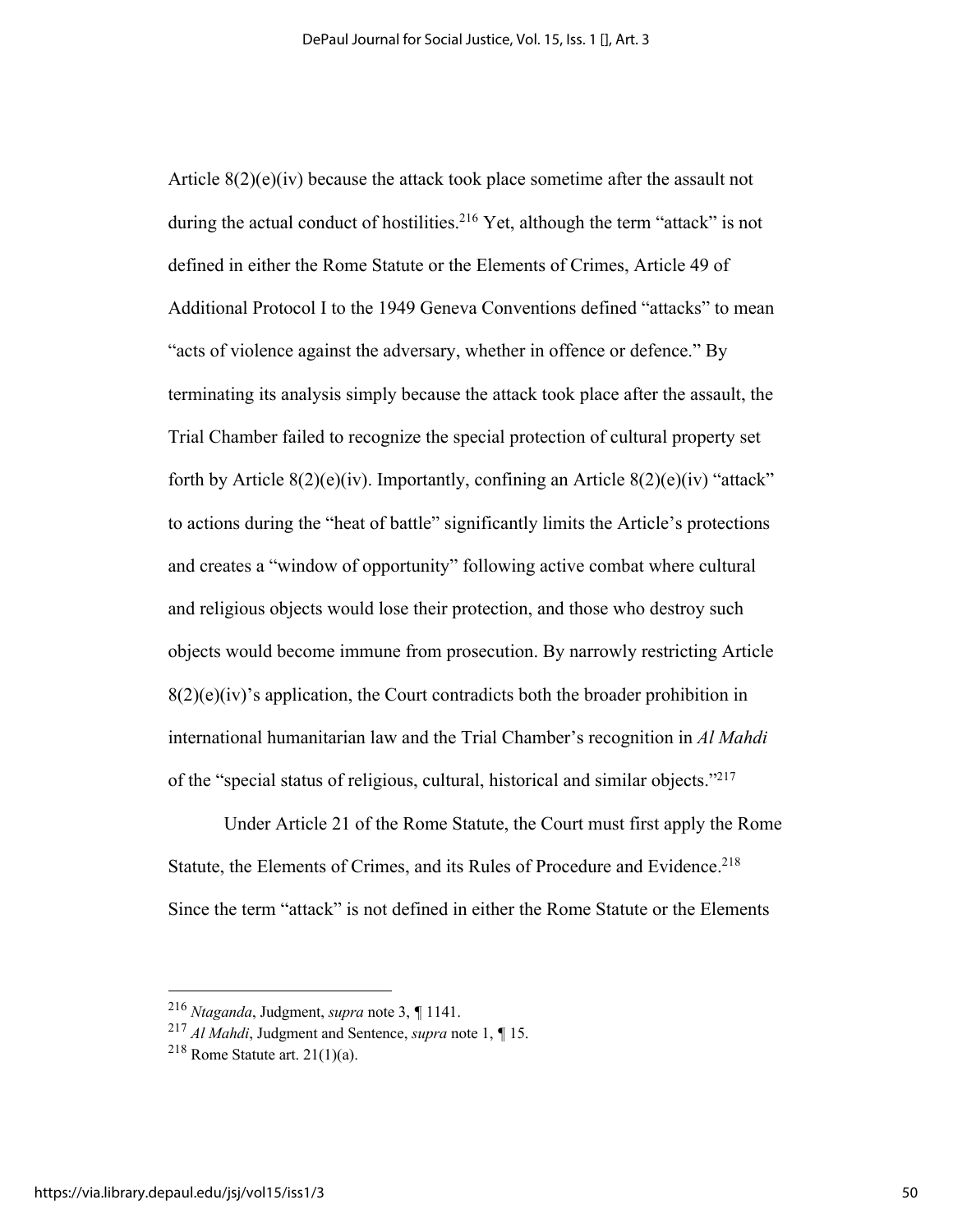Article 8(2)(e)(iv) because the attack took place sometime after the assault not during the actual conduct of hostilities.[216] Yet, although the term "attack" is not defined in either the Rome Statute or the Elements of Crimes, Article 49 of Additional Protocol I to the 1949 Geneva Conventions defined "attacks" to mean "acts of violence against the adversary, whether in offence or defence." By terminating its analysis simply because the attack took place after the assault, the Trial Chamber failed to recognize the special protection of cultural property set forth by Article 8(2)(e)(iv). Importantly, confining an Article 8(2)(e)(iv) "attack" to actions during the "heat of battle" significantly limits the Article's protections and creates a "window of opportunity" following active combat where cultural and religious objects would lose their protection, and those who destroy such objects would become immune from prosecution. By narrowly restricting Article 8(2)(e)(iv)'s application, the Court contradicts both the broader prohibition in international humanitarian law and the Trial Chamber's recognition in *Al Mahdi* of the "special status of religious, cultural, historical and similar objects."[217]

Under Article 21 of the Rome Statute, the Court must first apply the Rome Statute, the Elements of Crimes, and its Rules of Procedure and Evidence.[218] Since the term "attack" is not defined in either the Rome Statute or the Elements

---

[216] *Ntaganda*, Judgment, *supra* note 3, ¶ 1141.

[217] *Al Mahdi*, Judgment and Sentence, *supra* note 1, ¶ 15.

[218] Rome Statute art. 21(1)(a).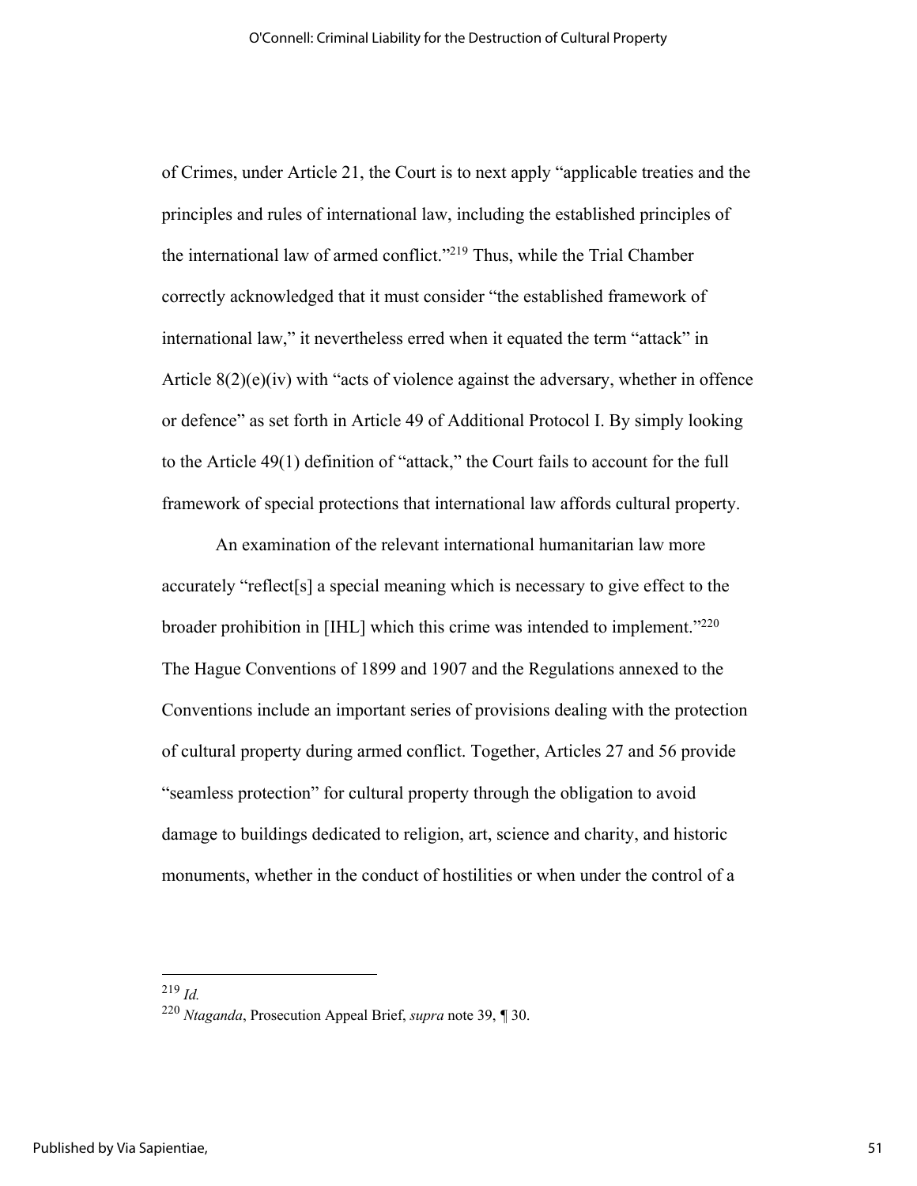of Crimes, under Article 21, the Court is to next apply "applicable treaties and the principles and rules of international law, including the established principles of the international law of armed conflict."[219] Thus, while the Trial Chamber correctly acknowledged that it must consider "the established framework of international law," it nevertheless erred when it equated the term "attack" in Article 8(2)(e)(iv) with "acts of violence against the adversary, whether in offence or defence" as set forth in Article 49 of Additional Protocol I. By simply looking to the Article 49(1) definition of "attack," the Court fails to account for the full framework of special protections that international law affords cultural property.

An examination of the relevant international humanitarian law more accurately "reflect[s] a special meaning which is necessary to give effect to the broader prohibition in [IHL] which this crime was intended to implement."[220] The Hague Conventions of 1899 and 1907 and the Regulations annexed to the Conventions include an important series of provisions dealing with the protection of cultural property during armed conflict. Together, Articles 27 and 56 provide "seamless protection" for cultural property through the obligation to avoid damage to buildings dedicated to religion, art, science and charity, and historic monuments, whether in the conduct of hostilities or when under the control of a

---

[219] *Id.*

[220] *Ntaganda*, Prosecution Appeal Brief, *supra* note 39, ¶ 30.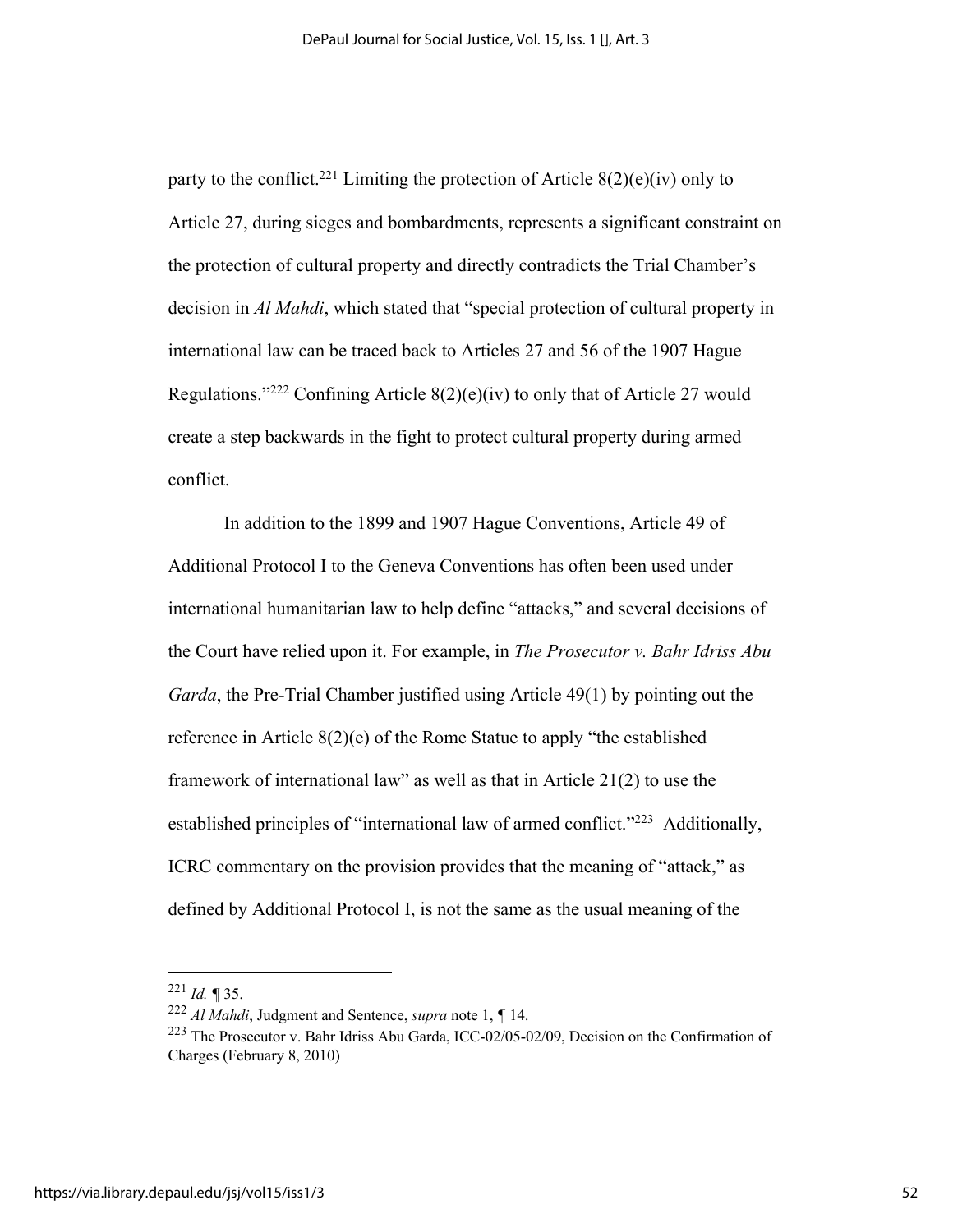party to the conflict.[221] Limiting the protection of Article 8(2)(e)(iv) only to Article 27, during sieges and bombardments, represents a significant constraint on the protection of cultural property and directly contradicts the Trial Chamber's decision in *Al Mahdi*, which stated that "special protection of cultural property in international law can be traced back to Articles 27 and 56 of the 1907 Hague Regulations."[222] Confining Article 8(2)(e)(iv) to only that of Article 27 would create a step backwards in the fight to protect cultural property during armed conflict.

In addition to the 1899 and 1907 Hague Conventions, Article 49 of Additional Protocol I to the Geneva Conventions has often been used under international humanitarian law to help define "attacks," and several decisions of the Court have relied upon it. For example, in *The Prosecutor v. Bahr Idriss Abu Garda*, the Pre-Trial Chamber justified using Article 49(1) by pointing out the reference in Article 8(2)(e) of the Rome Statue to apply "the established framework of international law" as well as that in Article 21(2) to use the established principles of "international law of armed conflict."[223] Additionally, ICRC commentary on the provision provides that the meaning of "attack," as defined by Additional Protocol I, is not the same as the usual meaning of the

---

[221] *Id.* ¶ 35.

[222] *Al Mahdi*, Judgment and Sentence, *supra* note 1, ¶ 14.

[223] The Prosecutor v. Bahr Idriss Abu Garda, ICC-02/05-02/09, Decision on the Confirmation of Charges (February 8, 2010)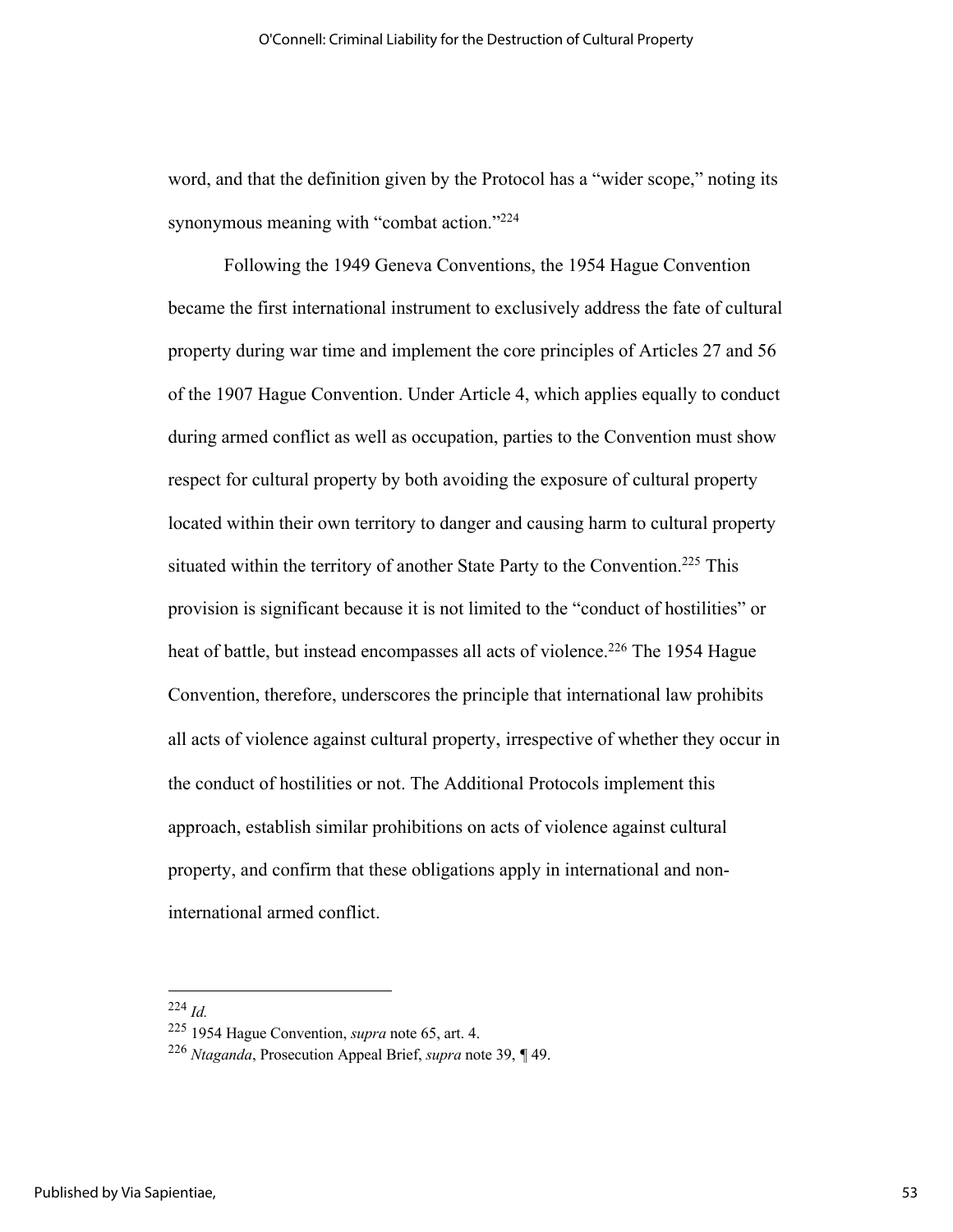word, and that the definition given by the Protocol has a "wider scope," noting its synonymous meaning with "combat action."[224]

Following the 1949 Geneva Conventions, the 1954 Hague Convention became the first international instrument to exclusively address the fate of cultural property during war time and implement the core principles of Articles 27 and 56 of the 1907 Hague Convention. Under Article 4, which applies equally to conduct during armed conflict as well as occupation, parties to the Convention must show respect for cultural property by both avoiding the exposure of cultural property located within their own territory to danger and causing harm to cultural property situated within the territory of another State Party to the Convention.[225] This provision is significant because it is not limited to the "conduct of hostilities" or heat of battle, but instead encompasses all acts of violence.[226] The 1954 Hague Convention, therefore, underscores the principle that international law prohibits all acts of violence against cultural property, irrespective of whether they occur in the conduct of hostilities or not. The Additional Protocols implement this approach, establish similar prohibitions on acts of violence against cultural property, and confirm that these obligations apply in international and non-international armed conflict.

---

[224] *Id.*

[225] 1954 Hague Convention, *supra* note 65, art. 4.

[226] *Ntaganda*, Prosecution Appeal Brief, *supra* note 39, ¶ 49.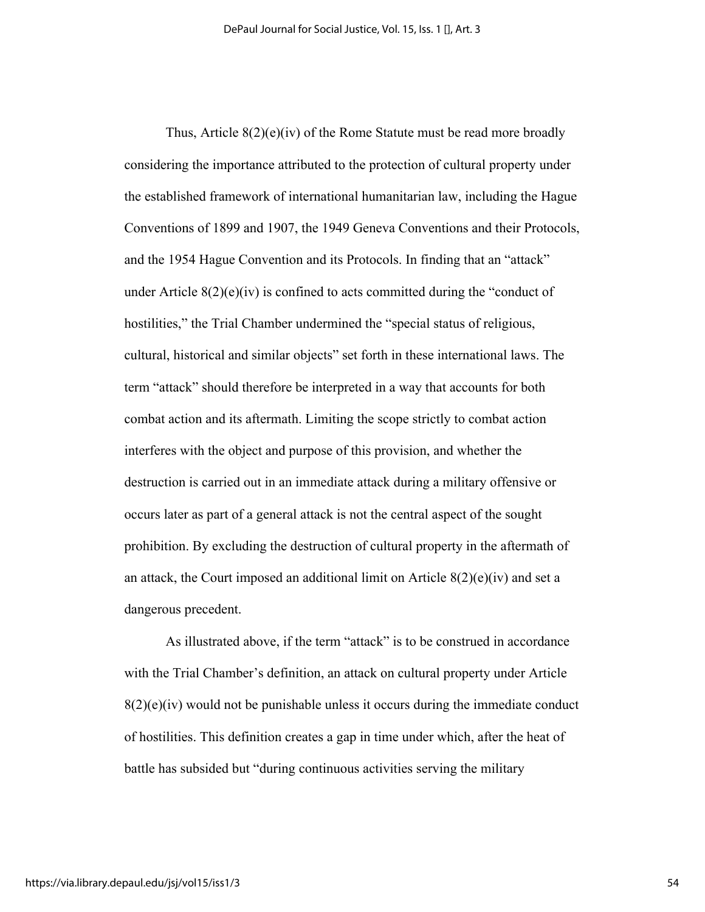Thus, Article 8(2)(e)(iv) of the Rome Statute must be read more broadly considering the importance attributed to the protection of cultural property under the established framework of international humanitarian law, including the Hague Conventions of 1899 and 1907, the 1949 Geneva Conventions and their Protocols, and the 1954 Hague Convention and its Protocols. In finding that an "attack" under Article 8(2)(e)(iv) is confined to acts committed during the "conduct of hostilities," the Trial Chamber undermined the "special status of religious, cultural, historical and similar objects" set forth in these international laws. The term "attack" should therefore be interpreted in a way that accounts for both combat action and its aftermath. Limiting the scope strictly to combat action interferes with the object and purpose of this provision, and whether the destruction is carried out in an immediate attack during a military offensive or occurs later as part of a general attack is not the central aspect of the sought prohibition. By excluding the destruction of cultural property in the aftermath of an attack, the Court imposed an additional limit on Article 8(2)(e)(iv) and set a dangerous precedent.

As illustrated above, if the term "attack" is to be construed in accordance with the Trial Chamber's definition, an attack on cultural property under Article 8(2)(e)(iv) would not be punishable unless it occurs during the immediate conduct of hostilities. This definition creates a gap in time under which, after the heat of battle has subsided but "during continuous activities serving the military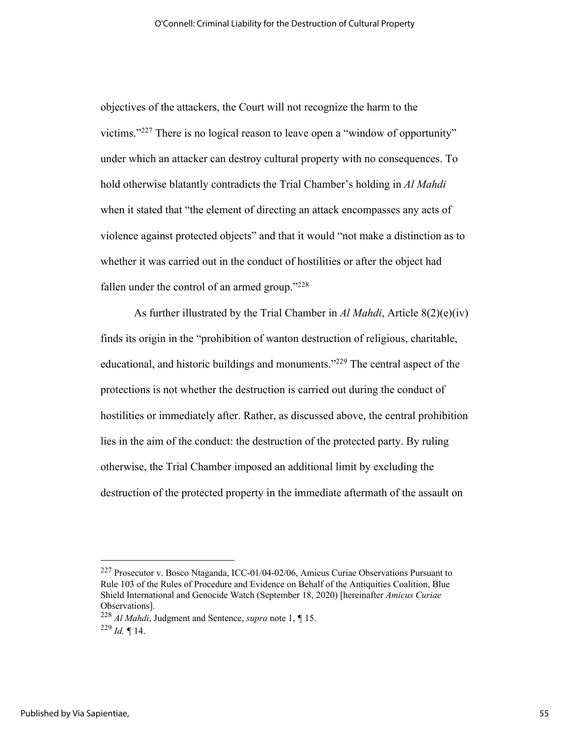objectives of the attackers, the Court will not recognize the harm to the victims."[227] There is no logical reason to leave open a "window of opportunity" under which an attacker can destroy cultural property with no consequences. To hold otherwise blatantly contradicts the Trial Chamber's holding in *Al Mahdi* when it stated that "the element of directing an attack encompasses any acts of violence against protected objects" and that it would "not make a distinction as to whether it was carried out in the conduct of hostilities or after the object had fallen under the control of an armed group."[228]

As further illustrated by the Trial Chamber in *Al Mahdi*, Article 8(2)(e)(iv) finds its origin in the "prohibition of wanton destruction of religious, charitable, educational, and historic buildings and monuments."[229] The central aspect of the protections is not whether the destruction is carried out during the conduct of hostilities or immediately after. Rather, as discussed above, the central prohibition lies in the aim of the conduct: the destruction of the protected party. By ruling otherwise, the Trial Chamber imposed an additional limit by excluding the destruction of the protected property in the immediate aftermath of the assault on

---

[227] Prosecutor v. Bosco Ntaganda, ICC-01/04-02/06, Amicus Curiae Observations Pursuant to Rule 103 of the Rules of Procedure and Evidence on Behalf of the Antiquities Coalition, Blue Shield International and Genocide Watch (September 18, 2020) [hereinafter *Amicus Curiae* Observations].

[228] *Al Mahdi*, Judgment and Sentence, *supra* note 1, ¶ 15.

[229] *Id.* ¶ 14.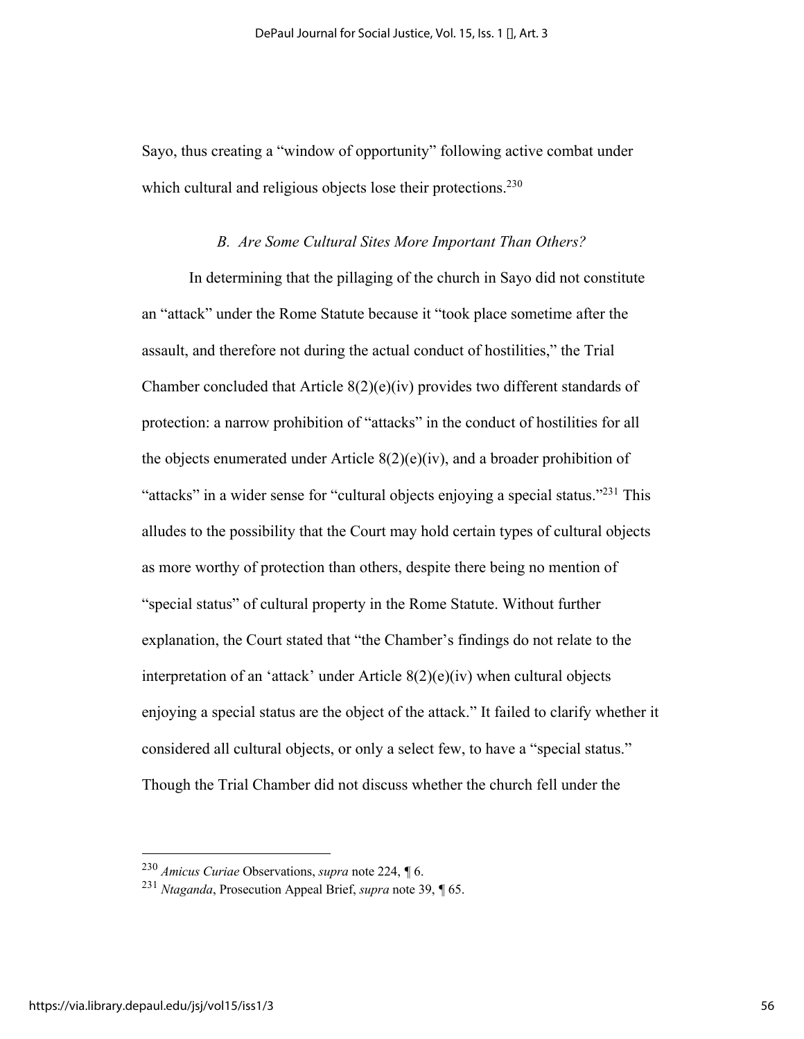Sayo, thus creating a "window of opportunity" following active combat under which cultural and religious objects lose their protections.[230]

### *B. Are Some Cultural Sites More Important Than Others?*

In determining that the pillaging of the church in Sayo did not constitute an "attack" under the Rome Statute because it "took place sometime after the assault, and therefore not during the actual conduct of hostilities," the Trial Chamber concluded that Article 8(2)(e)(iv) provides two different standards of protection: a narrow prohibition of "attacks" in the conduct of hostilities for all the objects enumerated under Article 8(2)(e)(iv), and a broader prohibition of "attacks" in a wider sense for "cultural objects enjoying a special status."[231] This alludes to the possibility that the Court may hold certain types of cultural objects as more worthy of protection than others, despite there being no mention of "special status" of cultural property in the Rome Statute. Without further explanation, the Court stated that "the Chamber's findings do not relate to the interpretation of an 'attack' under Article 8(2)(e)(iv) when cultural objects enjoying a special status are the object of the attack." It failed to clarify whether it considered all cultural objects, or only a select few, to have a "special status." Though the Trial Chamber did not discuss whether the church fell under the

---

[230] *Amicus Curiae* Observations, *supra* note 224, ¶ 6.

[231] *Ntaganda*, Prosecution Appeal Brief, *supra* note 39, ¶ 65.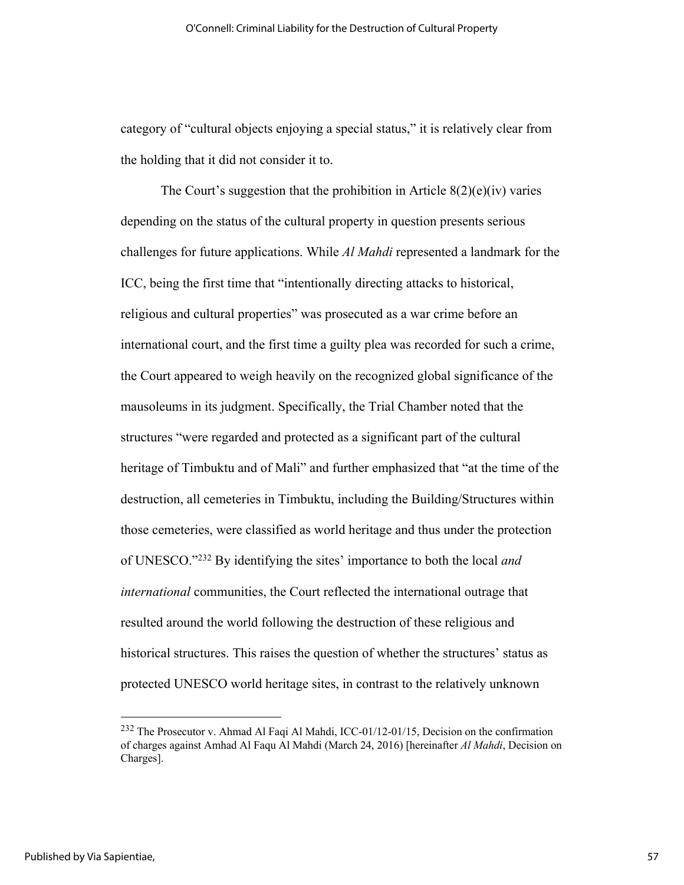category of "cultural objects enjoying a special status," it is relatively clear from the holding that it did not consider it to.

The Court's suggestion that the prohibition in Article 8(2)(e)(iv) varies depending on the status of the cultural property in question presents serious challenges for future applications. While *Al Mahdi* represented a landmark for the ICC, being the first time that "intentionally directing attacks to historical, religious and cultural properties" was prosecuted as a war crime before an international court, and the first time a guilty plea was recorded for such a crime, the Court appeared to weigh heavily on the recognized global significance of the mausoleums in its judgment. Specifically, the Trial Chamber noted that the structures "were regarded and protected as a significant part of the cultural heritage of Timbuktu and of Mali" and further emphasized that "at the time of the destruction, all cemeteries in Timbuktu, including the Building/Structures within those cemeteries, were classified as world heritage and thus under the protection of UNESCO."[232] By identifying the sites' importance to both the local *and international* communities, the Court reflected the international outrage that resulted around the world following the destruction of these religious and historical structures. This raises the question of whether the structures' status as protected UNESCO world heritage sites, in contrast to the relatively unknown

---

[232] The Prosecutor v. Ahmad Al Faqi Al Mahdi, ICC-01/12-01/15, Decision on the confirmation of charges against Amhad Al Faqu Al Mahdi (March 24, 2016) [hereinafter *Al Mahdi*, Decision on Charges].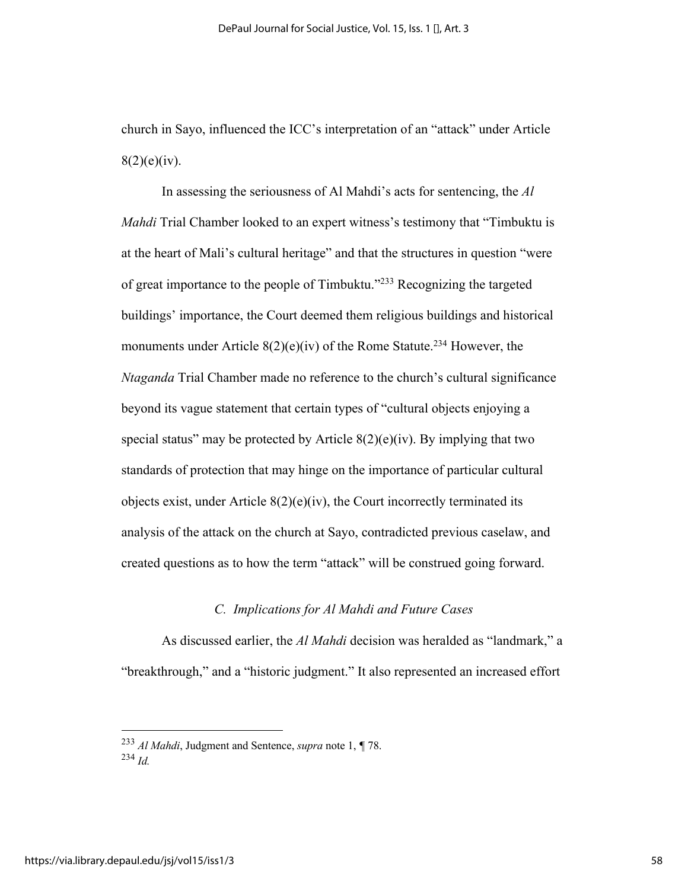church in Sayo, influenced the ICC's interpretation of an "attack" under Article 8(2)(e)(iv).

In assessing the seriousness of Al Mahdi's acts for sentencing, the *Al Mahdi* Trial Chamber looked to an expert witness's testimony that "Timbuktu is at the heart of Mali's cultural heritage" and that the structures in question "were of great importance to the people of Timbuktu."[233] Recognizing the targeted buildings' importance, the Court deemed them religious buildings and historical monuments under Article 8(2)(e)(iv) of the Rome Statute.[234] However, the *Ntaganda* Trial Chamber made no reference to the church's cultural significance beyond its vague statement that certain types of "cultural objects enjoying a special status" may be protected by Article 8(2)(e)(iv). By implying that two standards of protection that may hinge on the importance of particular cultural objects exist, under Article 8(2)(e)(iv), the Court incorrectly terminated its analysis of the attack on the church at Sayo, contradicted previous caselaw, and created questions as to how the term "attack" will be construed going forward.

### *C. Implications for Al Mahdi and Future Cases*

As discussed earlier, the *Al Mahdi* decision was heralded as "landmark," a "breakthrough," and a "historic judgment." It also represented an increased effort

---

[233] *Al Mahdi*, Judgment and Sentence, *supra* note 1, ¶ 78.

[234] *Id.*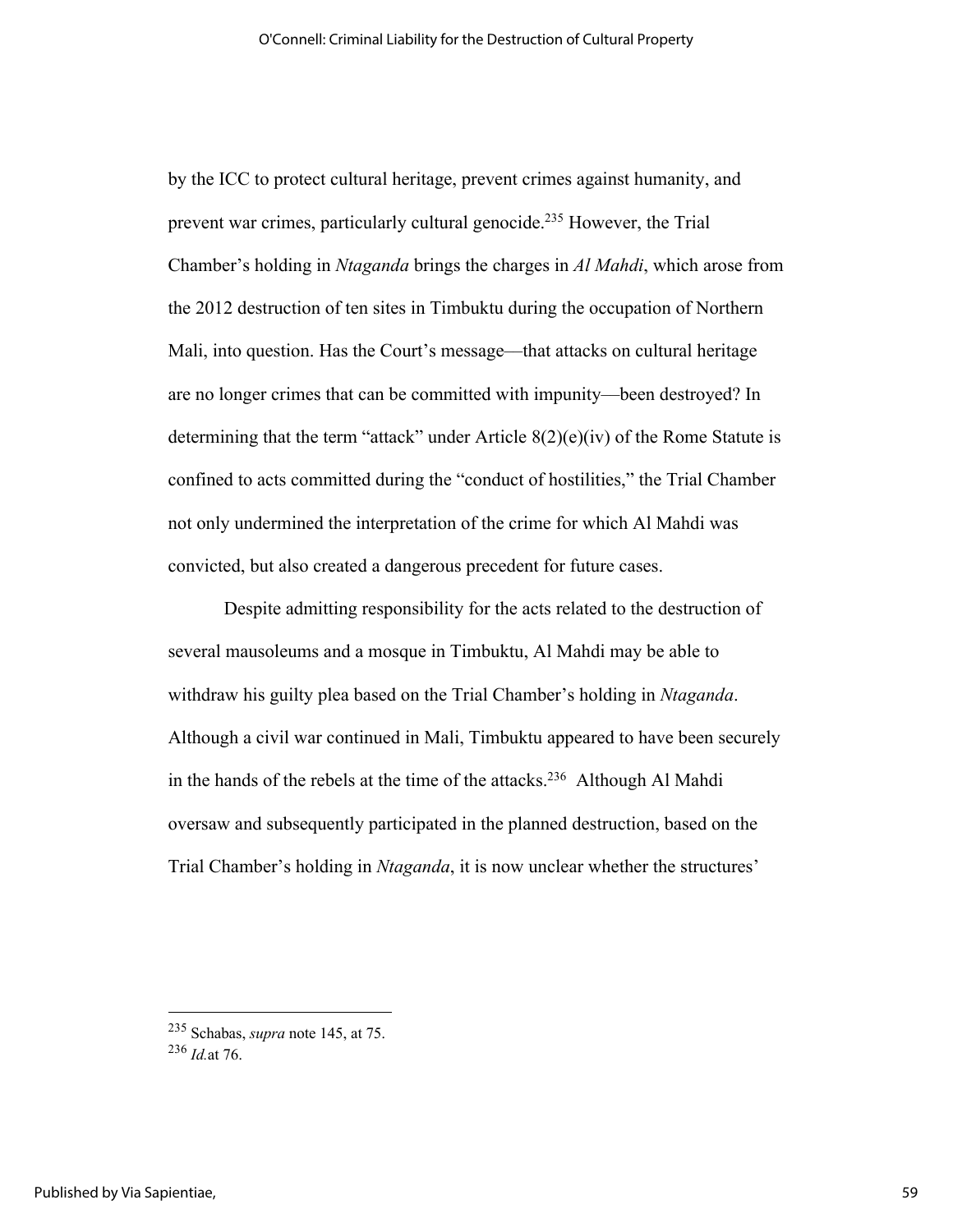by the ICC to protect cultural heritage, prevent crimes against humanity, and prevent war crimes, particularly cultural genocide.[235] However, the Trial Chamber's holding in *Ntaganda* brings the charges in *Al Mahdi*, which arose from the 2012 destruction of ten sites in Timbuktu during the occupation of Northern Mali, into question. Has the Court's message—that attacks on cultural heritage are no longer crimes that can be committed with impunity—been destroyed? In determining that the term "attack" under Article 8(2)(e)(iv) of the Rome Statute is confined to acts committed during the "conduct of hostilities," the Trial Chamber not only undermined the interpretation of the crime for which Al Mahdi was convicted, but also created a dangerous precedent for future cases.

Despite admitting responsibility for the acts related to the destruction of several mausoleums and a mosque in Timbuktu, Al Mahdi may be able to withdraw his guilty plea based on the Trial Chamber's holding in *Ntaganda*. Although a civil war continued in Mali, Timbuktu appeared to have been securely in the hands of the rebels at the time of the attacks.[236] Although Al Mahdi oversaw and subsequently participated in the planned destruction, based on the Trial Chamber's holding in *Ntaganda*, it is now unclear whether the structures'

---

[235] Schabas, *supra* note 145, at 75.
[236] *Id.* at 76.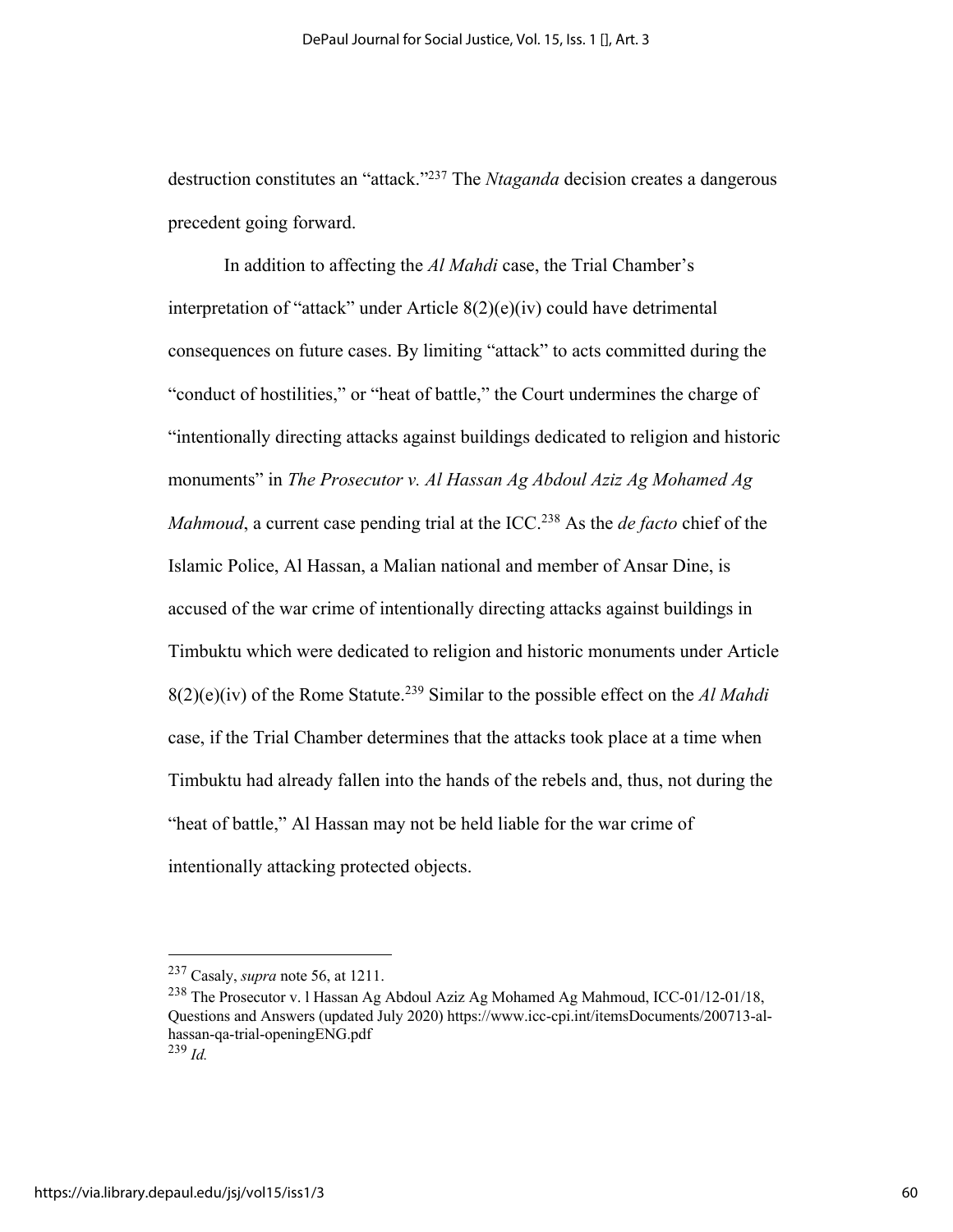destruction constitutes an "attack."[237] The *Ntaganda* decision creates a dangerous precedent going forward.

In addition to affecting the *Al Mahdi* case, the Trial Chamber's interpretation of "attack" under Article 8(2)(e)(iv) could have detrimental consequences on future cases. By limiting "attack" to acts committed during the "conduct of hostilities," or "heat of battle," the Court undermines the charge of "intentionally directing attacks against buildings dedicated to religion and historic monuments" in *The Prosecutor v. Al Hassan Ag Abdoul Aziz Ag Mohamed Ag Mahmoud*, a current case pending trial at the ICC.[238] As the *de facto* chief of the Islamic Police, Al Hassan, a Malian national and member of Ansar Dine, is accused of the war crime of intentionally directing attacks against buildings in Timbuktu which were dedicated to religion and historic monuments under Article 8(2)(e)(iv) of the Rome Statute.[239] Similar to the possible effect on the *Al Mahdi* case, if the Trial Chamber determines that the attacks took place at a time when Timbuktu had already fallen into the hands of the rebels and, thus, not during the "heat of battle," Al Hassan may not be held liable for the war crime of intentionally attacking protected objects.

---

[237] Casaly, *supra* note 56, at 1211.

[238] The Prosecutor v. l Hassan Ag Abdoul Aziz Ag Mohamed Ag Mahmoud, ICC-01/12-01/18, Questions and Answers (updated July 2020) https://www.icc-cpi.int/itemsDocuments/200713-al-hassan-qa-trial-openingENG.pdf

[239] *Id.*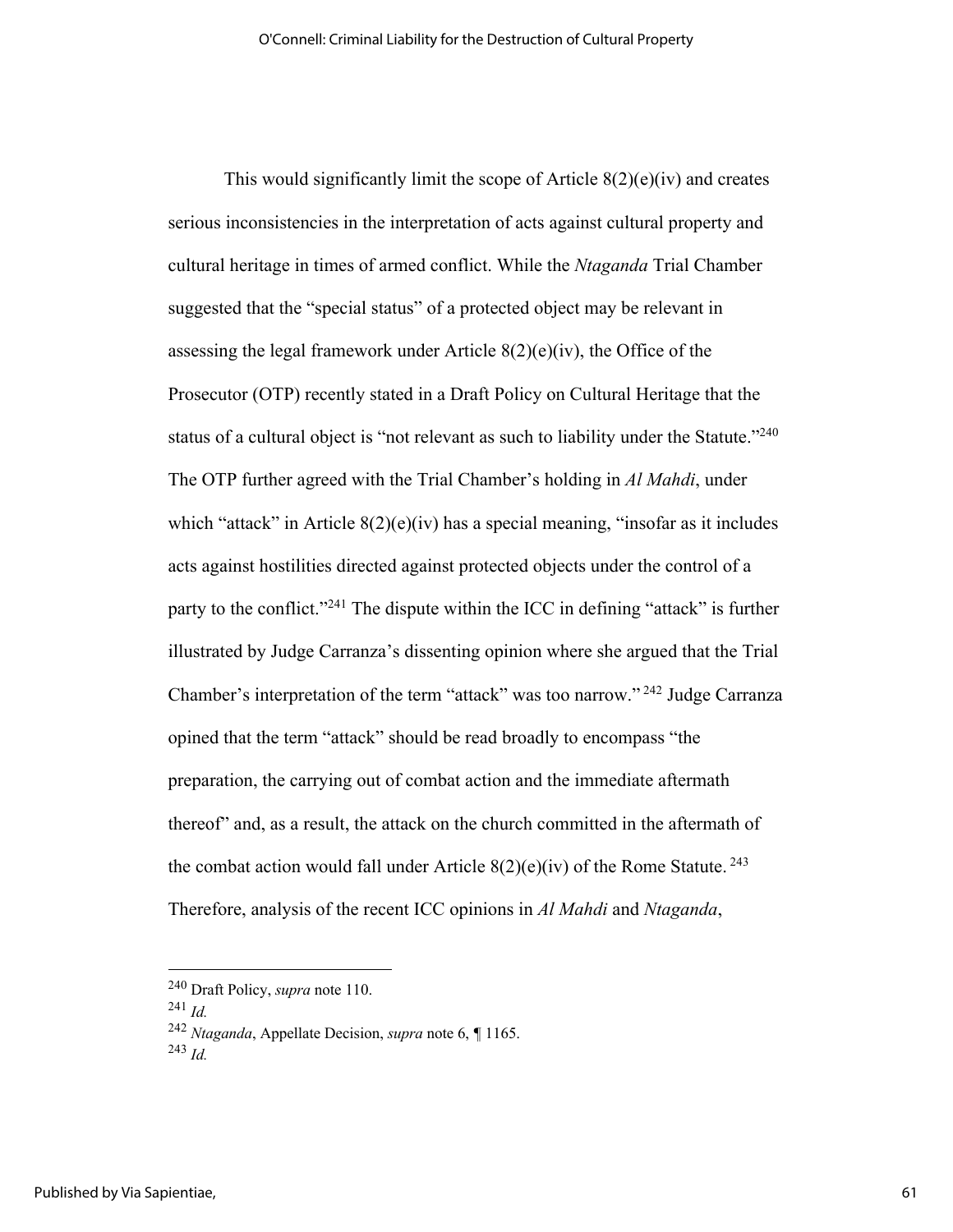This would significantly limit the scope of Article 8(2)(e)(iv) and creates serious inconsistencies in the interpretation of acts against cultural property and cultural heritage in times of armed conflict. While the *Ntaganda* Trial Chamber suggested that the "special status" of a protected object may be relevant in assessing the legal framework under Article 8(2)(e)(iv), the Office of the Prosecutor (OTP) recently stated in a Draft Policy on Cultural Heritage that the status of a cultural object is "not relevant as such to liability under the Statute."[240] The OTP further agreed with the Trial Chamber's holding in *Al Mahdi*, under which "attack" in Article 8(2)(e)(iv) has a special meaning, "insofar as it includes acts against hostilities directed against protected objects under the control of a party to the conflict."[241] The dispute within the ICC in defining "attack" is further illustrated by Judge Carranza's dissenting opinion where she argued that the Trial Chamber's interpretation of the term "attack" was too narrow."[242] Judge Carranza opined that the term "attack" should be read broadly to encompass "the preparation, the carrying out of combat action and the immediate aftermath thereof" and, as a result, the attack on the church committed in the aftermath of the combat action would fall under Article 8(2)(e)(iv) of the Rome Statute.[243] Therefore, analysis of the recent ICC opinions in *Al Mahdi* and *Ntaganda*,

---

[240] Draft Policy, *supra* note 110.

[241] *Id.*

[242] *Ntaganda*, Appellate Decision, *supra* note 6, ¶ 1165.

[243] *Id.*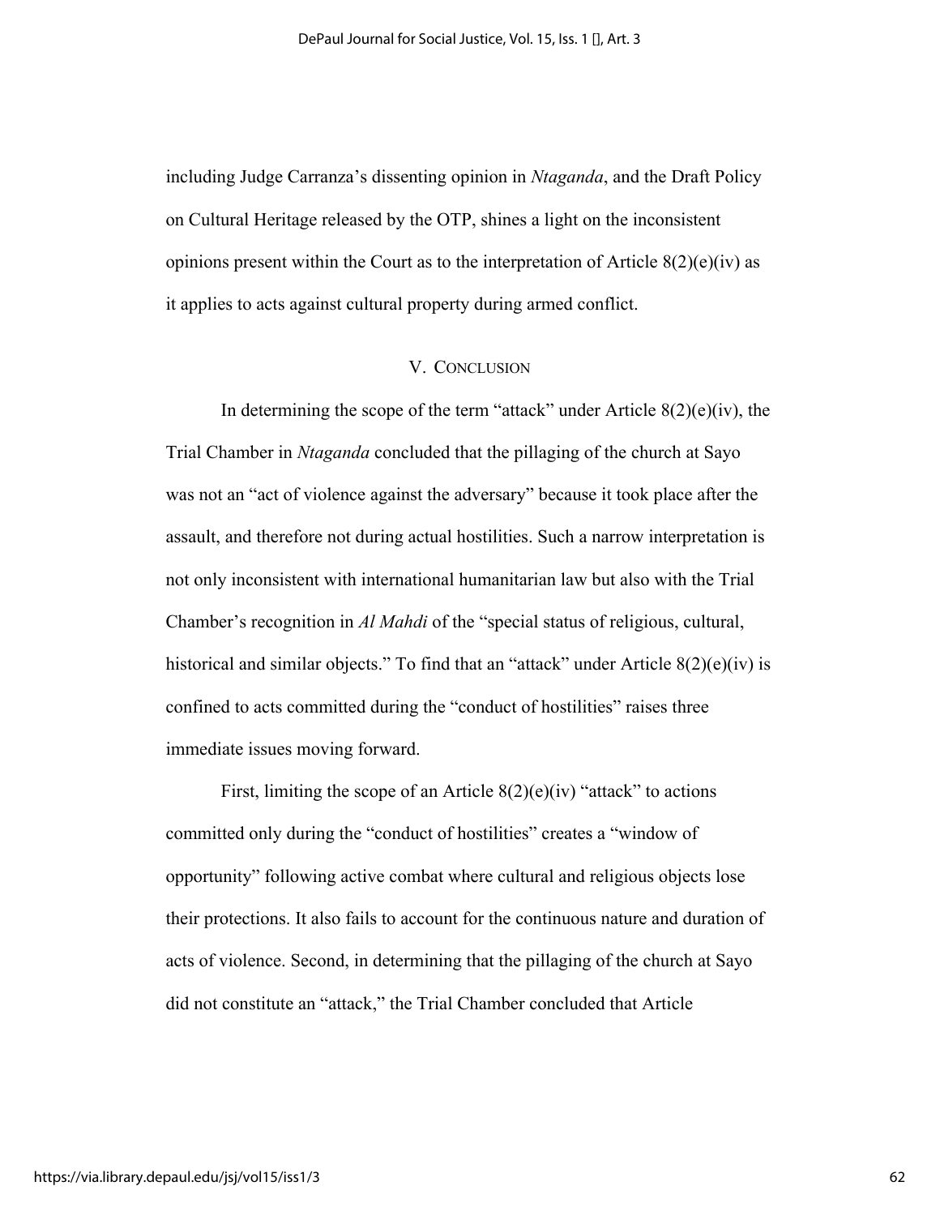including Judge Carranza's dissenting opinion in *Ntaganda*, and the Draft Policy on Cultural Heritage released by the OTP, shines a light on the inconsistent opinions present within the Court as to the interpretation of Article 8(2)(e)(iv) as it applies to acts against cultural property during armed conflict.

## V. Conclusion

In determining the scope of the term "attack" under Article 8(2)(e)(iv), the Trial Chamber in *Ntaganda* concluded that the pillaging of the church at Sayo was not an "act of violence against the adversary" because it took place after the assault, and therefore not during actual hostilities. Such a narrow interpretation is not only inconsistent with international humanitarian law but also with the Trial Chamber's recognition in *Al Mahdi* of the "special status of religious, cultural, historical and similar objects." To find that an "attack" under Article 8(2)(e)(iv) is confined to acts committed during the "conduct of hostilities" raises three immediate issues moving forward.

First, limiting the scope of an Article 8(2)(e)(iv) "attack" to actions committed only during the "conduct of hostilities" creates a "window of opportunity" following active combat where cultural and religious objects lose their protections. It also fails to account for the continuous nature and duration of acts of violence. Second, in determining that the pillaging of the church at Sayo did not constitute an "attack," the Trial Chamber concluded that Article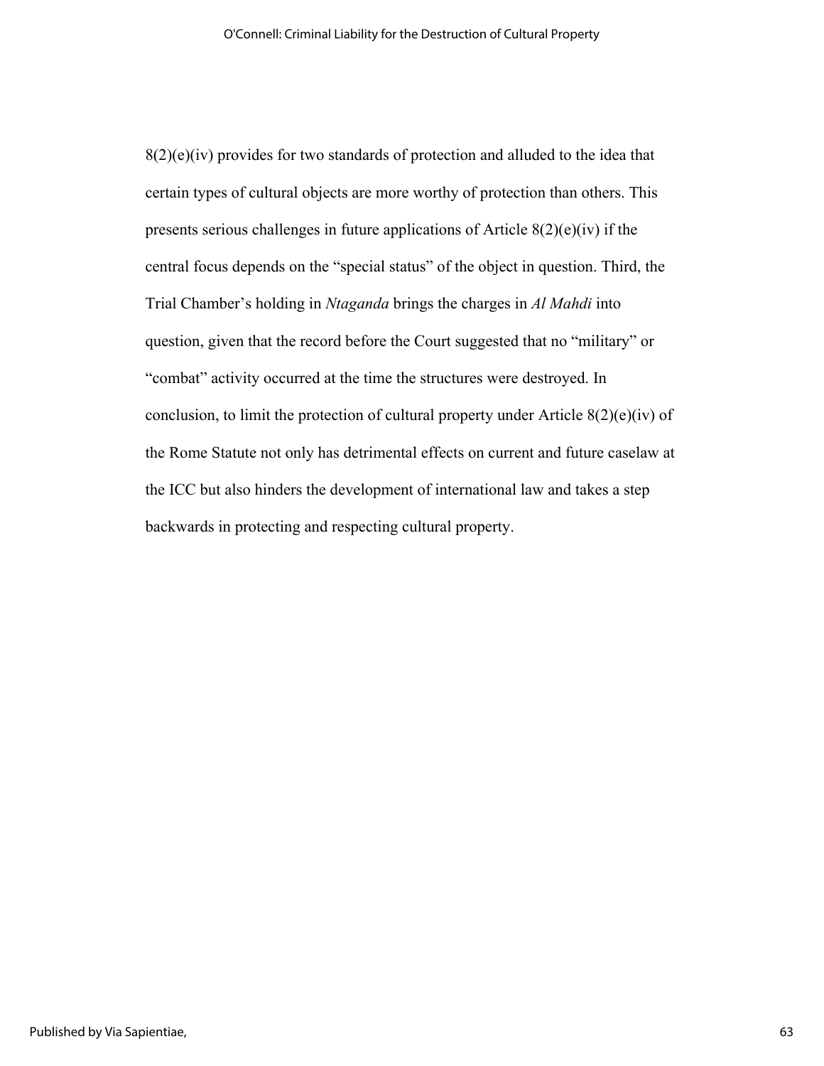8(2)(e)(iv) provides for two standards of protection and alluded to the idea that certain types of cultural objects are more worthy of protection than others. This presents serious challenges in future applications of Article 8(2)(e)(iv) if the central focus depends on the "special status" of the object in question. Third, the Trial Chamber's holding in *Ntaganda* brings the charges in *Al Mahdi* into question, given that the record before the Court suggested that no "military" or "combat" activity occurred at the time the structures were destroyed. In conclusion, to limit the protection of cultural property under Article 8(2)(e)(iv) of the Rome Statute not only has detrimental effects on current and future caselaw at the ICC but also hinders the development of international law and takes a step backwards in protecting and respecting cultural property.